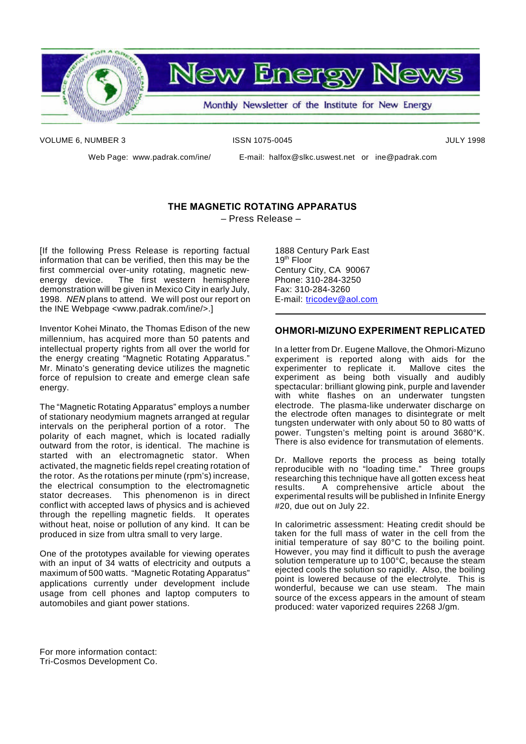# New Energy News

Monthly Newsletter of the Institute for New Energy

VOLUME 6, NUMBER 3 ISSN 1075-0045 JULY 1998

Web Page: www.padrak.com/ine/ E-mail: halfox@slkc.uswest.net or ine@padrak.com

## THE MAGNETIC ROTATING APPARATUS

– Press Release –

[If the following Press Release is reporting factual information that can be verified, then this may be the first commercial over-unity rotating, magnetic new-energy device. The first western hemisphere demonstration will be given in Mexico City in early July, 1998. *NEN* plans to attend. We will post our report on the INE Webpage <www.padrak.com/ine/>.]

Inventor Kohei Minato, the Thomas Edison of the new millennium, has acquired more than 50 patents and intellectual property rights from all over the world for the energy creating "Magnetic Rotating Apparatus." Mr. Minato's generating device utilizes the magnetic force of repulsion to create and emerge clean safe energy.

The "Magnetic Rotating Apparatus" employs a number of stationary neodymium magnets arranged at regular intervals on the peripheral portion of a rotor. The polarity of each magnet, which is located radially outward from the rotor, is identical. The machine is started with an electromagnetic stator. When activated, the magnetic fields repel creating rotation of the rotor. As the rotations per minute (rpm's) increase, the electrical consumption to the electromagnetic stator decreases. This phenomenon is in direct conflict with accepted laws of physics and is achieved through the repelling magnetic fields. It operates without heat, noise or pollution of any kind. It can be produced in size from ultra small to very large.

One of the prototypes available for viewing operates with an input of 34 watts of electricity and outputs a maximum of 500 watts. "Magnetic Rotating Apparatus" applications currently under development include usage from cell phones and laptop computers to automobiles and giant power stations.

For more information contact:
Tri-Cosmos Development Co.
1888 Century Park East
19th Floor
Century City, CA 90067
Phone: 310-284-3250
Fax: 310-284-3260
E-mail: tricodev@aol.com

---

## OHMORI-MIZUNO EXPERIMENT REPLICATED

In a letter from Dr. Eugene Mallove, the Ohmori-Mizuno experiment is reported along with aids for the experimenter to replicate it. Mallove cites the experiment as being both visually and audibly spectacular: brilliant glowing pink, purple and lavender with white flashes on an underwater tungsten electrode. The plasma-like underwater discharge on the electrode often manages to disintegrate or melt tungsten underwater with only about 50 to 80 watts of power. Tungsten's melting point is around 3680°K. There is also evidence for transmutation of elements.

Dr. Mallove reports the process as being totally reproducible with no "loading time." Three groups researching this technique have all gotten excess heat results. A comprehensive article about the experimental results will be published in Infinite Energy #20, due out on July 22.

In calorimetric assessment: Heating credit should be taken for the full mass of water in the cell from the initial temperature of say 80°C to the boiling point. However, you may find it difficult to push the average solution temperature up to 100°C, because the steam ejected cools the solution so rapidly. Also, the boiling point is lowered because of the electrolyte. This is wonderful, because we can use steam. The main source of the excess appears in the amount of steam produced: water vaporized requires 2268 J/gm.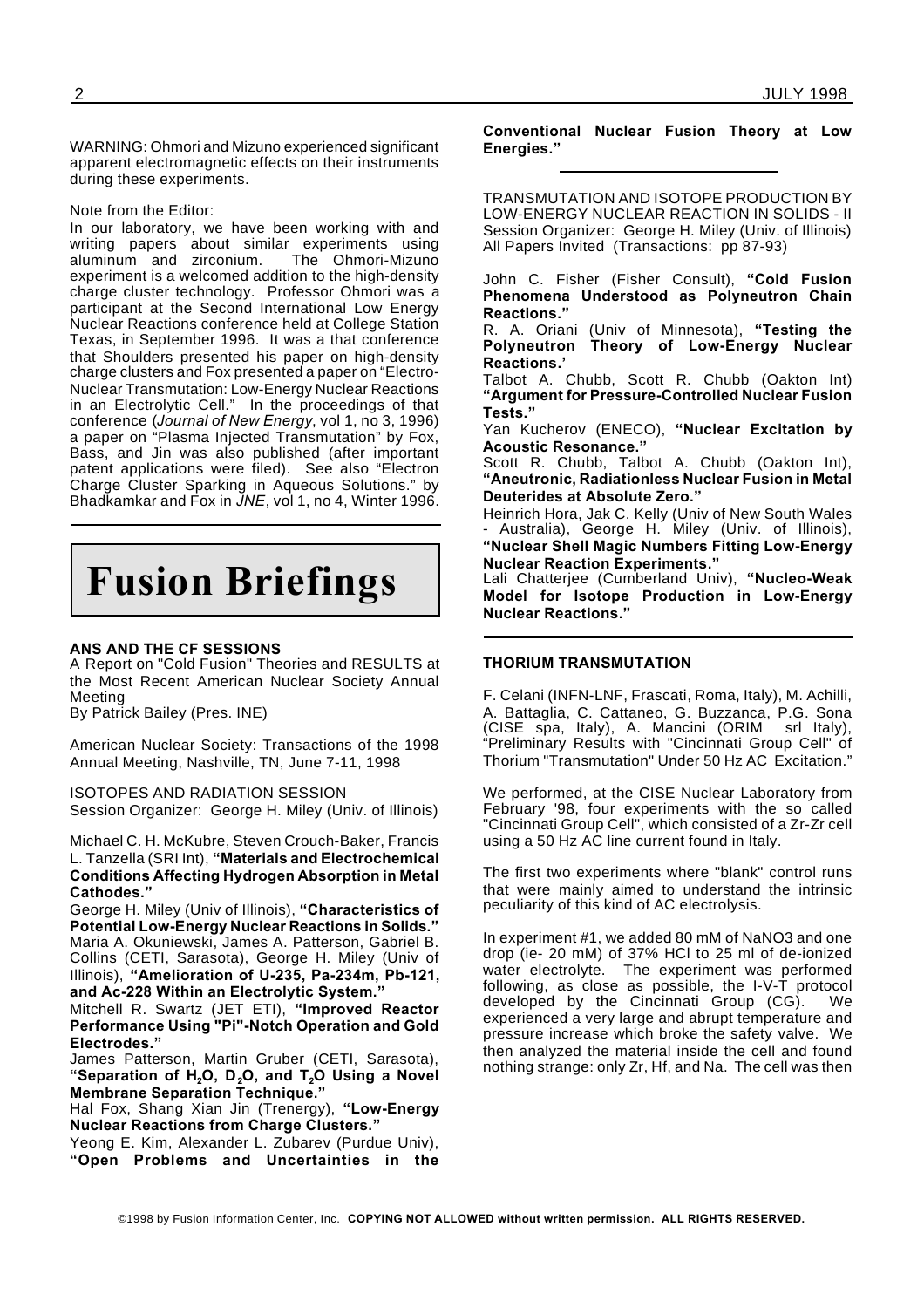WARNING: Ohmori and Mizuno experienced significant apparent electromagnetic effects on their instruments during these experiments.

Note from the Editor:

In our laboratory, we have been working with and writing papers about similar experiments using aluminum and zirconium. The Ohmori-Mizuno experiment is a welcomed addition to the high-density charge cluster technology. Professor Ohmori was a participant at the Second International Low Energy Nuclear Reactions conference held at College Station Texas, in September 1996. It was a that conference that Shoulders presented his paper on high-density charge clusters and Fox presented a paper on "Electro-Nuclear Transmutation: Low-Energy Nuclear Reactions in an Electrolytic Cell." In the proceedings of that conference (*Journal of New Energy*, vol 1, no 3, 1996) a paper on "Plasma Injected Transmutation" by Fox, Bass, and Jin was also published (after important patent applications were filed). See also "Electron Charge Cluster Sparking in Aqueous Solutions." by Bhadkamkar and Fox in *JNE*, vol 1, no 4, Winter 1996.

# Fusion Briefings

**ANS AND THE CF SESSIONS**

A Report on "Cold Fusion" Theories and RESULTS at the Most Recent American Nuclear Society Annual Meeting

By Patrick Bailey (Pres. INE)

American Nuclear Society: Transactions of the 1998 Annual Meeting, Nashville, TN, June 7-11, 1998

ISOTOPES AND RADIATION SESSION

Session Organizer: George H. Miley (Univ. of Illinois)

Michael C. H. McKubre, Steven Crouch-Baker, Francis L. Tanzella (SRI Int), **"Materials and Electrochemical Conditions Affecting Hydrogen Absorption in Metal Cathodes."**

George H. Miley (Univ of Illinois), **"Characteristics of Potential Low-Energy Nuclear Reactions in Solids."**

Maria A. Okuniewski, James A. Patterson, Gabriel B. Collins (CETI, Sarasota), George H. Miley (Univ of Illinois), **"Amelioration of U-235, Pa-234m, Pb-121, and Ac-228 Within an Electrolytic System."**

Mitchell R. Swartz (JET ETI), **"Improved Reactor Performance Using "Pi"-Notch Operation and Gold Electrodes."**

James Patterson, Martin Gruber (CETI, Sarasota), **"Separation of $H_2O$, $D_2O$, and $T_2O$ Using a Novel Membrane Separation Technique."**

Hal Fox, Shang Xian Jin (Trenergy), **"Low-Energy Nuclear Reactions from Charge Clusters."**

Yeong E. Kim, Alexander L. Zubarev (Purdue Univ), **"Open Problems and Uncertainties in the Conventional Nuclear Fusion Theory at Low Energies."**

---

TRANSMUTATION AND ISOTOPE PRODUCTION BY LOW-ENERGY NUCLEAR REACTION IN SOLIDS - II

Session Organizer: George H. Miley (Univ. of Illinois)

All Papers Invited (Transactions: pp 87-93)

John C. Fisher (Fisher Consult), **"Cold Fusion Phenomena Understood as Polyneutron Chain Reactions."**

R. A. Oriani (Univ of Minnesota), **"Testing the Polyneutron Theory of Low-Energy Nuclear Reactions.'**

Talbot A. Chubb, Scott R. Chubb (Oakton Int) **"Argument for Pressure-Controlled Nuclear Fusion Tests."**

Yan Kucherov (ENECO), **"Nuclear Excitation by Acoustic Resonance."**

Scott R. Chubb, Talbot A. Chubb (Oakton Int), **"Aneutronic, Radiationless Nuclear Fusion in Metal Deuterides at Absolute Zero."**

Heinrich Hora, Jak C. Kelly (Univ of New South Wales - Australia), George H. Miley (Univ. of Illinois), **"Nuclear Shell Magic Numbers Fitting Low-Energy Nuclear Reaction Experiments."**

Lali Chatterjee (Cumberland Univ), **"Nucleo-Weak Model for Isotope Production in Low-Energy Nuclear Reactions."**

---

**THORIUM TRANSMUTATION**

F. Celani (INFN-LNF, Frascati, Roma, Italy), M. Achilli, A. Battaglia, C. Cattaneo, G. Buzzanca, P.G. Sona (CISE spa, Italy), A. Mancini (ORIM srl Italy), "Preliminary Results with "Cincinnati Group Cell" of Thorium "Transmutation" Under 50 Hz AC Excitation."

We performed, at the CISE Nuclear Laboratory from February '98, four experiments with the so called "Cincinnati Group Cell", which consisted of a Zr-Zr cell using a 50 Hz AC line current found in Italy.

The first two experiments where "blank" control runs that were mainly aimed to understand the intrinsic peculiarity of this kind of AC electrolysis.

In experiment #1, we added 80 mM of NaNO3 and one drop (ie- 20 mM) of 37% HCl to 25 ml of de-ionized water electrolyte. The experiment was performed following, as close as possible, the I-V-T protocol developed by the Cincinnati Group (CG). We experienced a very large and abrupt temperature and pressure increase which broke the safety valve. We then analyzed the material inside the cell and found nothing strange: only Zr, Hf, and Na. The cell was then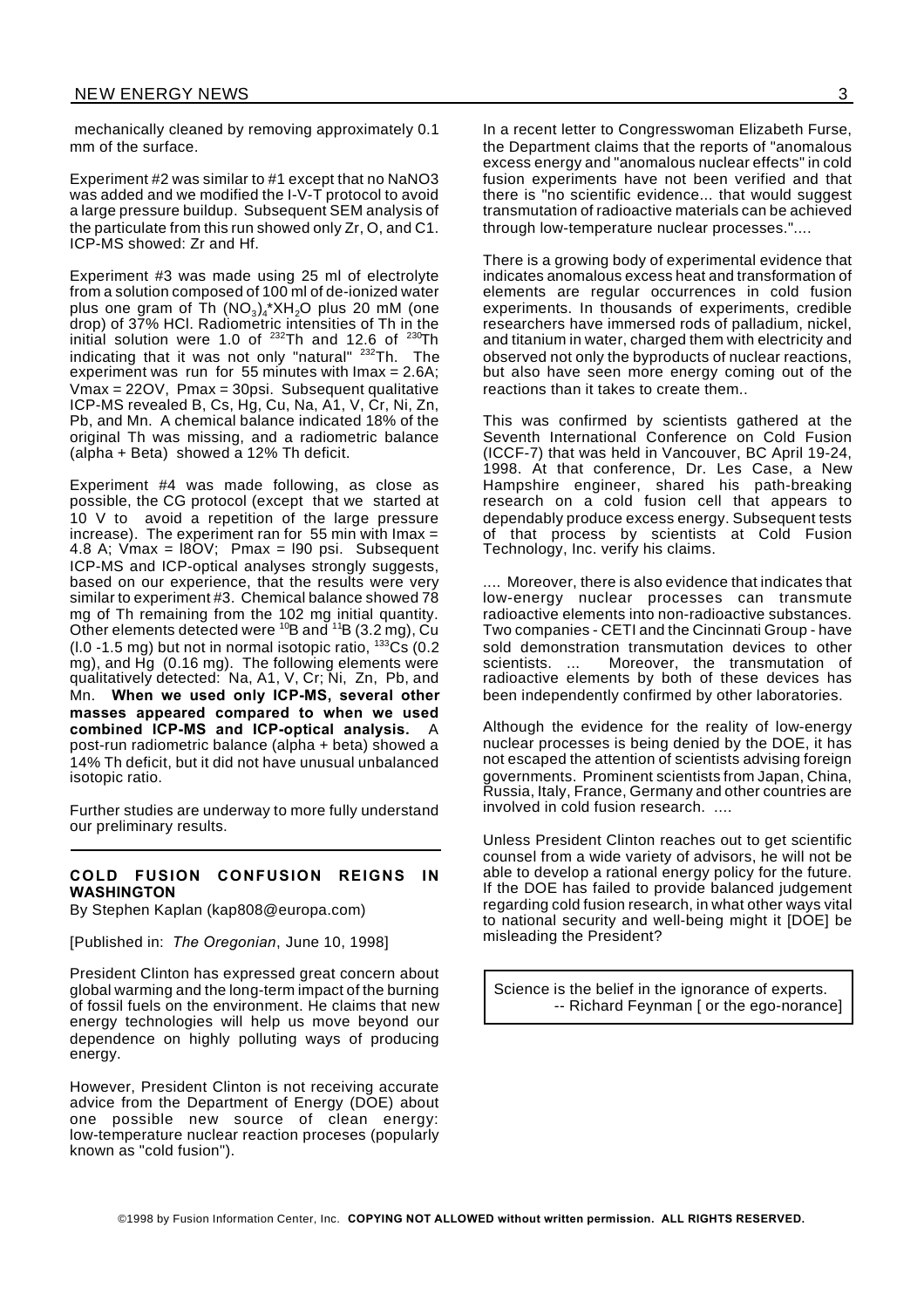mechanically cleaned by removing approximately 0.1 mm of the surface.

Experiment #2 was similar to #1 except that no NaNO3 was added and we modified the I-V-T protocol to avoid a large pressure buildup. Subsequent SEM analysis of the particulate from this run showed only Zr, O, and C1. ICP-MS showed: Zr and Hf.

Experiment #3 was made using 25 ml of electrolyte from a solution composed of 100 ml of de-ionized water plus one gram of Th $(NO_3)_4$*$XH_2O$ plus 20 mM (one drop) of 37% HCl. Radiometric intensities of Th in the initial solution were 1.0 of $^{232}$Th and 12.6 of $^{230}$Th indicating that it was not only "natural" $^{232}$Th. The experiment was run for 55 minutes with Imax = 2.6A; Vmax = 22OV, Pmax = 30psi. Subsequent qualitative ICP-MS revealed B, Cs, Hg, Cu, Na, A1, V, Cr, Ni, Zn, Pb, and Mn. A chemical balance indicated 18% of the original Th was missing, and a radiometric balance (alpha + Beta) showed a 12% Th deficit.

Experiment #4 was made following, as close as possible, the CG protocol (except that we started at 10 V to avoid a repetition of the large pressure increase). The experiment ran for 55 min with Imax = 4.8 A; Vmax = l8OV; Pmax = l90 psi. Subsequent ICP-MS and ICP-optical analyses strongly suggests, based on our experience, that the results were very similar to experiment #3. Chemical balance showed 78 mg of Th remaining from the 102 mg initial quantity. Other elements detected were $^{10}$B and $^{11}$B (3.2 mg), Cu (l.0 -1.5 mg) but not in normal isotopic ratio, $^{133}$Cs (0.2 mg), and Hg (0.16 mg). The following elements were qualitatively detected: Na, A1, V, Cr; Ni, Zn, Pb, and Mn. **When we used only ICP-MS, several other masses appeared compared to when we used combined ICP-MS and ICP-optical analysis.** A post-run radiometric balance (alpha + beta) showed a 14% Th deficit, but it did not have unusual unbalanced isotopic ratio.

Further studies are underway to more fully understand our preliminary results.

---

## COLD FUSION CONFUSION REIGNS IN WASHINGTON

By Stephen Kaplan (kap808@europa.com)

[Published in: *The Oregonian*, June 10, 1998]

President Clinton has expressed great concern about global warming and the long-term impact of the burning of fossil fuels on the environment. He claims that new energy technologies will help us move beyond our dependence on highly polluting ways of producing energy.

However, President Clinton is not receiving accurate advice from the Department of Energy (DOE) about one possible new source of clean energy: low-temperature nuclear reaction proceses (popularly known as "cold fusion").

In a recent letter to Congresswoman Elizabeth Furse, the Department claims that the reports of "anomalous excess energy and "anomalous nuclear effects" in cold fusion experiments have not been verified and that there is "no scientific evidence... that would suggest transmutation of radioactive materials can be achieved through low-temperature nuclear processes."....

There is a growing body of experimental evidence that indicates anomalous excess heat and transformation of elements are regular occurrences in cold fusion experiments. In thousands of experiments, credible researchers have immersed rods of palladium, nickel, and titanium in water, charged them with electricity and observed not only the byproducts of nuclear reactions, but also have seen more energy coming out of the reactions than it takes to create them..

This was confirmed by scientists gathered at the Seventh International Conference on Cold Fusion (ICCF-7) that was held in Vancouver, BC April 19-24, 1998. At that conference, Dr. Les Case, a New Hampshire engineer, shared his path-breaking research on a cold fusion cell that appears to dependably produce excess energy. Subsequent tests of that process by scientists at Cold Fusion Technology, Inc. verify his claims.

.... Moreover, there is also evidence that indicates that low-energy nuclear processes can transmute radioactive elements into non-radioactive substances. Two companies - CETI and the Cincinnati Group - have sold demonstration transmutation devices to other scientists. ... Moreover, the transmutation of radioactive elements by both of these devices has been independently confirmed by other laboratories.

Although the evidence for the reality of low-energy nuclear processes is being denied by the DOE, it has not escaped the attention of scientists advising foreign governments. Prominent scientists from Japan, China, Russia, Italy, France, Germany and other countries are involved in cold fusion research. ....

Unless President Clinton reaches out to get scientific counsel from a wide variety of advisors, he will not be able to develop a rational energy policy for the future. If the DOE has failed to provide balanced judgement regarding cold fusion research, in what other ways vital to national security and well-being might it [DOE] be misleading the President?

> Science is the belief in the ignorance of experts.
> -- Richard Feynman [ or the ego-norance]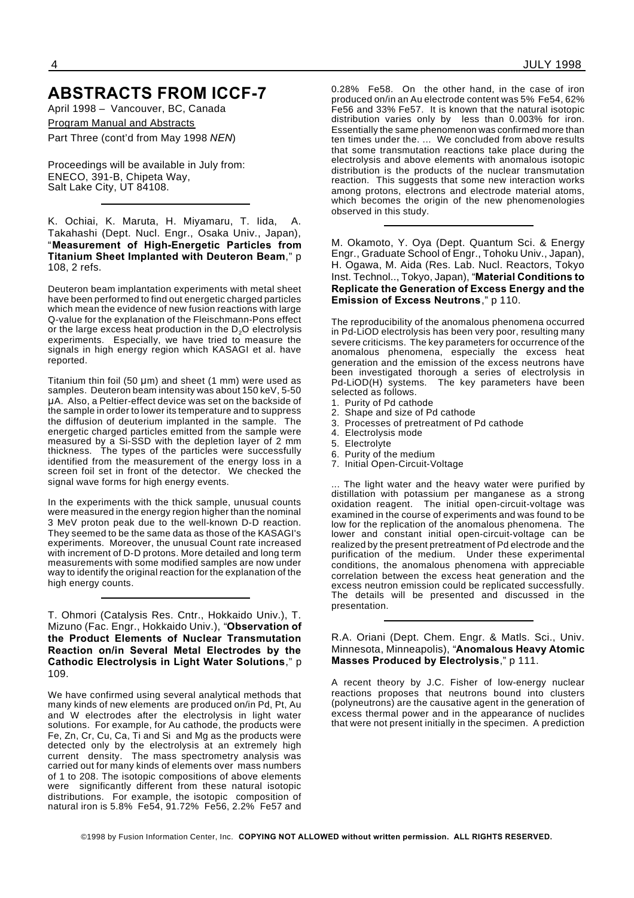# ABSTRACTS FROM ICCF-7

April 1998 – Vancouver, BC, Canada

Program Manual and Abstracts

Part Three (cont'd from May 1998 *NEN*)

Proceedings will be available in July from: ENECO, 391-B, Chipeta Way, Salt Lake City, UT 84108.

---

K. Ochiai, K. Maruta, H. Miyamaru, T. Iida, A. Takahashi (Dept. Nucl. Engr., Osaka Univ., Japan), "**Measurement of High-Energetic Particles from Titanium Sheet Implanted with Deuteron Beam**," p 108, 2 refs.

Deuteron beam implantation experiments with metal sheet have been performed to find out energetic charged particles which mean the evidence of new fusion reactions with large Q-value for the explanation of the Fleischmann-Pons effect or the large excess heat production in the $D_2O$ electrolysis experiments. Especially, we have tried to measure the signals in high energy region which KASAGI et al. have reported.

Titanium thin foil (50 µm) and sheet (1 mm) were used as samples. Deuteron beam intensity was about 150 keV, 5-50 µA. Also, a Peltier-effect device was set on the backside of the sample in order to lower its temperature and to suppress the diffusion of deuterium implanted in the sample. The energetic charged particles emitted from the sample were measured by a Si-SSD with the depletion layer of 2 mm thickness. The types of the particles were successfully identified from the measurement of the energy loss in a screen foil set in front of the detector. We checked the signal wave forms for high energy events.

In the experiments with the thick sample, unusual counts were measured in the energy region higher than the nominal 3 MeV proton peak due to the well-known D-D reaction. They seemed to be the same data as those of the KASAGI's experiments. Moreover, the unusual Count rate increased with increment of D-D protons. More detailed and long term measurements with some modified samples are now under way to identify the original reaction for the explanation of the high energy counts.

---

T. Ohmori (Catalysis Res. Cntr., Hokkaido Univ.), T. Mizuno (Fac. Engr., Hokkaido Univ.), "**Observation of the Product Elements of Nuclear Transmutation Reaction on/in Several Metal Electrodes by the Cathodic Electrolysis in Light Water Solutions**," p 109.

We have confirmed using several analytical methods that many kinds of new elements are produced on/in Pd, Pt, Au and W electrodes after the electrolysis in light water solutions. For example, for Au cathode, the products were Fe, Zn, Cr, Cu, Ca, Ti and Si and Mg as the products were detected only by the electrolysis at an extremely high current density. The mass spectrometry analysis was carried out for many kinds of elements over mass numbers of 1 to 208. The isotopic compositions of above elements were significantly different from these natural isotopic distributions. For example, the isotopic composition of natural iron is 5.8% Fe54, 91.72% Fe56, 2.2% Fe57 and 0.28% Fe58. On the other hand, in the case of iron produced on/in an Au electrode content was 5% Fe54, 62% Fe56 and 33% Fe57. It is known that the natural isotopic distribution varies only by less than 0.003% for iron. Essentially the same phenomenon was confirmed more than ten times under the. ... We concluded from above results that some transmutation reactions take place during the electrolysis and above elements with anomalous isotopic distribution is the products of the nuclear transmutation reaction. This suggests that some new interaction works among protons, electrons and electrode material atoms, which becomes the origin of the new phenomenologies observed in this study.

---

M. Okamoto, Y. Oya (Dept. Quantum Sci. & Energy Engr., Graduate School of Engr., Tohoku Univ., Japan), H. Ogawa, M. Aida (Res. Lab. Nucl. Reactors, Tokyo Inst. Technol.., Tokyo, Japan), "**Material Conditions to Replicate the Generation of Excess Energy and the Emission of Excess Neutrons**," p 110.

The reproducibility of the anomalous phenomena occurred in Pd-LiOD electrolysis has been very poor, resulting many severe criticisms. The key parameters for occurrence of the anomalous phenomena, especially the excess heat generation and the emission of the excess neutrons have been investigated thorough a series of electrolysis in Pd-LiOD(H) systems. The key parameters have been selected as follows.

1. Purity of Pd cathode
2. Shape and size of Pd cathode
3. Processes of pretreatment of Pd cathode
4. Electrolysis mode
5. Electrolyte
6. Purity of the medium
7. Initial Open-Circuit-Voltage

... The light water and the heavy water were purified by distillation with potassium per manganese as a strong oxidation reagent. The initial open-circuit-voltage was examined in the course of experiments and was found to be low for the replication of the anomalous phenomena. The lower and constant initial open-circuit-voltage can be realized by the present pretreatment of Pd electrode and the purification of the medium. Under these experimental conditions, the anomalous phenomena with appreciable correlation between the excess heat generation and the excess neutron emission could be replicated successfully. The details will be presented and discussed in the presentation.

---

R.A. Oriani (Dept. Chem. Engr. & Matls. Sci., Univ. Minnesota, Minneapolis), "**Anomalous Heavy Atomic Masses Produced by Electrolysis**," p 111.

A recent theory by J.C. Fisher of low-energy nuclear reactions proposes that neutrons bound into clusters (polyneutrons) are the causative agent in the generation of excess thermal power and in the appearance of nuclides that were not present initially in the specimen. A prediction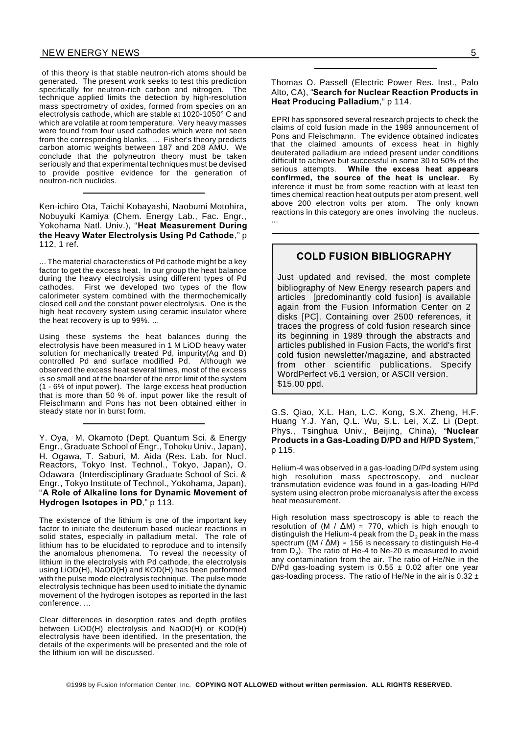of this theory is that stable neutron-rich atoms should be generated. The present work seeks to test this prediction specifically for neutron-rich carbon and nitrogen. The technique applied limits the detection by high-resolution mass spectrometry of oxides, formed from species on an electrolysis cathode, which are stable at 1020-1050° C and which are volatile at room temperature. Very heavy masses were found from four used cathodes which were not seen from the corresponding blanks. ... Fisher's theory predicts carbon atomic weights between 187 and 208 AMU. We conclude that the polyneutron theory must be taken seriously and that experimental techniques must be devised to provide positive evidence for the generation of neutron-rich nuclides.

---

Ken-ichiro Ota, Taichi Kobayashi, Naobumi Motohira, Nobuyuki Kamiya (Chem. Energy Lab., Fac. Engr., Yokohama Natl. Univ.), "**Heat Measurement During the Heavy Water Electrolysis Using Pd Cathode**," p 112, 1 ref.

... The material characteristics of Pd cathode might be a key factor to get the excess heat. In our group the heat balance during the heavy electrolysis using different types of Pd cathodes. First we developed two types of the flow calorimeter system combined with the thermochemically closed cell and the constant power electrolysis. One is the high heat recovery system using ceramic insulator where the heat recovery is up to 99%. ...

Using these systems the heat balances during the electrolysis have been measured in 1 M LiOD heavy water solution for mechanically treated Pd, impurity(Ag and B) controlled Pd and surface modified Pd. Although we observed the excess heat several times, most of the excess is so small and at the boarder of the error limit of the system (1 - 6% of input power). The large excess heat production that is more than 50 % of. input power like the result of Fleischmann and Pons has not been obtained either in steady state nor in burst form.

---

Y. Oya, M. Okamoto (Dept. Quantum Sci. & Energy Engr., Graduate School of Engr., Tohoku Univ., Japan), H. Ogawa, T. Saburi, M. Aida (Res. Lab. for Nucl. Reactors, Tokyo Inst. Technol., Tokyo, Japan), O. Odawara (Interdisciplinary Graduate School of Sci. & Engr., Tokyo Institute of Technol., Yokohama, Japan), "**A Role of Alkaline Ions for Dynamic Movement of Hydrogen Isotopes in PD**," p 113.

The existence of the lithium is one of the important key factor to initiate the deuterium based nuclear reactions in solid states, especially in palladium metal. The role of lithium has to be elucidated to reproduce and to intensify the anomalous phenomena. To reveal the necessity of lithium in the electrolysis with Pd cathode, the electrolysis using LiOD(H), NaOD(H) and KOD(H) has been performed with the pulse mode electrolysis technique. The pulse mode electrolysis technique has been used to initiate the dynamic movement of the hydrogen isotopes as reported in the last conference. ...

Clear differences in desorption rates and depth profiles between LiOD(H) electrolysis and NaOD(H) or KOD(H) electrolysis have been identified. In the presentation, the details of the experiments will be presented and the role of the lithium ion will be discussed.

---

Thomas O. Passell (Electric Power Res. Inst., Palo Alto, CA), "**Search for Nuclear Reaction Products in Heat Producing Palladium**," p 114.

EPRI has sponsored several research projects to check the claims of cold fusion made in the 1989 announcement of Pons and Fleischmann. The evidence obtained indicates that the claimed amounts of excess heat in highly deuterated palladium are indeed present under conditions difficult to achieve but successful in some 30 to 50% of the serious attempts. **While the excess heat appears confirmed, the source of the heat is unclear.** By inference it must be from some reaction with at least ten times chemical reaction heat outputs per atom present, well above 200 electron volts per atom. The only known reactions in this category are ones involving the nucleus. ...

---

## COLD FUSION BIBLIOGRAPHY

Just updated and revised, the most complete bibliography of New Energy research papers and articles [predominantly cold fusion] is available again from the Fusion Information Center on 2 disks [PC]. Containing over 2500 references, it traces the progress of cold fusion research since its beginning in 1989 through the abstracts and articles published in Fusion Facts, the world's first cold fusion newsletter/magazine, and abstracted from other scientific publications. Specify WordPerfect v6.1 version, or ASCII version. $15.00 ppd.

---

G.S. Qiao, X.L. Han, L.C. Kong, S.X. Zheng, H.F. Huang Y.J. Yan, Q.L. Wu, S.L. Lei, X.Z. Li (Dept. Phys., Tsinghua Univ., Beijing, China), "**Nuclear Products in a Gas-Loading D/PD and H/PD System**," p 115.

Helium-4 was observed in a gas-loading D/Pd system using high resolution mass spectroscopy, and nuclear transmutation evidence was found in a gas-loading H/Pd system using electron probe microanalysis after the excess heat measurement.

High resolution mass spectroscopy is able to reach the resolution of $(M / \Delta M) \approx 770$, which is high enough to distinguish the Helium-4 peak from the $D_2$ peak in the mass spectrum ($(M / \Delta M) \approx 156$ is necessary to distinguish He-4 from $D_2$). The ratio of He-4 to Ne-20 is measured to avoid any contamination from the air. The ratio of He/Ne in the D/Pd gas-loading system is $0.55 \pm 0.02$ after one year gas-loading process. The ratio of He/Ne in the air is 0.32 ±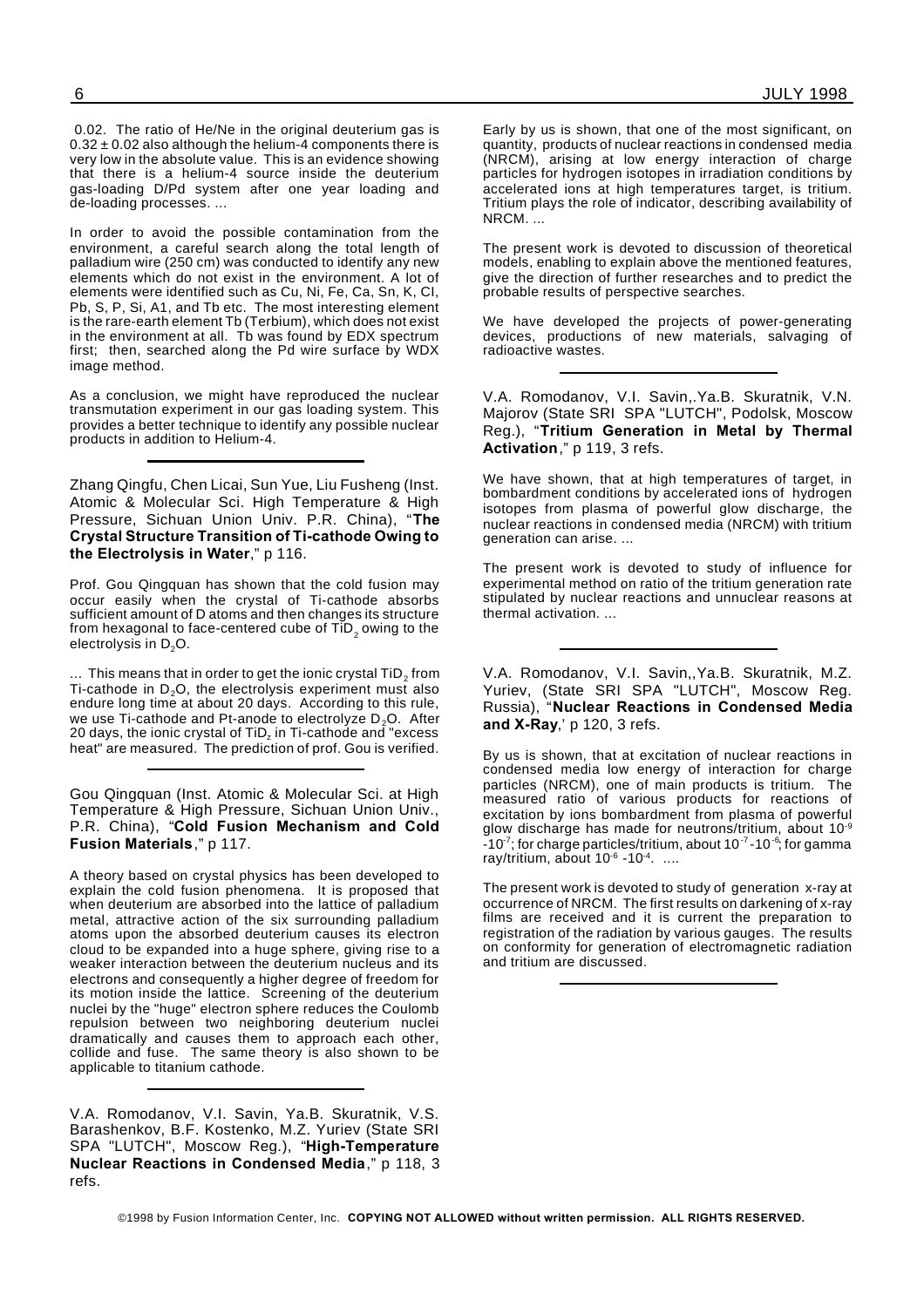0.02. The ratio of He/Ne in the original deuterium gas is $0.32 \pm 0.02$ also although the helium-4 components there is very low in the absolute value. This is an evidence showing that there is a helium-4 source inside the deuterium gas-loading D/Pd system after one year loading and de-loading processes. ...

In order to avoid the possible contamination from the environment, a careful search along the total length of palladium wire (250 cm) was conducted to identify any new elements which do not exist in the environment. A lot of elements were identified such as Cu, Ni, Fe, Ca, Sn, K, Cl, Pb, S, P, Si, A1, and Tb etc. The most interesting element is the rare-earth element Tb (Terbium), which does not exist in the environment at all. Tb was found by EDX spectrum first; then, searched along the Pd wire surface by WDX image method.

As a conclusion, we might have reproduced the nuclear transmutation experiment in our gas loading system. This provides a better technique to identify any possible nuclear products in addition to Helium-4.

---

Zhang Qingfu, Chen Licai, Sun Yue, Liu Fusheng (Inst. Atomic & Molecular Sci. High Temperature & High Pressure, Sichuan Union Univ. P.R. China), "**The Crystal Structure Transition of Ti-cathode Owing to the Electrolysis in Water**," p 116.

Prof. Gou Qingquan has shown that the cold fusion may occur easily when the crystal of Ti-cathode absorbs sufficient amount of D atoms and then changes its structure from hexagonal to face-centered cube of $TiD_2$ owing to the electrolysis in $D_2O$.

... This means that in order to get the ionic crystal $TiD_2$ from Ti-cathode in $D_2O$, the electrolysis experiment must also endure long time at about 20 days. According to this rule, we use Ti-cathode and Pt-anode to electrolyze $D_2O$. After 20 days, the ionic crystal of $TiD_2$ in Ti-cathode and "excess heat" are measured. The prediction of prof. Gou is verified.

---

Gou Qingquan (Inst. Atomic & Molecular Sci. at High Temperature & High Pressure, Sichuan Union Univ., P.R. China), "**Cold Fusion Mechanism and Cold Fusion Materials**," p 117.

A theory based on crystal physics has been developed to explain the cold fusion phenomena. It is proposed that when deuterium are absorbed into the lattice of palladium metal, attractive action of the six surrounding palladium atoms upon the absorbed deuterium causes its electron cloud to be expanded into a huge sphere, giving rise to a weaker interaction between the deuterium nucleus and its electrons and consequently a higher degree of freedom for its motion inside the lattice. Screening of the deuterium nuclei by the "huge" electron sphere reduces the Coulomb repulsion between two neighboring deuterium nuclei dramatically and causes them to approach each other, collide and fuse. The same theory is also shown to be applicable to titanium cathode.

---

V.A. Romodanov, V.I. Savin, Ya.B. Skuratnik, V.S. Barashenkov, B.F. Kostenko, M.Z. Yuriev (State SRI SPA "LUTCH", Moscow Reg.), "**High-Temperature Nuclear Reactions in Condensed Media**," p 118, 3 refs.

Early by us is shown, that one of the most significant, on quantity, products of nuclear reactions in condensed media (NRCM), arising at low energy interaction of charge particles for hydrogen isotopes in irradiation conditions by accelerated ions at high temperatures target, is tritium. Tritium plays the role of indicator, describing availability of NRCM. ...

The present work is devoted to discussion of theoretical models, enabling to explain above the mentioned features, give the direction of further researches and to predict the probable results of perspective searches.

We have developed the projects of power-generating devices, productions of new materials, salvaging of radioactive wastes.

---

V.A. Romodanov, V.I. Savin,.Ya.B. Skuratnik, V.N. Majorov (State SRI SPA "LUTCH", Podolsk, Moscow Reg.), "**Tritium Generation in Metal by Thermal Activation**," p 119, 3 refs.

We have shown, that at high temperatures of target, in bombardment conditions by accelerated ions of hydrogen isotopes from plasma of powerful glow discharge, the nuclear reactions in condensed media (NRCM) with tritium generation can arise. ...

The present work is devoted to study of influence for experimental method on ratio of the tritium generation rate stipulated by nuclear reactions and unnuclear reasons at thermal activation. ...

---

V.A. Romodanov, V.I. Savin,,Ya.B. Skuratnik, M.Z. Yuriev, (State SRI SPA "LUTCH", Moscow Reg. Russia), "**Nuclear Reactions in Condensed Media and X-Ray**,' p 120, 3 refs.

By us is shown, that at excitation of nuclear reactions in condensed media low energy of interaction for charge particles (NRCM), one of main products is tritium. The measured ratio of various products for reactions of excitation by ions bombardment from plasma of powerful glow discharge has made for neutrons/tritium, about $10^{-9}$ -$10^{-7}$; for charge particles/tritium, about $10^{-7}$ -$10^{-6}$; for gamma ray/tritium, about $10^{-6}$ -$10^{-4}$. ....

The present work is devoted to study of generation x-ray at occurrence of NRCM. The first results on darkening of x-ray films are received and it is current the preparation to registration of the radiation by various gauges. The results on conformity for generation of electromagnetic radiation and tritium are discussed.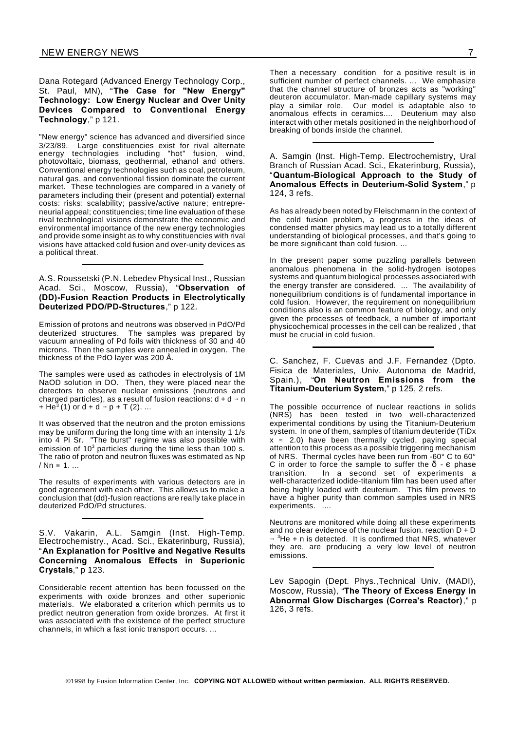Dana Rotegard (Advanced Energy Technology Corp., St. Paul, MN), "**The Case for "New Energy" Technology: Low Energy Nuclear and Over Unity Devices Compared to Conventional Energy Technology**," p 121.

"New energy" science has advanced and diversified since 3/23/89. Large constituencies exist for rival alternate energy technologies including "hot" fusion, wind, photovoltaic, biomass, geothermal, ethanol and others. Conventional energy technologies such as coal, petroleum, natural gas, and conventional fission dominate the current market. These technologies are compared in a variety of parameters including their (present and potential) external costs: risks: scalability; passive/active nature; entrepreneurial appeal; constituencies; time line evaluation of these rival technological visions demonstrate the economic and environmental importance of the new energy technologies and provide some insight as to why constituencies with rival visions have attacked cold fusion and over-unity devices as a political threat.

---

A.S. Roussetski (P.N. Lebedev Physical Inst., Russian Acad. Sci., Moscow, Russia), "**Observation of (DD)-Fusion Reaction Products in Electrolytically Deuterized PDO/PD-Structures**," p 122.

Emission of protons and neutrons was observed in PdO/Pd deuterized structures. The samples was prepared by vacuum annealing of Pd foils with thickness of 30 and 40 microns. Then the samples were annealed in oxygen. The thickness of the PdO layer was 200 Å.

The samples were used as cathodes in electrolysis of 1M NaOD solution in DO. Then, they were placed near the detectors to observe nuclear emissions (neutrons and charged particles), as a result of fusion reactions: $d + d \rightarrow n + He^3$ (1) or $d + d \rightarrow p + T$ (2). ...

It was observed that the neutron and the proton emissions may be uniform during the long time with an intensity 1 1/s into 4 Pi Sr. "The burst" regime was also possible with emission of $10^3$ particles during the time less than 100 s. The ratio of proton and neutron fluxes was estimated as $Np / Nn \cong 1$. ...

The results of experiments with various detectors are in good agreement with each other. This allows us to make a conclusion that (dd)-fusion reactions are really take place in deuterized PdO/Pd structures.

---

S.V. Vakarin, A.L. Samgin (Inst. High-Temp. Electrochemistry., Acad. Sci., Ekaterinburg, Russia), "**An Explanation for Positive and Negative Results Concerning Anomalous Effects in Superionic Crystals**," p 123.

Considerable recent attention has been focussed on the experiments with oxide bronzes and other superionic materials. We elaborated a criterion which permits us to predict neutron generation from oxide bronzes. At first it was associated with the existence of the perfect structure channels, in which a fast ionic transport occurs. ...

Then a necessary condition for a positive result is in sufficient number of perfect channels. ... We emphasize that the channel structure of bronzes acts as "working" deuteron accumulator. Man-made capillary systems may play a similar role. Our model is adaptable also to anomalous effects in ceramics.... Deuterium may also interact with other metals positioned in the neighborhood of breaking of bonds inside the channel.

---

A. Samgin (Inst. High-Temp. Electrochemistry, Ural Branch of Russian Acad. Sci., Ekaterinburg, Russia), "**Quantum-Biological Approach to the Study of Anomalous Effects in Deuterium-Solid System**," p 124, 3 refs.

As has already been noted by Fleischmann in the context of the cold fusion problem, a progress in the ideas of condensed matter physics may lead us to a totally different understanding of biological processes, and that's going to be more significant than cold fusion. ...

In the present paper some puzzling parallels between anomalous phenomena in the solid-hydrogen isotopes systems and quantum biological processes associated with the energy transfer are considered. ... The availability of nonequilibrium conditions is of fundamental importance in cold fusion. However, the requirement on nonequilibrium conditions also is an common feature of biology, and only given the processes of feedback, a number of important physicochemical processes in the cell can be realized , that must be crucial in cold fusion.

---

C. Sanchez, F. Cuevas and J.F. Fernandez (Dpto. Fisica de Materiales, Univ. Autonoma de Madrid, Spain.), "**On Neutron Emissions from the Titanium-Deuterium System**," p 125, 2 refs.

The possible occurrence of nuclear reactions in solids (NRS) has been tested in two well-characterized experimental conditions by using the Titanium-Deuterium system. In one of them, samples of titanium deuteride ($TiDx$ $x \approx 2.0$) have been thermally cycled, paying special attention to this process as a possible triggering mechanism of NRS. Thermal cycles have been run from -60° C to 60° C in order to force the sample to suffer the $\delta$ - $\epsilon$ phase transition. In a second set of experiments a well-characterized iodide-titanium film has been used after being highly loaded with deuterium. This film proves to have a higher purity than common samples used in NRS experiments. ....

Neutrons are monitored while doing all these experiments and no clear evidence of the nuclear fusion. reaction $D + D \rightarrow {}^3He + n$ is detected. It is confirmed that NRS, whatever they are, are producing a very low level of neutron emissions.

---

Lev Sapogin (Dept. Phys.,Technical Univ. (MADI), Moscow, Russia), "**The Theory of Excess Energy in Abnormal Glow Discharges (Correa's Reactor)**," p 126, 3 refs.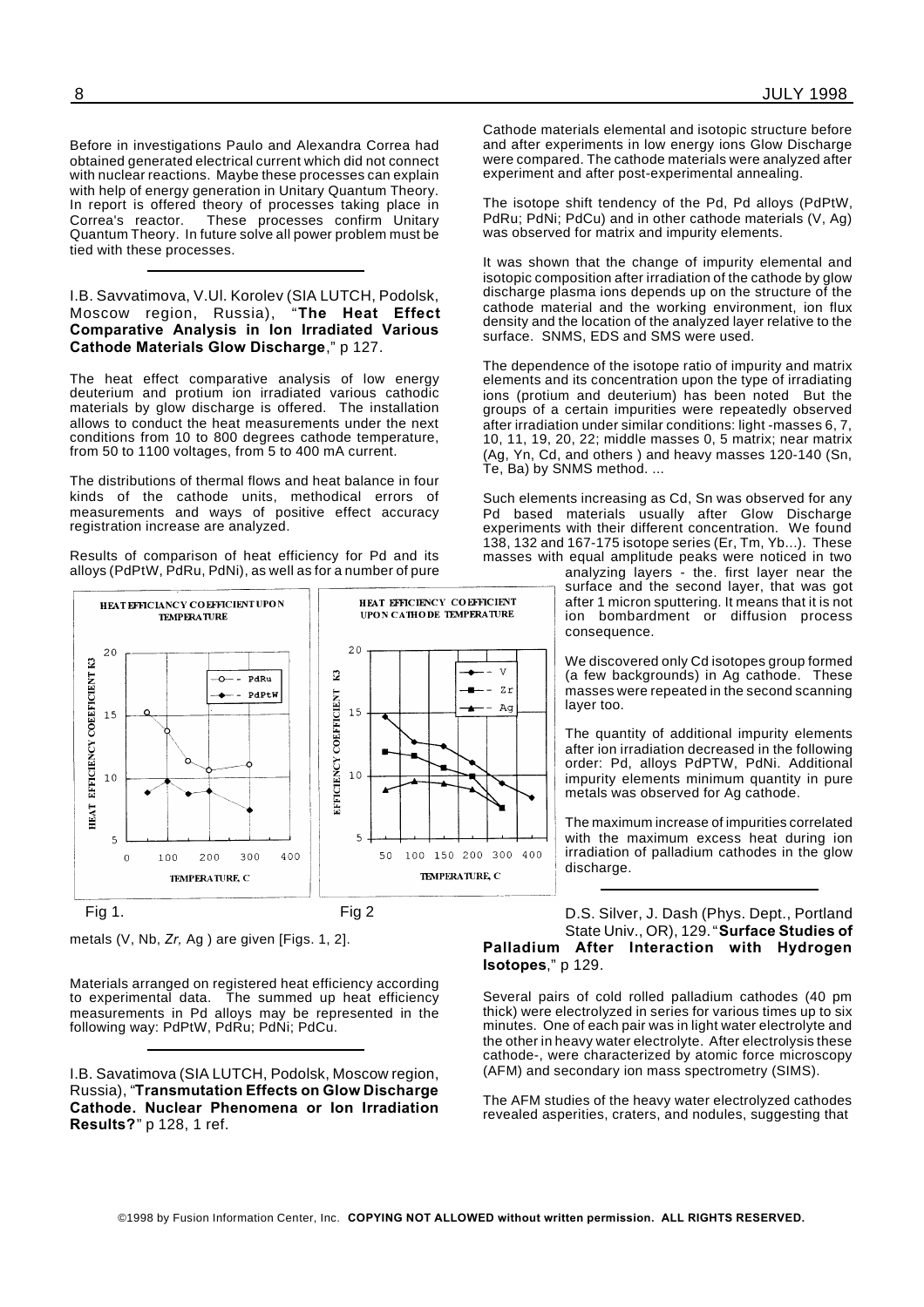Before in investigations Paulo and Alexandra Correa had obtained generated electrical current which did not connect with nuclear reactions. Maybe these processes can explain with help of energy generation in Unitary Quantum Theory. In report is offered theory of processes taking place in Correa's reactor. These processes confirm Unitary Quantum Theory. In future solve all power problem must be tied with these processes.

---

I.B. Savvatimova, V.Ul. Korolev (SIA LUTCH, Podolsk, Moscow region, Russia), "**The Heat Effect Comparative Analysis in Ion Irradiated Various Cathode Materials Glow Discharge**," p 127.

The heat effect comparative analysis of low energy deuterium and protium ion irradiated various cathodic materials by glow discharge is offered. The installation allows to conduct the heat measurements under the next conditions from 10 to 800 degrees cathode temperature, from 50 to 1100 voltages, from 5 to 400 mA current.

The distributions of thermal flows and heat balance in four kinds of the cathode units, methodical errors of measurements and ways of positive effect accuracy registration increase are analyzed.

Results of comparison of heat efficiency for Pd and its alloys (PdPtW, PdRu, PdNi), as well as for a number of pure metals (V, Nb, *Zr,* Ag ) are given [Figs. 1, 2].

Fig 1. HEAT EFFICIANCY COEFFICIENT UPON TEMPERATURE

Fig 2 HEAT EFFICIENCY COEFFICIENT UPON CATHODE TEMPERATURE

Materials arranged on registered heat efficiency according to experimental data. The summed up heat efficiency measurements in Pd alloys may be represented in the following way: PdPtW, PdRu; PdNi; PdCu.

---

I.B. Savatimova (SIA LUTCH, Podolsk, Moscow region, Russia), "**Transmutation Effects on Glow Discharge Cathode. Nuclear Phenomena or Ion Irradiation Results?**" p 128, 1 ref.

Cathode materials elemental and isotopic structure before and after experiments in low energy ions Glow Discharge were compared. The cathode materials were analyzed after experiment and after post-experimental annealing.

The isotope shift tendency of the Pd, Pd alloys (PdPtW, PdRu; PdNi; PdCu) and in other cathode materials (V, Ag) was observed for matrix and impurity elements.

It was shown that the change of impurity elemental and isotopic composition after irradiation of the cathode by glow discharge plasma ions depends up on the structure of the cathode material and the working environment, ion flux density and the location of the analyzed layer relative to the surface. SNMS, EDS and SMS were used.

The dependence of the isotope ratio of impurity and matrix elements and its concentration upon the type of irradiating ions (protium and deuterium) has been noted But the groups of a certain impurities were repeatedly observed after irradiation under similar conditions: light -masses 6, 7, 10, 11, 19, 20, 22; middle masses 0, 5 matrix; near matrix (Ag, Yn, Cd, and others ) and heavy masses 120-140 (Sn, Te, Ba) by SNMS method. ...

Such elements increasing as Cd, Sn was observed for any Pd based materials usually after Glow Discharge experiments with their different concentration. We found 138, 132 and 167-175 isotope series (Er, Tm, Yb...). These masses with equal amplitude peaks were noticed in two analyzing layers - the. first layer near the surface and the second layer, that was got after 1 micron sputtering. It means that it is not ion bombardment or diffusion process consequence.

We discovered only Cd isotopes group formed (a few backgrounds) in Ag cathode. These masses were repeated in the second scanning layer too.

The quantity of additional impurity elements after ion irradiation decreased in the following order: Pd, alloys PdPTW, PdNi. Additional impurity elements minimum quantity in pure metals was observed for Ag cathode.

The maximum increase of impurities correlated with the maximum excess heat during ion irradiation of palladium cathodes in the glow discharge.

---

D.S. Silver, J. Dash (Phys. Dept., Portland State Univ., OR), 129. "**Surface Studies of Palladium After Interaction with Hydrogen Isotopes**," p 129.

Several pairs of cold rolled palladium cathodes (40 pm thick) were electrolyzed in series for various times up to six minutes. One of each pair was in light water electrolyte and the other in heavy water electrolyte. After electrolysis these cathode-, were characterized by atomic force microscopy (AFM) and secondary ion mass spectrometry (SIMS).

The AFM studies of the heavy water electrolyzed cathodes revealed asperities, craters, and nodules, suggesting that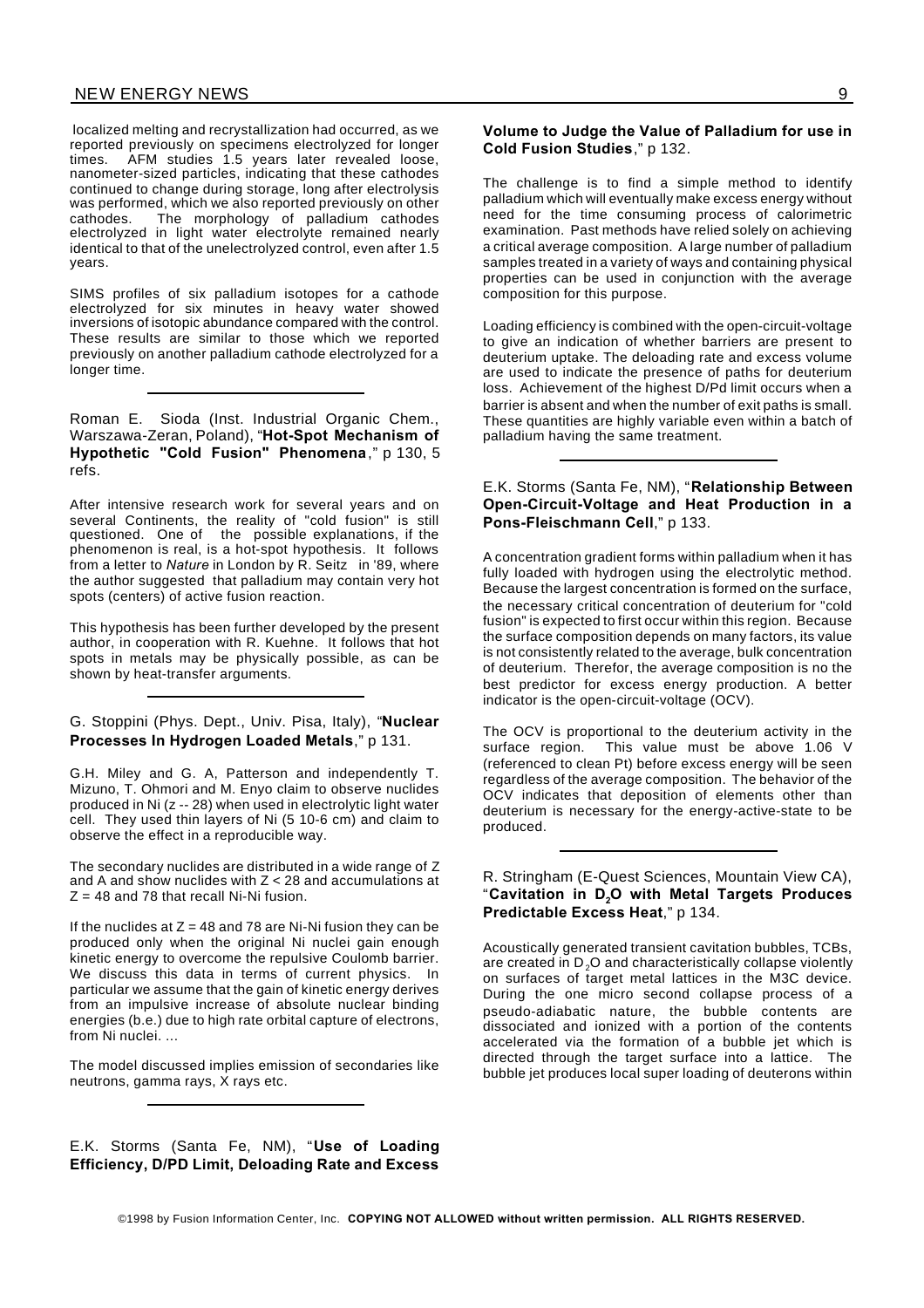localized melting and recrystallization had occurred, as we reported previously on specimens electrolyzed for longer times. AFM studies 1.5 years later revealed loose, nanometer-sized particles, indicating that these cathodes continued to change during storage, long after electrolysis was performed, which we also reported previously on other cathodes. The morphology of palladium cathodes electrolyzed in light water electrolyte remained nearly identical to that of the unelectrolyzed control, even after 1.5 years.

SIMS profiles of six palladium isotopes for a cathode electrolyzed for six minutes in heavy water showed inversions of isotopic abundance compared with the control. These results are similar to those which we reported previously on another palladium cathode electrolyzed for a longer time.

---

Roman E. Sioda (Inst. Industrial Organic Chem., Warszawa-Zeran, Poland), "**Hot-Spot Mechanism of Hypothetic "Cold Fusion" Phenomena**," p 130, 5 refs.

After intensive research work for several years and on several Continents, the reality of "cold fusion" is still questioned. One of the possible explanations, if the phenomenon is real, is a hot-spot hypothesis. It follows from a letter to *Nature* in London by R. Seitz in '89, where the author suggested that palladium may contain very hot spots (centers) of active fusion reaction.

This hypothesis has been further developed by the present author, in cooperation with R. Kuehne. It follows that hot spots in metals may be physically possible, as can be shown by heat-transfer arguments.

---

G. Stoppini (Phys. Dept., Univ. Pisa, Italy), "**Nuclear Processes In Hydrogen Loaded Metals**," p 131.

G.H. Miley and G. A, Patterson and independently T. Mizuno, T. Ohmori and M. Enyo claim to observe nuclides produced in Ni (z -- 28) when used in electrolytic light water cell. They used thin layers of Ni (5 10-6 cm) and claim to observe the effect in a reproducible way.

The secondary nuclides are distributed in a wide range of Z and A and show nuclides with $Z < 28$ and accumulations at $Z = 48$ and 78 that recall Ni-Ni fusion.

If the nuclides at $Z = 48$ and 78 are Ni-Ni fusion they can be produced only when the original Ni nuclei gain enough kinetic energy to overcome the repulsive Coulomb barrier. We discuss this data in terms of current physics. In particular we assume that the gain of kinetic energy derives from an impulsive increase of absolute nuclear binding energies (b.e.) due to high rate orbital capture of electrons, from Ni nuclei. ...

The model discussed implies emission of secondaries like neutrons, gamma rays, X rays etc.

---

E.K. Storms (Santa Fe, NM), "**Use of Loading Efficiency, D/PD Limit, Deloading Rate and Excess Volume to Judge the Value of Palladium for use in Cold Fusion Studies**," p 132.

The challenge is to find a simple method to identify palladium which will eventually make excess energy without need for the time consuming process of calorimetric examination. Past methods have relied solely on achieving a critical average composition. A large number of palladium samples treated in a variety of ways and containing physical properties can be used in conjunction with the average composition for this purpose.

Loading efficiency is combined with the open-circuit-voltage to give an indication of whether barriers are present to deuterium uptake. The deloading rate and excess volume are used to indicate the presence of paths for deuterium loss. Achievement of the highest D/Pd limit occurs when a barrier is absent and when the number of exit paths is small. These quantities are highly variable even within a batch of palladium having the same treatment.

---

E.K. Storms (Santa Fe, NM), "**Relationship Between Open-Circuit-Voltage and Heat Production in a Pons-Fleischmann Cell**," p 133.

A concentration gradient forms within palladium when it has fully loaded with hydrogen using the electrolytic method. Because the largest concentration is formed on the surface, the necessary critical concentration of deuterium for "cold fusion" is expected to first occur within this region. Because the surface composition depends on many factors, its value is not consistently related to the average, bulk concentration of deuterium. Therefor, the average composition is no the best predictor for excess energy production. A better indicator is the open-circuit-voltage (OCV).

The OCV is proportional to the deuterium activity in the surface region. This value must be above 1.06 V (referenced to clean Pt) before excess energy will be seen regardless of the average composition. The behavior of the OCV indicates that deposition of elements other than deuterium is necessary for the energy-active-state to be produced.

---

R. Stringham (E-Quest Sciences, Mountain View CA), "**Cavitation in $D_2O$ with Metal Targets Produces Predictable Excess Heat**," p 134.

Acoustically generated transient cavitation bubbles, TCBs, are created in $D_2O$ and characteristically collapse violently on surfaces of target metal lattices in the M3C device. During the one micro second collapse process of a pseudo-adiabatic nature, the bubble contents are dissociated and ionized with a portion of the contents accelerated via the formation of a bubble jet which is directed through the target surface into a lattice. The bubble jet produces local super loading of deuterons within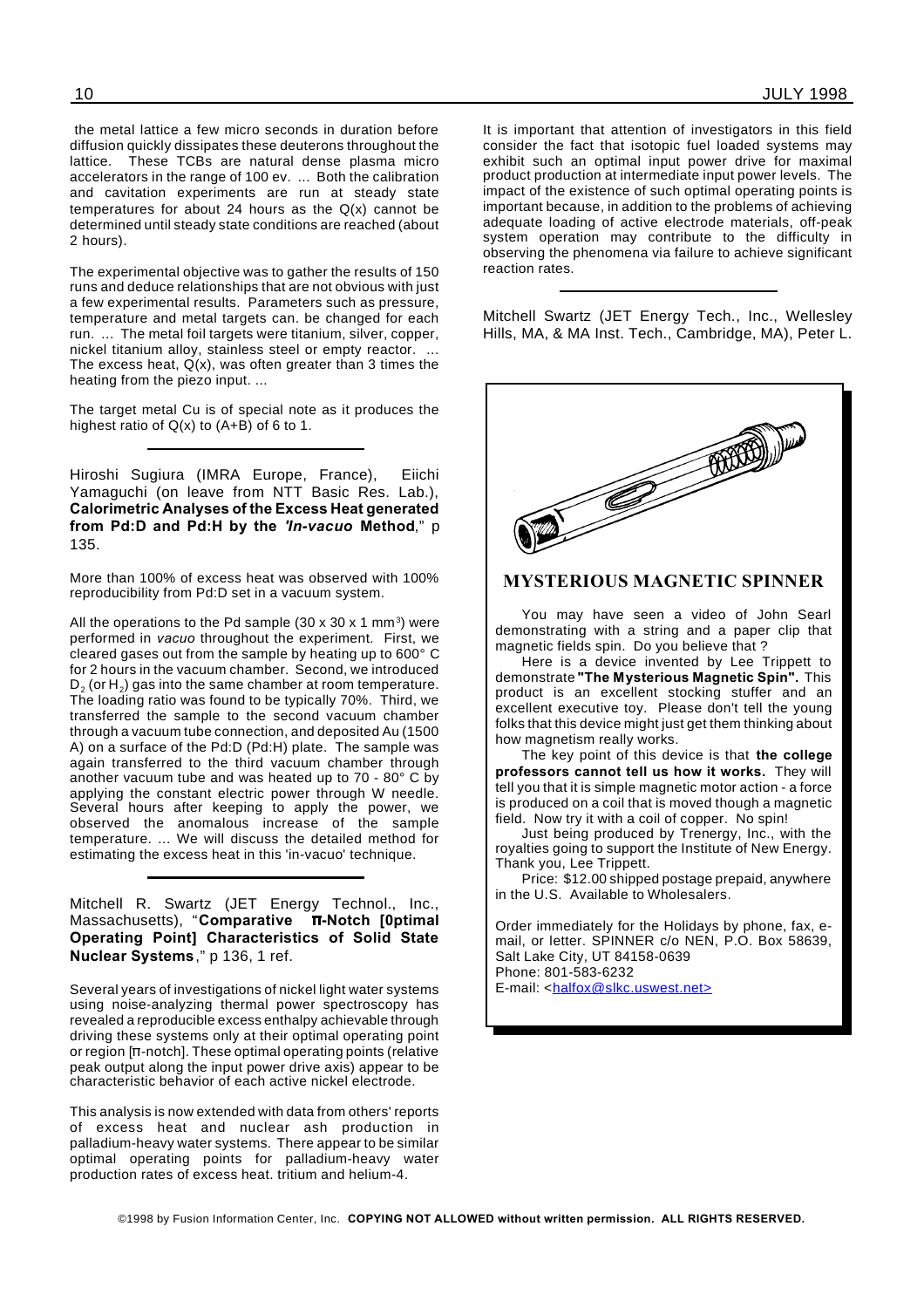the metal lattice a few micro seconds in duration before diffusion quickly dissipates these deuterons throughout the lattice. These TCBs are natural dense plasma micro accelerators in the range of 100 ev. ... Both the calibration and cavitation experiments are run at steady state temperatures for about 24 hours as the Q(x) cannot be determined until steady state conditions are reached (about 2 hours).

The experimental objective was to gather the results of 150 runs and deduce relationships that are not obvious with just a few experimental results. Parameters such as pressure, temperature and metal targets can. be changed for each run. ... The metal foil targets were titanium, silver, copper, nickel titanium alloy, stainless steel or empty reactor. ... The excess heat, Q(x), was often greater than 3 times the heating from the piezo input. ...

The target metal Cu is of special note as it produces the highest ratio of Q(x) to (A+B) of 6 to 1.

---

Hiroshi Sugiura (IMRA Europe, France), Eiichi Yamaguchi (on leave from NTT Basic Res. Lab.), **Calorimetric Analyses of the Excess Heat generated from Pd:D and Pd:H by the *'In-vacuo* Method**," p 135.

More than 100% of excess heat was observed with 100% reproducibility from Pd:D set in a vacuum system.

All the operations to the Pd sample (30 x 30 x 1 mm$^3$) were performed in *vacuo* throughout the experiment. First, we cleared gases out from the sample by heating up to 600° C for 2 hours in the vacuum chamber. Second, we introduced $D_2$ (or $H_2$) gas into the same chamber at room temperature. The loading ratio was found to be typically 70%. Third, we transferred the sample to the second vacuum chamber through a vacuum tube connection, and deposited Au (1500 A) on a surface of the Pd:D (Pd:H) plate. The sample was again transferred to the third vacuum chamber through another vacuum tube and was heated up to 70 - 80° C by applying the constant electric power through W needle. Several hours after keeping to apply the power, we observed the anomalous increase of the sample temperature. ... We will discuss the detailed method for estimating the excess heat in this 'in-vacuo' technique.

---

Mitchell R. Swartz (JET Energy Technol., Inc., Massachusetts), "**Comparative π-Notch [0ptimal Operating Point] Characteristics of Solid State Nuclear Systems**," p 136, 1 ref.

Several years of investigations of nickel light water systems using noise-analyzing thermal power spectroscopy has revealed a reproducible excess enthalpy achievable through driving these systems only at their optimal operating point or region [π-notch]. These optimal operating points (relative peak output along the input power drive axis) appear to be characteristic behavior of each active nickel electrode.

This analysis is now extended with data from others' reports of excess heat and nuclear ash production in palladium-heavy water systems. There appear to be similar optimal operating points for palladium-heavy water production rates of excess heat. tritium and helium-4.

It is important that attention of investigators in this field consider the fact that isotopic fuel loaded systems may exhibit such an optimal input power drive for maximal product production at intermediate input power levels. The impact of the existence of such optimal operating points is important because, in addition to the problems of achieving adequate loading of active electrode materials, off-peak system operation may contribute to the difficulty in observing the phenomena via failure to achieve significant reaction rates.

---

Mitchell Swartz (JET Energy Tech., Inc., Wellesley Hills, MA, & MA Inst. Tech., Cambridge, MA), Peter L.

## MYSTERIOUS MAGNETIC SPINNER

You may have seen a video of John Searl demonstrating with a string and a paper clip that magnetic fields spin. Do you believe that ?

Here is a device invented by Lee Trippett to demonstrate **"The Mysterious Magnetic Spin".** This product is an excellent stocking stuffer and an excellent executive toy. Please don't tell the young folks that this device might just get them thinking about how magnetism really works.

The key point of this device is that **the college professors cannot tell us how it works.** They will tell you that it is simple magnetic motor action - a force is produced on a coil that is moved though a magnetic field. Now try it with a coil of copper. No spin!

Just being produced by Trenergy, Inc., with the royalties going to support the Institute of New Energy. Thank you, Lee Trippett.

Price: $12.00 shipped postage prepaid, anywhere in the U.S. Available to Wholesalers.

Order immediately for the Holidays by phone, fax, e-mail, or letter. SPINNER c/o NEN, P.O. Box 58639, Salt Lake City, UT 84158-0639
Phone: 801-583-6232
E-mail: <halfox@slkc.uswest.net>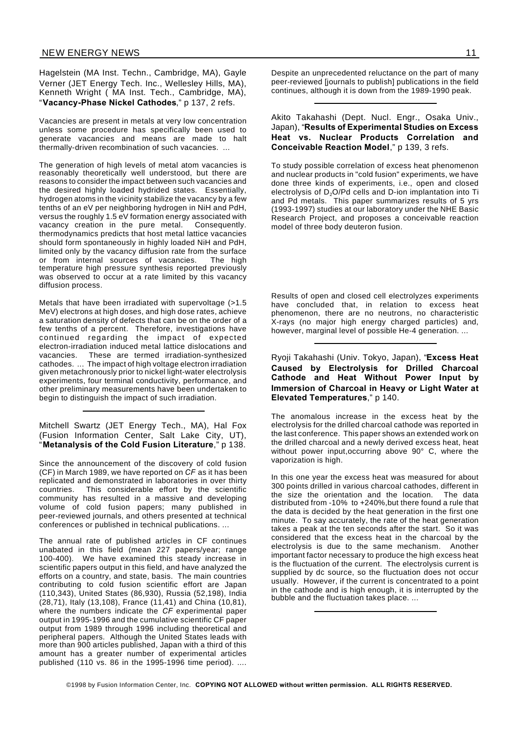Hagelstein (MA Inst. Techn., Cambridge, MA), Gayle Verner (JET Energy Tech. Inc., Wellesley Hills, MA), Kenneth Wright ( MA Inst. Tech., Cambridge, MA), "**Vacancy-Phase Nickel Cathodes**," p 137, 2 refs.

Vacancies are present in metals at very low concentration unless some procedure has specifically been used to generate vacancies and means are made to halt thermally-driven recombination of such vacancies. ...

The generation of high levels of metal atom vacancies is reasonably theoretically well understood, but there are reasons to consider the impact between such vacancies and the desired highly loaded hydrided states. Essentially, hydrogen atoms in the vicinity stabilize the vacancy by a few tenths of an eV per neighboring hydrogen in NiH and PdH, versus the roughly 1.5 eV formation energy associated with vacancy creation in the pure metal. Consequently. thermodynamics predicts that host metal lattice vacancies should form spontaneously in highly loaded NiH and PdH, limited only by the vacancy diffusion rate from the surface or from internal sources of vacancies. The high temperature high pressure synthesis reported previously was observed to occur at a rate limited by this vacancy diffusion process.

Metals that have been irradiated with supervoltage (>1.5 MeV) electrons at high doses, and high dose rates, achieve a saturation density of defects that can be on the order of a few tenths of a percent. Therefore, investigations have continued regarding the impact of expected electron-irradiation induced metal lattice dislocations and vacancies. These are termed irradiation-synthesized cathodes. ... The impact of high voltage electron irradiation given metachronously prior to nickel light-water electrolysis experiments, four terminal conductivity, performance, and other preliminary measurements have been undertaken to begin to distinguish the impact of such irradiation.

---

Mitchell Swartz (JET Energy Tech., MA), Hal Fox (Fusion Information Center, Salt Lake City, UT), "**Metanalysis of the Cold Fusion Literature**," p 138.

Since the announcement of the discovery of cold fusion (CF) in March 1989, we have reported on *CF* as it has been replicated and demonstrated in laboratories in over thirty countries. This considerable effort by the scientific community has resulted in a massive and developing volume of cold fusion papers; many published in peer-reviewed journals, and others presented at technical conferences or published in technical publications. ...

The annual rate of published articles in CF continues unabated in this field (mean 227 papers/year; range 100-400). We have examined this steady increase in scientific papers output in this field, and have analyzed the efforts on a country, and state, basis. The main countries contributing to cold fusion scientific effort are Japan (110,343), United States (86,930), Russia (52,198), India (28,71), Italy (13,108), France (11,41) and China (10,81), where the numbers indicate the *CF* experimental paper output in 1995-1996 and the cumulative scientific CF paper output from 1989 through 1996 including theoretical and peripheral papers. Although the United States leads with more than 900 articles published, Japan with a third of this amount has a greater number of experimental articles published (110 vs. 86 in the 1995-1996 time period). ....

Despite an unprecedented reluctance on the part of many peer-reviewed [journals to publish] publications in the field continues, although it is down from the 1989-1990 peak.

---

Akito Takahashi (Dept. Nucl. Engr., Osaka Univ., Japan), "**Results of Experimental Studies on Excess Heat vs. Nuclear Products Correlation and Conceivable Reaction Model**," p 139, 3 refs.

To study possible correlation of excess heat phenomenon and nuclear products in "cold fusion" experiments, we have done three kinds of experiments, i.e., open and closed electrolysis of $D_2O$/Pd cells and D-ion implantation into Ti and Pd metals. This paper summarizes results of 5 yrs (1993-1997) studies at our laboratory under the NHE Basic Research Project, and proposes a conceivable reaction model of three body deuteron fusion.

Results of open and closed cell electrolyzes experiments have concluded that, in relation to excess heat phenomenon, there are no neutrons, no characteristic X-rays (no major high energy charged particles) and, however, marginal level of possible He-4 generation. ...

---

Ryoji Takahashi (Univ. Tokyo, Japan), "**Excess Heat Caused by Electrolysis for Drilled Charcoal Cathode and Heat Without Power Input by Immersion of Charcoal in Heavy or Light Water at Elevated Temperatures**," p 140.

The anomalous increase in the excess heat by the electrolysis for the drilled charcoal cathode was reported in the last conference. This paper shows an extended work on the drilled charcoal and a newly derived excess heat, heat without power input,occurring above 90° C, where the vaporization is high.

In this one year the excess heat was measured for about 300 points drilled in various charcoal cathodes, different in the size the orientation and the location. The data distributed from -10% to +240%,but there found a rule that the data is decided by the heat generation in the first one minute. To say accurately, the rate of the heat generation takes a peak at the ten seconds after the start. So it was considered that the excess heat in the charcoal by the electrolysis is due to the same mechanism. Another important factor necessary to produce the high excess heat is the fluctuation of the current. The electrolysis current is supplied by dc source, so the fluctuation does not occur usually. However, if the current is concentrated to a point in the cathode and is high enough, it is interrupted by the bubble and the fluctuation takes place. ...

---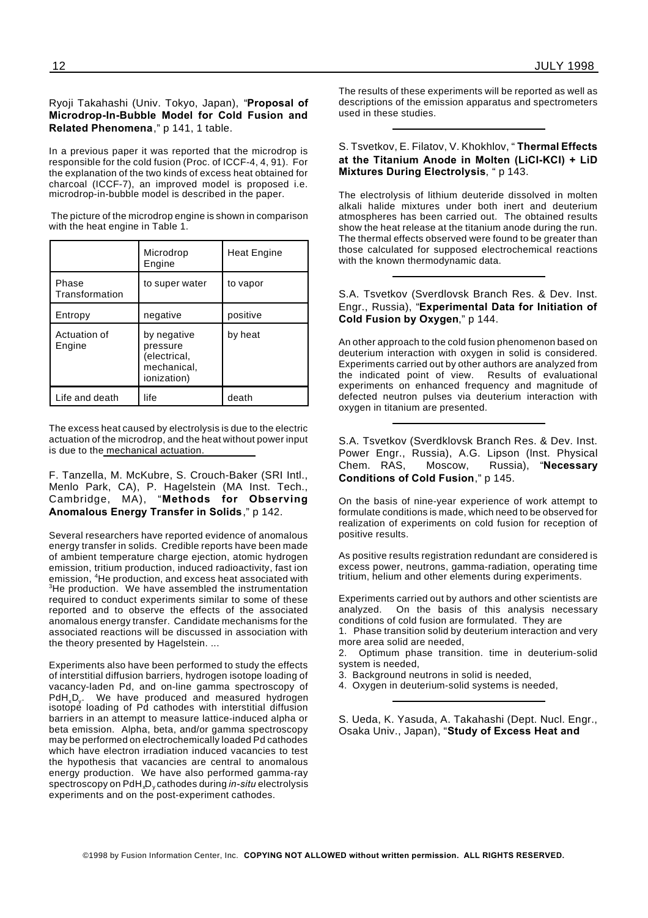Ryoji Takahashi (Univ. Tokyo, Japan), "**Proposal of Microdrop-In-Bubble Model for Cold Fusion and Related Phenomena**," p 141, 1 table.

In a previous paper it was reported that the microdrop is responsible for the cold fusion (Proc. of ICCF-4, 4, 91). For the explanation of the two kinds of excess heat obtained for charcoal (ICCF-7), an improved model is proposed i.e. microdrop-in-bubble model is described in the paper.

The picture of the microdrop engine is shown in comparison with the heat engine in Table 1.

| | Microdrop Engine | Heat Engine |
|---|---|---|
| Phase Transformation | to super water | to vapor |
| Entropy | negative | positive |
| Actuation of Engine | by negative pressure (electrical, mechanical, ionization) | by heat |
| Life and death | life | death |

The excess heat caused by electrolysis is due to the electric actuation of the microdrop, and the heat without power input is due to the mechanical actuation.

F. Tanzella, M. McKubre, S. Crouch-Baker (SRI Intl., Menlo Park, CA), P. Hagelstein (MA Inst. Tech., Cambridge, MA), "**Methods for Observing Anomalous Energy Transfer in Solids**," p 142.

Several researchers have reported evidence of anomalous energy transfer in solids. Credible reports have been made of ambient temperature charge ejection, atomic hydrogen emission, tritium production, induced radioactivity, fast ion emission, $^{4}$He production, and excess heat associated with $^{3}$He production. We have assembled the instrumentation required to conduct experiments similar to some of these reported and to observe the effects of the associated anomalous energy transfer. Candidate mechanisms for the associated reactions will be discussed in association with the theory presented by Hagelstein. ...

Experiments also have been performed to study the effects of interstitial diffusion barriers, hydrogen isotope loading of vacancy-laden Pd, and on-line gamma spectroscopy of $PdH_xD_y$. We have produced and measured hydrogen isotope loading of Pd cathodes with interstitial diffusion barriers in an attempt to measure lattice-induced alpha or beta emission. Alpha, beta, and/or gamma spectroscopy may be performed on electrochemically loaded Pd cathodes which have electron irradiation induced vacancies to test the hypothesis that vacancies are central to anomalous energy production. We have also performed gamma-ray spectroscopy on $PdH_xD_y$ cathodes during *in-situ* electrolysis experiments and on the post-experiment cathodes.

The results of these experiments will be reported as well as descriptions of the emission apparatus and spectrometers used in these studies.

---

S. Tsvetkov, E. Filatov, V. Khokhlov, "**Thermal Effects at the Titanium Anode in Molten (LiCl-KCl) + LiD Mixtures During Electrolysis**, " p 143.

The electrolysis of lithium deuteride dissolved in molten alkali halide mixtures under both inert and deuterium atmospheres has been carried out. The obtained results show the heat release at the titanium anode during the run. The thermal effects observed were found to be greater than those calculated for supposed electrochemical reactions with the known thermodynamic data.

---

S.A. Tsvetkov (Sverdlovsk Branch Res. & Dev. Inst. Engr., Russia), "**Experimental Data for Initiation of Cold Fusion by Oxygen**," p 144.

An other approach to the cold fusion phenomenon based on deuterium interaction with oxygen in solid is considered. Experiments carried out by other authors are analyzed from the indicated point of view. Results of evaluational experiments on enhanced frequency and magnitude of defected neutron pulses via deuterium interaction with oxygen in titanium are presented.

---

S.A. Tsvetkov (Sverdklovsk Branch Res. & Dev. Inst. Power Engr., Russia), A.G. Lipson (Inst. Physical Chem. RAS, Moscow, Russia), "**Necessary Conditions of Cold Fusion**," p 145.

On the basis of nine-year experience of work attempt to formulate conditions is made, which need to be observed for realization of experiments on cold fusion for reception of positive results.

As positive results registration redundant are considered is excess power, neutrons, gamma-radiation, operating time tritium, helium and other elements during experiments.

Experiments carried out by authors and other scientists are analyzed. On the basis of this analysis necessary conditions of cold fusion are formulated. They are

1. Phase transition solid by deuterium interaction and very more area solid are needed,
2. Optimum phase transition. time in deuterium-solid system is needed,
3. Background neutrons in solid is needed,
4. Oxygen in deuterium-solid systems is needed,

---

S. Ueda, K. Yasuda, A. Takahashi (Dept. Nucl. Engr., Osaka Univ., Japan), "**Study of Excess Heat and**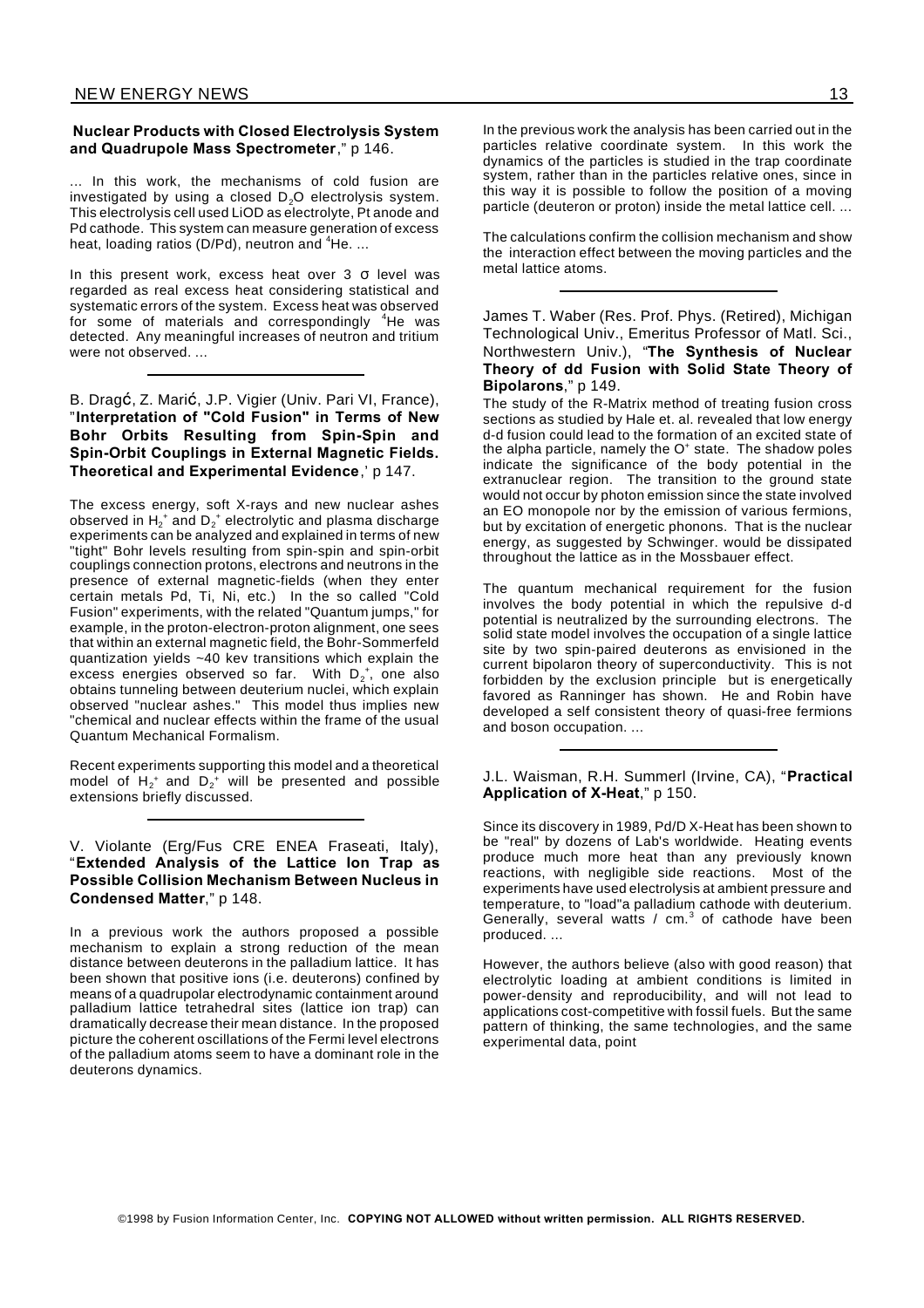**Nuclear Products with Closed Electrolysis System and Quadrupole Mass Spectrometer**," p 146.

... In this work, the mechanisms of cold fusion are investigated by using a closed $D_2O$ electrolysis system. This electrolysis cell used LiOD as electrolyte, Pt anode and Pd cathode. This system can measure generation of excess heat, loading ratios (D/Pd), neutron and $^4He$. ...

In this present work, excess heat over 3 σ level was regarded as real excess heat considering statistical and systematic errors of the system. Excess heat was observed for some of materials and correspondingly $^4He$ was detected. Any meaningful increases of neutron and tritium were not observed. ...

---

B. Dragć, Z. Marić, J.P. Vigier (Univ. Pari VI, France), "**Interpretation of "Cold Fusion" in Terms of New Bohr Orbits Resulting from Spin-Spin and Spin-Orbit Couplings in External Magnetic Fields. Theoretical and Experimental Evidence**,' p 147.

The excess energy, soft X-rays and new nuclear ashes observed in $H_2^+$ and $D_2^+$ electrolytic and plasma discharge experiments can be analyzed and explained in terms of new "tight" Bohr levels resulting from spin-spin and spin-orbit couplings connection protons, electrons and neutrons in the presence of external magnetic-fields (when they enter certain metals Pd, Ti, Ni, etc.) In the so called "Cold Fusion" experiments, with the related "Quantum jumps," for example, in the proton-electron-proton alignment, one sees that within an external magnetic field, the Bohr-Sommerfeld quantization yields ~40 kev transitions which explain the excess energies observed so far. With $D_2^+$, one also obtains tunneling between deuterium nuclei, which explain observed "nuclear ashes." This model thus implies new "chemical and nuclear effects within the frame of the usual Quantum Mechanical Formalism.

Recent experiments supporting this model and a theoretical model of $H_2^+$ and $D_2^+$ will be presented and possible extensions briefly discussed.

---

V. Violante (Erg/Fus CRE ENEA Fraseati, Italy), "**Extended Analysis of the Lattice Ion Trap as Possible Collision Mechanism Between Nucleus in Condensed Matter**," p 148.

In a previous work the authors proposed a possible mechanism to explain a strong reduction of the mean distance between deuterons in the palladium lattice. It has been shown that positive ions (i.e. deuterons) confined by means of a quadrupolar electrodynamic containment around palladium lattice tetrahedral sites (lattice ion trap) can dramatically decrease their mean distance. In the proposed picture the coherent oscillations of the Fermi level electrons of the palladium atoms seem to have a dominant role in the deuterons dynamics.

In the previous work the analysis has been carried out in the particles relative coordinate system. In this work the dynamics of the particles is studied in the trap coordinate system, rather than in the particles relative ones, since in this way it is possible to follow the position of a moving particle (deuteron or proton) inside the metal lattice cell. ...

The calculations confirm the collision mechanism and show the interaction effect between the moving particles and the metal lattice atoms.

---

James T. Waber (Res. Prof. Phys. (Retired), Michigan Technological Univ., Emeritus Professor of Matl. Sci., Northwestern Univ.), "**The Synthesis of Nuclear Theory of dd Fusion with Solid State Theory of Bipolarons**," p 149.

The study of the R-Matrix method of treating fusion cross sections as studied by Hale et. al. revealed that low energy d-d fusion could lead to the formation of an excited state of the alpha particle, namely the $O^+$ state. The shadow poles indicate the significance of the body potential in the extranuclear region. The transition to the ground state would not occur by photon emission since the state involved an EO monopole nor by the emission of various fermions, but by excitation of energetic phonons. That is the nuclear energy, as suggested by Schwinger. would be dissipated throughout the lattice as in the Mossbauer effect.

The quantum mechanical requirement for the fusion involves the body potential in which the repulsive d-d potential is neutralized by the surrounding electrons. The solid state model involves the occupation of a single lattice site by two spin-paired deuterons as envisioned in the current bipolaron theory of superconductivity. This is not forbidden by the exclusion principle but is energetically favored as Ranninger has shown. He and Robin have developed a self consistent theory of quasi-free fermions and boson occupation. ...

---

J.L. Waisman, R.H. Summerl (Irvine, CA), "**Practical Application of X-Heat**," p 150.

Since its discovery in 1989, Pd/D X-Heat has been shown to be "real" by dozens of Lab's worldwide. Heating events produce much more heat than any previously known reactions, with negligible side reactions. Most of the experiments have used electrolysis at ambient pressure and temperature, to "load"a palladium cathode with deuterium. Generally, several watts / $cm.^3$ of cathode have been produced. ...

However, the authors believe (also with good reason) that electrolytic loading at ambient conditions is limited in power-density and reproducibility, and will not lead to applications cost-competitive with fossil fuels. But the same pattern of thinking, the same technologies, and the same experimental data, point

©1998 by Fusion Information Center, Inc. **COPYING NOT ALLOWED without written permission. ALL RIGHTS RESERVED.**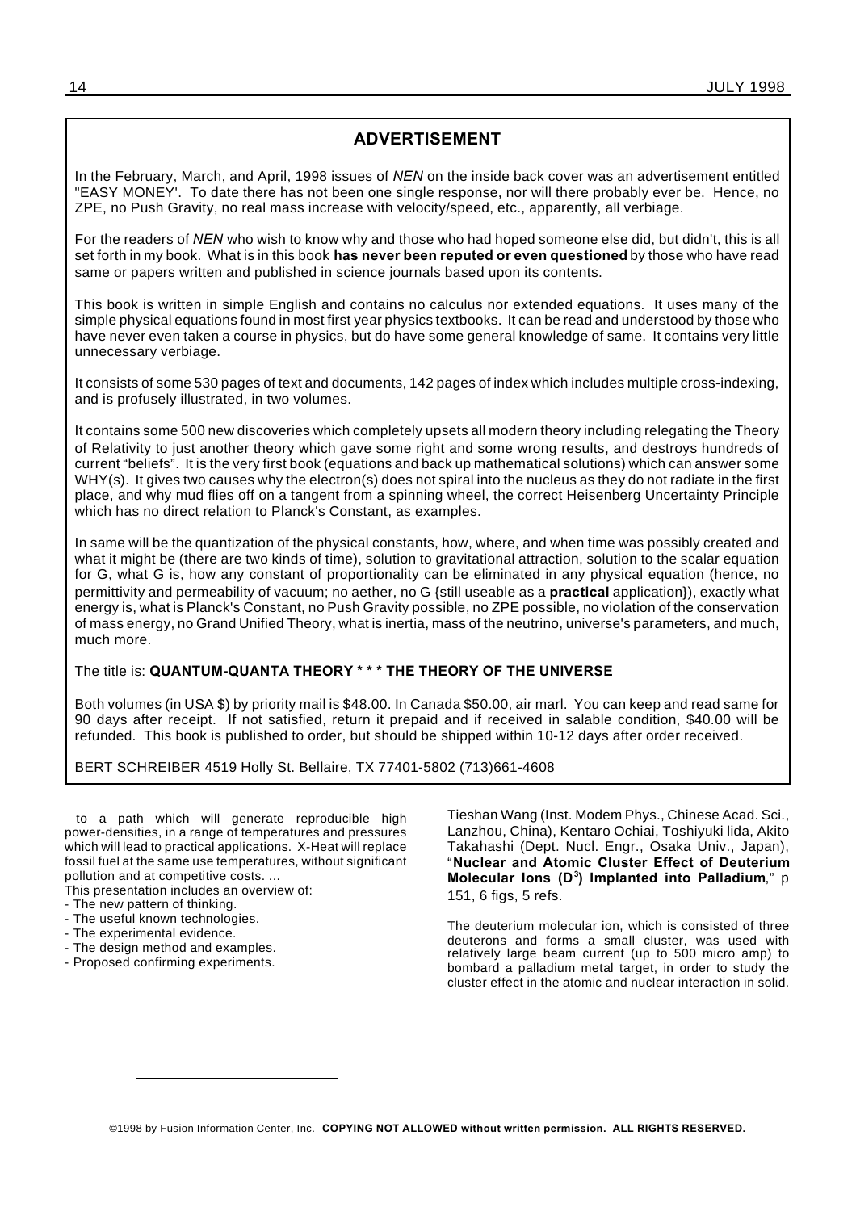## ADVERTISEMENT

In the February, March, and April, 1998 issues of *NEN* on the inside back cover was an advertisement entitled "EASY MONEY'. To date there has not been one single response, nor will there probably ever be. Hence, no ZPE, no Push Gravity, no real mass increase with velocity/speed, etc., apparently, all verbiage.

For the readers of *NEN* who wish to know why and those who had hoped someone else did, but didn't, this is all set forth in my book. What is in this book **has never been reputed or even questioned** by those who have read same or papers written and published in science journals based upon its contents.

This book is written in simple English and contains no calculus nor extended equations. It uses many of the simple physical equations found in most first year physics textbooks. It can be read and understood by those who have never even taken a course in physics, but do have some general knowledge of same. It contains very little unnecessary verbiage.

It consists of some 530 pages of text and documents, 142 pages of index which includes multiple cross-indexing, and is profusely illustrated, in two volumes.

It contains some 500 new discoveries which completely upsets all modern theory including relegating the Theory of Relativity to just another theory which gave some right and some wrong results, and destroys hundreds of current "beliefs". It is the very first book (equations and back up mathematical solutions) which can answer some WHY(s). It gives two causes why the electron(s) does not spiral into the nucleus as they do not radiate in the first place, and why mud flies off on a tangent from a spinning wheel, the correct Heisenberg Uncertainty Principle which has no direct relation to Planck's Constant, as examples.

In same will be the quantization of the physical constants, how, where, and when time was possibly created and what it might be (there are two kinds of time), solution to gravitational attraction, solution to the scalar equation for G, what G is, how any constant of proportionality can be eliminated in any physical equation (hence, no permittivity and permeability of vacuum; no aether, no G {still useable as a **practical** application}), exactly what energy is, what is Planck's Constant, no Push Gravity possible, no ZPE possible, no violation of the conservation of mass energy, no Grand Unified Theory, what is inertia, mass of the neutrino, universe's parameters, and much, much more.

The title is: **QUANTUM-QUANTA THEORY * * * THE THEORY OF THE UNIVERSE**

Both volumes (in USA $) by priority mail is $48.00. In Canada $50.00, air marl. You can keep and read same for 90 days after receipt. If not satisfied, return it prepaid and if received in salable condition, $40.00 will be refunded. This book is published to order, but should be shipped within 10-12 days after order received.

BERT SCHREIBER 4519 Holly St. Bellaire, TX 77401-5802 (713)661-4608

---

to a path which will generate reproducible high power-densities, in a range of temperatures and pressures which will lead to practical applications. X-Heat will replace fossil fuel at the same use temperatures, without significant pollution and at competitive costs. ...

This presentation includes an overview of:

- The new pattern of thinking.
- The useful known technologies.
- The experimental evidence.
- The design method and examples.
- Proposed confirming experiments.

---

Tieshan Wang (Inst. Modem Phys., Chinese Acad. Sci., Lanzhou, China), Kentaro Ochiai, Toshiyuki Iida, Akito Takahashi (Dept. Nucl. Engr., Osaka Univ., Japan), "**Nuclear and Atomic Cluster Effect of Deuterium Molecular Ions ($D^3$) Implanted into Palladium**," p 151, 6 figs, 5 refs.

The deuterium molecular ion, which is consisted of three deuterons and forms a small cluster, was used with relatively large beam current (up to 500 micro amp) to bombard a palladium metal target, in order to study the cluster effect in the atomic and nuclear interaction in solid.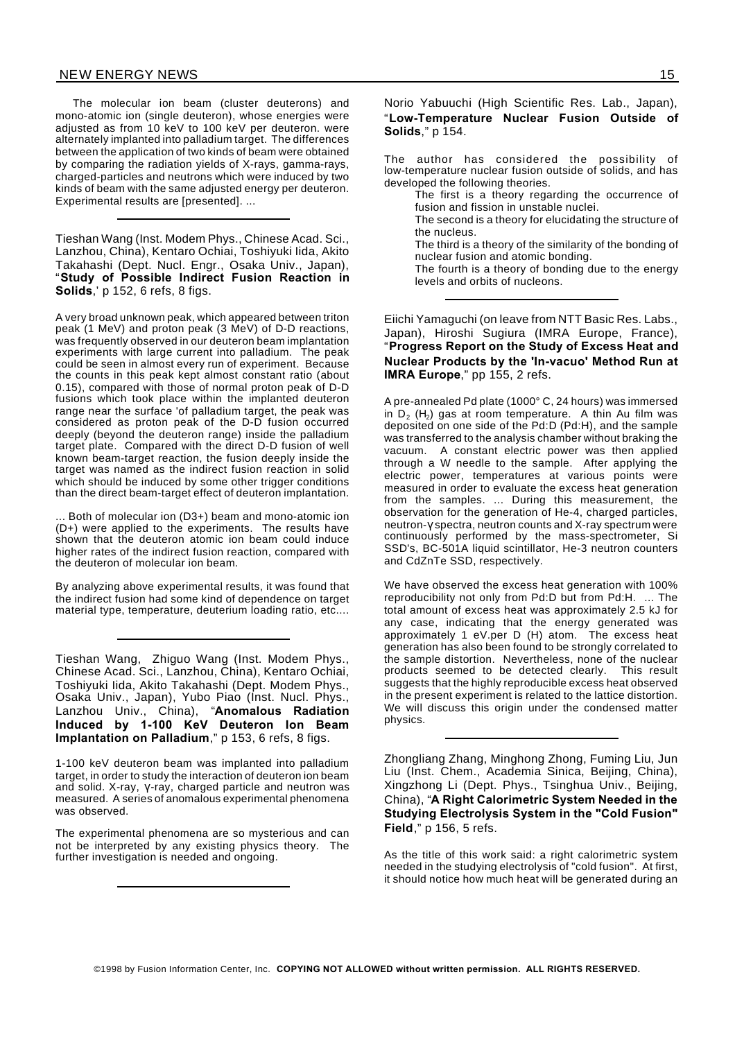The molecular ion beam (cluster deuterons) and mono-atomic ion (single deuteron), whose energies were adjusted as from 10 keV to 100 keV per deuteron. were alternately implanted into palladium target. The differences between the application of two kinds of beam were obtained by comparing the radiation yields of X-rays, gamma-rays, charged-particles and neutrons which were induced by two kinds of beam with the same adjusted energy per deuteron. Experimental results are [presented]. ...

---

Tieshan Wang (Inst. Modem Phys., Chinese Acad. Sci., Lanzhou, China), Kentaro Ochiai, Toshiyuki Iida, Akito Takahashi (Dept. Nucl. Engr., Osaka Univ., Japan), "**Study of Possible Indirect Fusion Reaction in Solids**,' p 152, 6 refs, 8 figs.

A very broad unknown peak, which appeared between triton peak (1 MeV) and proton peak (3 MeV) of D-D reactions, was frequently observed in our deuteron beam implantation experiments with large current into palladium. The peak could be seen in almost every run of experiment. Because the counts in this peak kept almost constant ratio (about 0.15), compared with those of normal proton peak of D-D fusions which took place within the implanted deuteron range near the surface 'of palladium target, the peak was considered as proton peak of the D-D fusion occurred deeply (beyond the deuteron range) inside the palladium target plate. Compared with the direct D-D fusion of well known beam-target reaction, the fusion deeply inside the target was named as the indirect fusion reaction in solid which should be induced by some other trigger conditions than the direct beam-target effect of deuteron implantation.

... Both of molecular ion (D3+) beam and mono-atomic ion (D+) were applied to the experiments. The results have shown that the deuteron atomic ion beam could induce higher rates of the indirect fusion reaction, compared with the deuteron of molecular ion beam.

By analyzing above experimental results, it was found that the indirect fusion had some kind of dependence on target material type, temperature, deuterium loading ratio, etc....

---

Tieshan Wang, Zhiguo Wang (Inst. Modem Phys., Chinese Acad. Sci., Lanzhou, China), Kentaro Ochiai, Toshiyuki Iida, Akito Takahashi (Dept. Modem Phys., Osaka Univ., Japan), Yubo Piao (Inst. Nucl. Phys., Lanzhou Univ., China), "**Anomalous Radiation Induced by 1-100 KeV Deuteron Ion Beam Implantation on Palladium**," p 153, 6 refs, 8 figs.

1-100 keV deuteron beam was implanted into palladium target, in order to study the interaction of deuteron ion beam and solid. X-ray, γ-ray, charged particle and neutron was measured. A series of anomalous experimental phenomena was observed.

The experimental phenomena are so mysterious and can not be interpreted by any existing physics theory. The further investigation is needed and ongoing.

---

Norio Yabuuchi (High Scientific Res. Lab., Japan), "**Low-Temperature Nuclear Fusion Outside of Solids**," p 154.

The author has considered the possibility of low-temperature nuclear fusion outside of solids, and has developed the following theories.

The first is a theory regarding the occurrence of fusion and fission in unstable nuclei.

The second is a theory for elucidating the structure of the nucleus.

The third is a theory of the similarity of the bonding of nuclear fusion and atomic bonding.

The fourth is a theory of bonding due to the energy levels and orbits of nucleons.

---

Eiichi Yamaguchi (on leave from NTT Basic Res. Labs., Japan), Hiroshi Sugiura (IMRA Europe, France), "**Progress Report on the Study of Excess Heat and Nuclear Products by the 'In-vacuo' Method Run at IMRA Europe**," pp 155, 2 refs.

A pre-annealed Pd plate (1000° C, 24 hours) was immersed in $D_2$ ($H_2$) gas at room temperature. A thin Au film was deposited on one side of the Pd:D (Pd:H), and the sample was transferred to the analysis chamber without braking the vacuum. A constant electric power was then applied through a W needle to the sample. After applying the electric power, temperatures at various points were measured in order to evaluate the excess heat generation from the samples. ... During this measurement, the observation for the generation of He-4, charged particles, neutron-γ spectra, neutron counts and X-ray spectrum were continuously performed by the mass-spectrometer, Si SSD's, BC-501A liquid scintillator, He-3 neutron counters and CdZnTe SSD, respectively.

We have observed the excess heat generation with 100% reproducibility not only from Pd:D but from Pd:H. ... The total amount of excess heat was approximately 2.5 kJ for any case, indicating that the energy generated was approximately 1 eV.per D (H) atom. The excess heat generation has also been found to be strongly correlated to the sample distortion. Nevertheless, none of the nuclear products seemed to be detected clearly. This result suggests that the highly reproducible excess heat observed in the present experiment is related to the lattice distortion. We will discuss this origin under the condensed matter physics.

---

Zhongliang Zhang, Minghong Zhong, Fuming Liu, Jun Liu (Inst. Chem., Academia Sinica, Beijing, China), Xingzhong Li (Dept. Phys., Tsinghua Univ., Beijing, China), "**A Right Calorimetric System Needed in the Studying Electrolysis System in the "Cold Fusion" Field**," p 156, 5 refs.

As the title of this work said: a right calorimetric system needed in the studying electrolysis of "cold fusion". At first, it should notice how much heat will be generated during an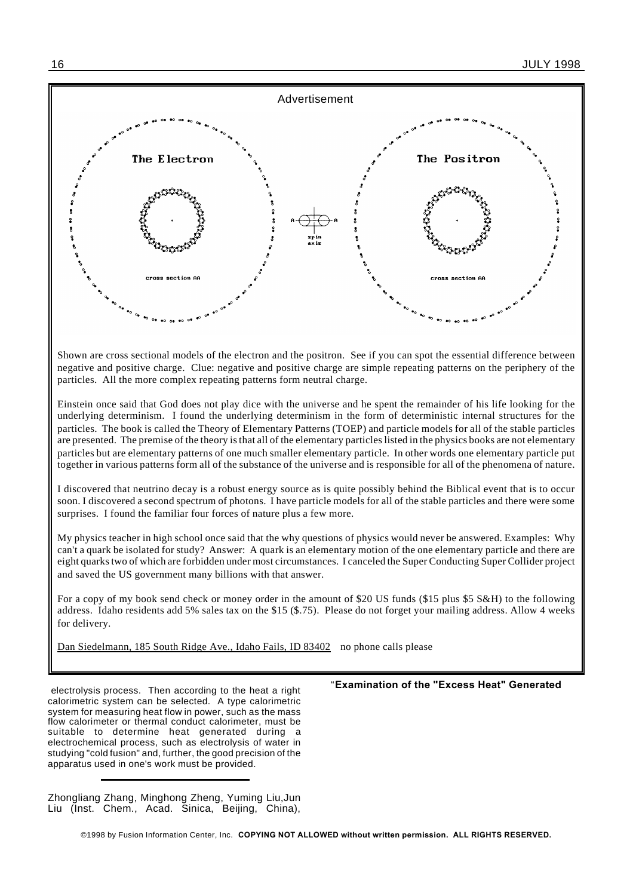Advertisement

The Electron

cross section AA

spin axis

The Positron

cross section AA

Shown are cross sectional models of the electron and the positron. See if you can spot the essential difference between negative and positive charge. Clue: negative and positive charge are simple repeating patterns on the periphery of the particles. All the more complex repeating patterns form neutral charge.

Einstein once said that God does not play dice with the universe and he spent the remainder of his life looking for the underlying determinism. I found the underlying determinism in the form of deterministic internal structures for the particles. The book is called the Theory of Elementary Patterns (TOEP) and particle models for all of the stable particles are presented. The premise of the theory is that all of the elementary particles listed in the physics books are not elementary particles but are elementary patterns of one much smaller elementary particle. In other words one elementary particle put together in various patterns form all of the substance of the universe and is responsible for all of the phenomena of nature.

I discovered that neutrino decay is a robust energy source as is quite possibly behind the Biblical event that is to occur soon. I discovered a second spectrum of photons. I have particle models for all of the stable particles and there were some surprises. I found the familiar four forces of nature plus a few more.

My physics teacher in high school once said that the why questions of physics would never be answered. Examples: Why can't a quark be isolated for study? Answer: A quark is an elementary motion of the one elementary particle and there are eight quarks two of which are forbidden under most circumstances. I canceled the Super Conducting Super Collider project and saved the US government many billions with that answer.

For a copy of my book send check or money order in the amount of $20 US funds ($15 plus $5 S&H) to the following address. Idaho residents add 5% sales tax on the $15 ($.75). Please do not forget your mailing address. Allow 4 weeks for delivery.

Dan Siedelmann, 185 South Ridge Ave., Idaho Fails, ID 83402 no phone calls please

---

electrolysis process. Then according to the heat a right calorimetric system can be selected. A type calorimetric system for measuring heat flow in power, such as the mass flow calorimeter or thermal conduct calorimeter, must be suitable to determine heat generated during a electrochemical process, such as electrolysis of water in studying "cold fusion" and, further, the good precision of the apparatus used in one's work must be provided.

---

Zhongliang Zhang, Minghong Zheng, Yuming Liu, Jun Liu (Inst. Chem., Acad. Sinica, Beijing, China), "**Examination of the "Excess Heat" Generated**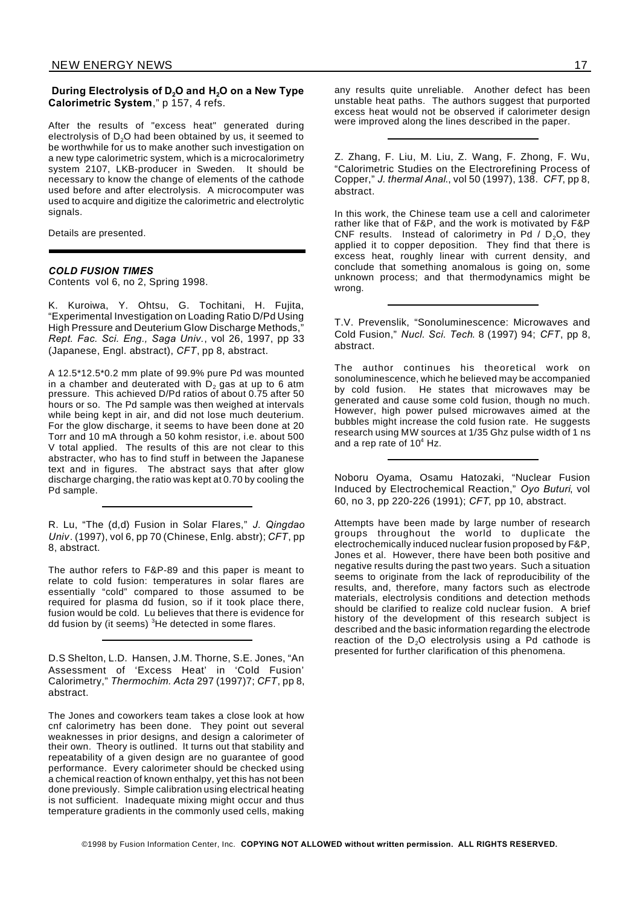**During Electrolysis of $D_2O$ and $H_2O$ on a New Type Calorimetric System**," p 157, 4 refs.

After the results of "excess heat" generated during electrolysis of $D_2O$ had been obtained by us, it seemed to be worthwhile for us to make another such investigation on a new type calorimetric system, which is a microcalorimetry system 2107, LKB-producer in Sweden. It should be necessary to know the change of elements of the cathode used before and after electrolysis. A microcomputer was used to acquire and digitize the calorimetric and electrolytic signals.

Details are presented.

---

### *COLD FUSION TIMES*

Contents vol 6, no 2, Spring 1998.

K. Kuroiwa, Y. Ohtsu, G. Tochitani, H. Fujita, "Experimental Investigation on Loading Ratio D/Pd Using High Pressure and Deuterium Glow Discharge Methods," *Rept. Fac. Sci. Eng., Saga Univ.*, vol 26, 1997, pp 33 (Japanese, Engl. abstract), *CFT*, pp 8, abstract.

A 12.5*12.5*0.2 mm plate of 99.9% pure Pd was mounted in a chamber and deuterated with $D_2$ gas at up to 6 atm pressure. This achieved D/Pd ratios of about 0.75 after 50 hours or so. The Pd sample was then weighed at intervals while being kept in air, and did not lose much deuterium. For the glow discharge, it seems to have been done at 20 Torr and 10 mA through a 50 kohm resistor, i.e. about 500 V total applied. The results of this are not clear to this abstracter, who has to find stuff in between the Japanese text and in figures. The abstract says that after glow discharge charging, the ratio was kept at 0.70 by cooling the Pd sample.

---

R. Lu, "The (d,d) Fusion in Solar Flares," *J. Qingdao Univ*. (1997), vol 6, pp 70 (Chinese, Enlg. abstr); *CFT*, pp 8, abstract.

The author refers to F&P-89 and this paper is meant to relate to cold fusion: temperatures in solar flares are essentially "cold" compared to those assumed to be required for plasma dd fusion, so if it took place there, fusion would be cold. Lu believes that there is evidence for dd fusion by (it seems) $^3$He detected in some flares.

---

D.S Shelton, L.D. Hansen, J.M. Thorne, S.E. Jones, "An Assessment of 'Excess Heat' in 'Cold Fusion' Calorimetry," *Thermochim. Acta* 297 (1997)7; *CFT*, pp 8, abstract.

The Jones and coworkers team takes a close look at how cnf calorimetry has been done. They point out several weaknesses in prior designs, and design a calorimeter of their own. Theory is outlined. It turns out that stability and repeatability of a given design are no guarantee of good performance. Every calorimeter should be checked using a chemical reaction of known enthalpy, yet this has not been done previously. Simple calibration using electrical heating is not sufficient. Inadequate mixing might occur and thus temperature gradients in the commonly used cells, making any results quite unreliable. Another defect has been unstable heat paths. The authors suggest that purported excess heat would not be observed if calorimeter design were improved along the lines described in the paper.

---

Z. Zhang, F. Liu, M. Liu, Z. Wang, F. Zhong, F. Wu, "Calorimetric Studies on the Electrorefining Process of Copper," *J. thermal Anal.*, vol 50 (1997), 138. *CFT*, pp 8, abstract.

In this work, the Chinese team use a cell and calorimeter rather like that of F&P, and the work is motivated by F&P CNF results. Instead of calorimetry in Pd / $D_2O$, they applied it to copper deposition. They find that there is excess heat, roughly linear with current density, and conclude that something anomalous is going on, some unknown process; and that thermodynamics might be wrong.

---

T.V. Prevenslik, "Sonoluminescence: Microwaves and Cold Fusion," *Nucl. Sci. Tech.* 8 (1997) 94; *CFT*, pp 8, abstract.

The author continues his theoretical work on sonoluminescence, which he believed may be accompanied by cold fusion. He states that microwaves may be generated and cause some cold fusion, though no much. However, high power pulsed microwaves aimed at the bubbles might increase the cold fusion rate. He suggests research using MW sources at 1/35 Ghz pulse width of 1 ns and a rep rate of $10^4$ Hz.

---

Noboru Oyama, Osamu Hatozaki, "Nuclear Fusion Induced by Electrochemical Reaction," *Oyo Buturi*, vol 60, no 3, pp 220-226 (1991); *CFT*, pp 10, abstract.

Attempts have been made by large number of research groups throughout the world to duplicate the electrochemically induced nuclear fusion proposed by F&P, Jones et al. However, there have been both positive and negative results during the past two years. Such a situation seems to originate from the lack of reproducibility of the results, and, therefore, many factors such as electrode materials, electrolysis conditions and detection methods should be clarified to realize cold nuclear fusion. A brief history of the development of this research subject is described and the basic information regarding the electrode reaction of the $D_2O$ electrolysis using a Pd cathode is presented for further clarification of this phenomena.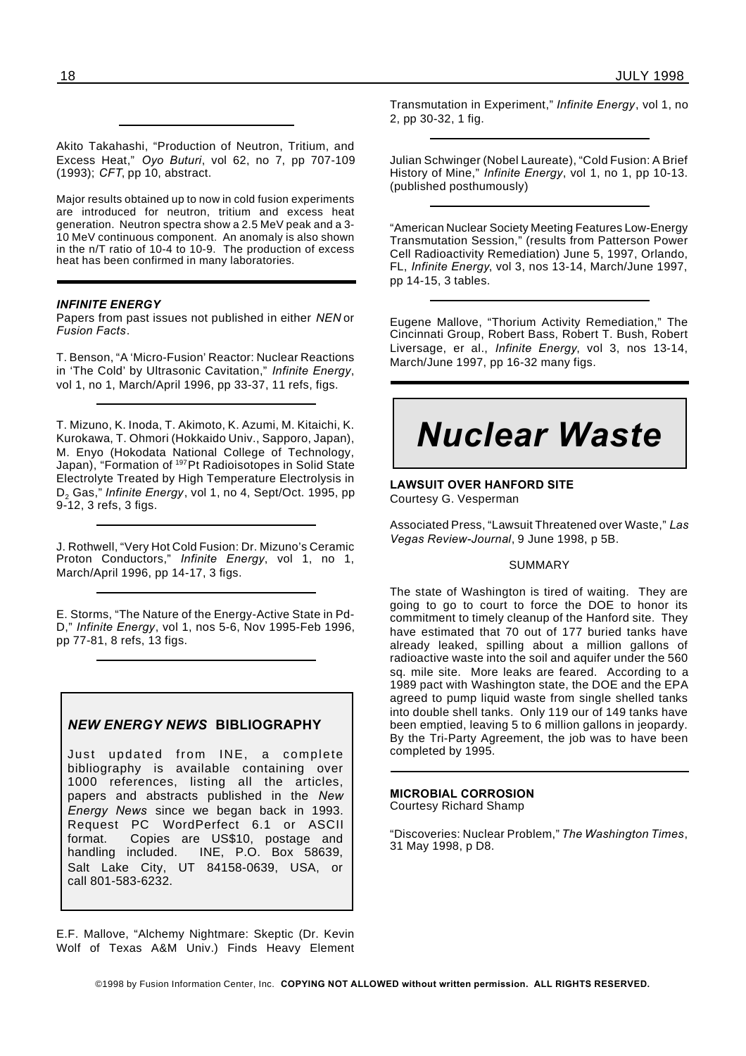Akito Takahashi, "Production of Neutron, Tritium, and Excess Heat," *Oyo Buturi*, vol 62, no 7, pp 707-109 (1993); *CFT*, pp 10, abstract.

Major results obtained up to now in cold fusion experiments are introduced for neutron, tritium and excess heat generation. Neutron spectra show a 2.5 MeV peak and a 3-10 MeV continuous component. An anomaly is also shown in the n/T ratio of 10-4 to 10-9. The production of excess heat has been confirmed in many laboratories.

---

#### *INFINITE ENERGY*

Papers from past issues not published in either *NEN* or *Fusion Facts*.

T. Benson, "A 'Micro-Fusion' Reactor: Nuclear Reactions in 'The Cold' by Ultrasonic Cavitation," *Infinite Energy*, vol 1, no 1, March/April 1996, pp 33-37, 11 refs, figs.

---

T. Mizuno, K. Inoda, T. Akimoto, K. Azumi, M. Kitaichi, K. Kurokawa, T. Ohmori (Hokkaido Univ., Sapporo, Japan), M. Enyo (Hokodata National College of Technology, Japan), "Formation of $^{197}$Pt Radioisotopes in Solid State Electrolyte Treated by High Temperature Electrolysis in $D_2$ Gas," *Infinite Energy*, vol 1, no 4, Sept/Oct. 1995, pp 9-12, 3 refs, 3 figs.

---

J. Rothwell, "Very Hot Cold Fusion: Dr. Mizuno's Ceramic Proton Conductors," *Infinite Energy*, vol 1, no 1, March/April 1996, pp 14-17, 3 figs.

---

E. Storms, "The Nature of the Energy-Active State in Pd-D," *Infinite Energy*, vol 1, nos 5-6, Nov 1995-Feb 1996, pp 77-81, 8 refs, 13 figs.

---

#### *NEW ENERGY NEWS* BIBLIOGRAPHY

Just updated from INE, a complete bibliography is available containing over 1000 references, listing all the articles, papers and abstracts published in the *New Energy News* since we began back in 1993. Request PC WordPerfect 6.1 or ASCII format. Copies are US$10, postage and handling included. INE, P.O. Box 58639, Salt Lake City, UT 84158-0639, USA, or call 801-583-6232.

E.F. Mallove, "Alchemy Nightmare: Skeptic (Dr. Kevin Wolf of Texas A&M Univ.) Finds Heavy Element Transmutation in Experiment," *Infinite Energy*, vol 1, no 2, pp 30-32, 1 fig.

---

Julian Schwinger (Nobel Laureate), "Cold Fusion: A Brief History of Mine," *Infinite Energy*, vol 1, no 1, pp 10-13. (published posthumously)

---

"American Nuclear Society Meeting Features Low-Energy Transmutation Session," (results from Patterson Power Cell Radioactivity Remediation) June 5, 1997, Orlando, FL, *Infinite Energy*, vol 3, nos 13-14, March/June 1997, pp 14-15, 3 tables.

---

Eugene Mallove, "Thorium Activity Remediation," The Cincinnati Group, Robert Bass, Robert T. Bush, Robert Liversage, er al., *Infinite Energy*, vol 3, nos 13-14, March/June 1997, pp 16-32 many figs.

---

# *Nuclear Waste*

#### LAWSUIT OVER HANFORD SITE

Courtesy G. Vesperman

Associated Press, "Lawsuit Threatened over Waste," *Las Vegas Review-Journal*, 9 June 1998, p 5B.

SUMMARY

The state of Washington is tired of waiting. They are going to go to court to force the DOE to honor its commitment to timely cleanup of the Hanford site. They have estimated that 70 out of 177 buried tanks have already leaked, spilling about a million gallons of radioactive waste into the soil and aquifer under the 560 sq. mile site. More leaks are feared. According to a 1989 pact with Washington state, the DOE and the EPA agreed to pump liquid waste from single shelled tanks into double shell tanks. Only 119 our of 149 tanks have been emptied, leaving 5 to 6 million gallons in jeopardy. By the Tri-Party Agreement, the job was to have been completed by 1995.

---

#### MICROBIAL CORROSION

Courtesy Richard Shamp

"Discoveries: Nuclear Problem," *The Washington Times*, 31 May 1998, p D8.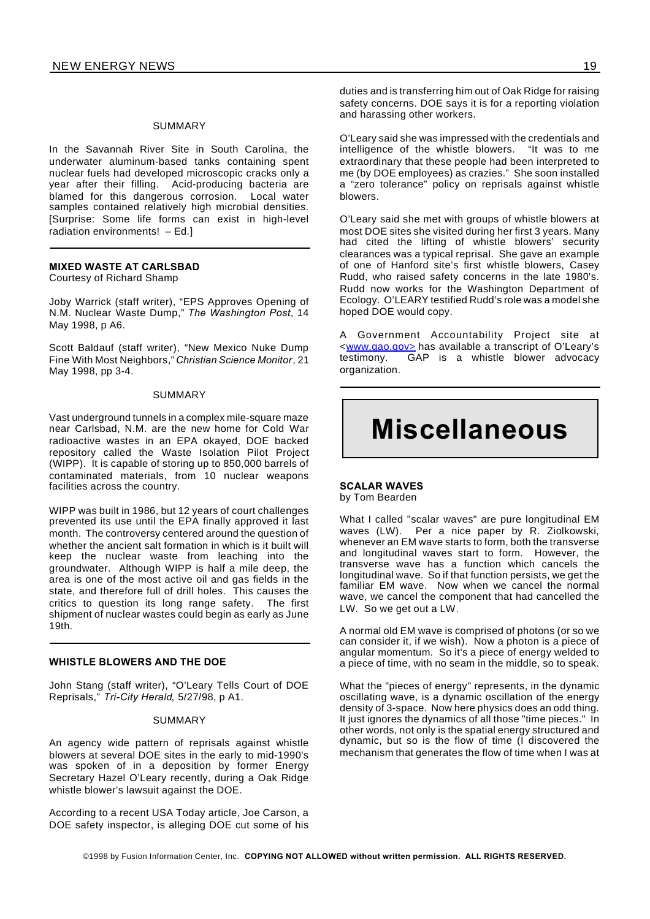SUMMARY

In the Savannah River Site in South Carolina, the underwater aluminum-based tanks containing spent nuclear fuels had developed microscopic cracks only a year after their filling. Acid-producing bacteria are blamed for this dangerous corrosion. Local water samples contained relatively high microbial densities. [Surprise: Some life forms can exist in high-level radiation environments! – Ed.]

---

### MIXED WASTE AT CARLSBAD

Courtesy of Richard Shamp

Joby Warrick (staff writer), "EPS Approves Opening of N.M. Nuclear Waste Dump," *The Washington Post*, 14 May 1998, p A6.

Scott Baldauf (staff writer), "New Mexico Nuke Dump Fine With Most Neighbors," *Christian Science Monitor*, 21 May 1998, pp 3-4.

SUMMARY

Vast underground tunnels in a complex mile-square maze near Carlsbad, N.M. are the new home for Cold War radioactive wastes in an EPA okayed, DOE backed repository called the Waste Isolation Pilot Project (WIPP). It is capable of storing up to 850,000 barrels of contaminated materials, from 10 nuclear weapons facilities across the country.

WIPP was built in 1986, but 12 years of court challenges prevented its use until the EPA finally approved it last month. The controversy centered around the question of whether the ancient salt formation in which is it built will keep the nuclear waste from leaching into the groundwater. Although WIPP is half a mile deep, the area is one of the most active oil and gas fields in the state, and therefore full of drill holes. This causes the critics to question its long range safety. The first shipment of nuclear wastes could begin as early as June 19th.

---

### WHISTLE BLOWERS AND THE DOE

John Stang (staff writer), "O'Leary Tells Court of DOE Reprisals," *Tri-City Herald*, 5/27/98, p A1.

SUMMARY

An agency wide pattern of reprisals against whistle blowers at several DOE sites in the early to mid-1990's was spoken of in a deposition by former Energy Secretary Hazel O'Leary recently, during a Oak Ridge whistle blower's lawsuit against the DOE.

According to a recent USA Today article, Joe Carson, a DOE safety inspector, is alleging DOE cut some of his duties and is transferring him out of Oak Ridge for raising safety concerns. DOE says it is for a reporting violation and harassing other workers.

O'Leary said she was impressed with the credentials and intelligence of the whistle blowers. "It was to me extraordinary that these people had been interpreted to me (by DOE employees) as crazies." She soon installed a "zero tolerance" policy on reprisals against whistle blowers.

O'Leary said she met with groups of whistle blowers at most DOE sites she visited during her first 3 years. Many had cited the lifting of whistle blowers' security clearances was a typical reprisal. She gave an example of one of Hanford site's first whistle blowers, Casey Rudd, who raised safety concerns in the late 1980's. Rudd now works for the Washington Department of Ecology. O'LEARY testified Rudd's role was a model she hoped DOE would copy.

A Government Accountability Project site at <www.gao.gov> has available a transcript of O'Leary's testimony. GAP is a whistle blower advocacy organization.

---

# Miscellaneous

### SCALAR WAVES

by Tom Bearden

What I called "scalar waves" are pure longitudinal EM waves (LW). Per a nice paper by R. Ziolkowski, whenever an EM wave starts to form, both the transverse and longitudinal waves start to form. However, the transverse wave has a function which cancels the longitudinal wave. So if that function persists, we get the familiar EM wave. Now when we cancel the normal wave, we cancel the component that had cancelled the LW. So we get out a LW.

A normal old EM wave is comprised of photons (or so we can consider it, if we wish). Now a photon is a piece of angular momentum. So it's a piece of energy welded to a piece of time, with no seam in the middle, so to speak.

What the "pieces of energy" represents, in the dynamic oscillating wave, is a dynamic oscillation of the energy density of 3-space. Now here physics does an odd thing. It just ignores the dynamics of all those "time pieces." In other words, not only is the spatial energy structured and dynamic, but so is the flow of time (I discovered the mechanism that generates the flow of time when I was at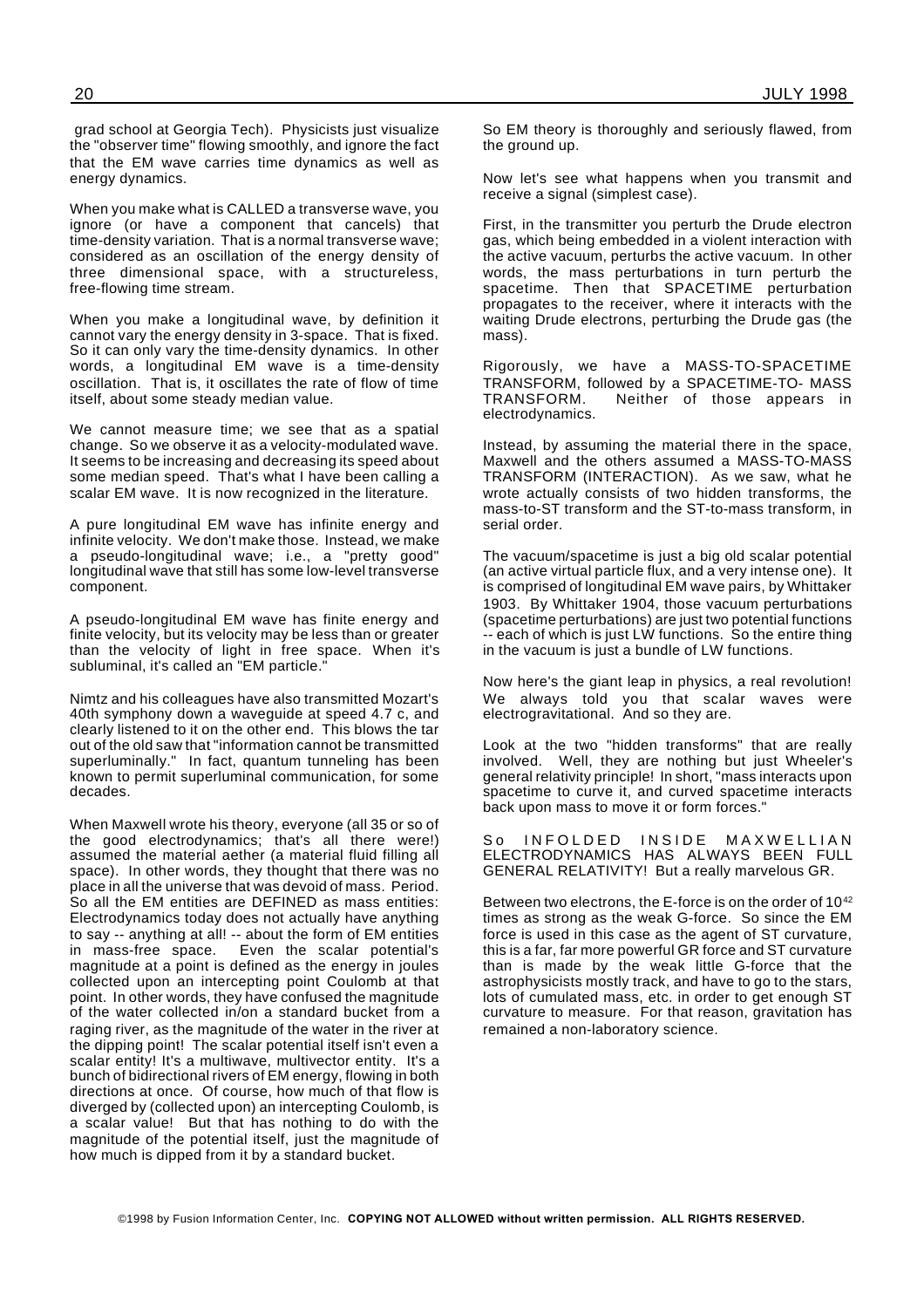grad school at Georgia Tech). Physicists just visualize the "observer time" flowing smoothly, and ignore the fact that the EM wave carries time dynamics as well as energy dynamics.

When you make what is CALLED a transverse wave, you ignore (or have a component that cancels) that time-density variation. That is a normal transverse wave; considered as an oscillation of the energy density of three dimensional space, with a structureless, free-flowing time stream.

When you make a longitudinal wave, by definition it cannot vary the energy density in 3-space. That is fixed. So it can only vary the time-density dynamics. In other words, a longitudinal EM wave is a time-density oscillation. That is, it oscillates the rate of flow of time itself, about some steady median value.

We cannot measure time; we see that as a spatial change. So we observe it as a velocity-modulated wave. It seems to be increasing and decreasing its speed about some median speed. That's what I have been calling a scalar EM wave. It is now recognized in the literature.

A pure longitudinal EM wave has infinite energy and infinite velocity. We don't make those. Instead, we make a pseudo-longitudinal wave; i.e., a "pretty good" longitudinal wave that still has some low-level transverse component.

A pseudo-longitudinal EM wave has finite energy and finite velocity, but its velocity may be less than or greater than the velocity of light in free space. When it's subluminal, it's called an "EM particle."

Nimtz and his colleagues have also transmitted Mozart's 40th symphony down a waveguide at speed 4.7 c, and clearly listened to it on the other end. This blows the tar out of the old saw that "information cannot be transmitted superluminally." In fact, quantum tunneling has been known to permit superluminal communication, for some decades.

When Maxwell wrote his theory, everyone (all 35 or so of the good electrodynamics; that's all there were!) assumed the material aether (a material fluid filling all space). In other words, they thought that there was no place in all the universe that was devoid of mass. Period. So all the EM entities are DEFINED as mass entities: Electrodynamics today does not actually have anything to say -- anything at all! -- about the form of EM entities in mass-free space. Even the scalar potential's magnitude at a point is defined as the energy in joules collected upon an intercepting point Coulomb at that point. In other words, they have confused the magnitude of the water collected in/on a standard bucket from a raging river, as the magnitude of the water in the river at the dipping point! The scalar potential itself isn't even a scalar entity! It's a multiwave, multivector entity. It's a bunch of bidirectional rivers of EM energy, flowing in both directions at once. Of course, how much of that flow is diverged by (collected upon) an intercepting Coulomb, is a scalar value! But that has nothing to do with the magnitude of the potential itself, just the magnitude of how much is dipped from it by a standard bucket.

So EM theory is thoroughly and seriously flawed, from the ground up.

Now let's see what happens when you transmit and receive a signal (simplest case).

First, in the transmitter you perturb the Drude electron gas, which being embedded in a violent interaction with the active vacuum, perturbs the active vacuum. In other words, the mass perturbations in turn perturb the spacetime. Then that SPACETIME perturbation propagates to the receiver, where it interacts with the waiting Drude electrons, perturbing the Drude gas (the mass).

Rigorously, we have a MASS-TO-SPACETIME TRANSFORM, followed by a SPACETIME-TO- MASS TRANSFORM. Neither of those appears in electrodynamics.

Instead, by assuming the material there in the space, Maxwell and the others assumed a MASS-TO-MASS TRANSFORM (INTERACTION). As we saw, what he wrote actually consists of two hidden transforms, the mass-to-ST transform and the ST-to-mass transform, in serial order.

The vacuum/spacetime is just a big old scalar potential (an active virtual particle flux, and a very intense one). It is comprised of longitudinal EM wave pairs, by Whittaker 1903. By Whittaker 1904, those vacuum perturbations (spacetime perturbations) are just two potential functions -- each of which is just LW functions. So the entire thing in the vacuum is just a bundle of LW functions.

Now here's the giant leap in physics, a real revolution! We always told you that scalar waves were electrogravitational. And so they are.

Look at the two "hidden transforms" that are really involved. Well, they are nothing but just Wheeler's general relativity principle! In short, "mass interacts upon spacetime to curve it, and curved spacetime interacts back upon mass to move it or form forces."

So INFOLDED INSIDE MAXWELLIAN ELECTRODYNAMICS HAS ALWAYS BEEN FULL GENERAL RELATIVITY! But a really marvelous GR.

Between two electrons, the E-force is on the order of $10^{42}$ times as strong as the weak G-force. So since the EM force is used in this case as the agent of ST curvature, this is a far, far more powerful GR force and ST curvature than is made by the weak little G-force that the astrophysicists mostly track, and have to go to the stars, lots of cumulated mass, etc. in order to get enough ST curvature to measure. For that reason, gravitation has remained a non-laboratory science.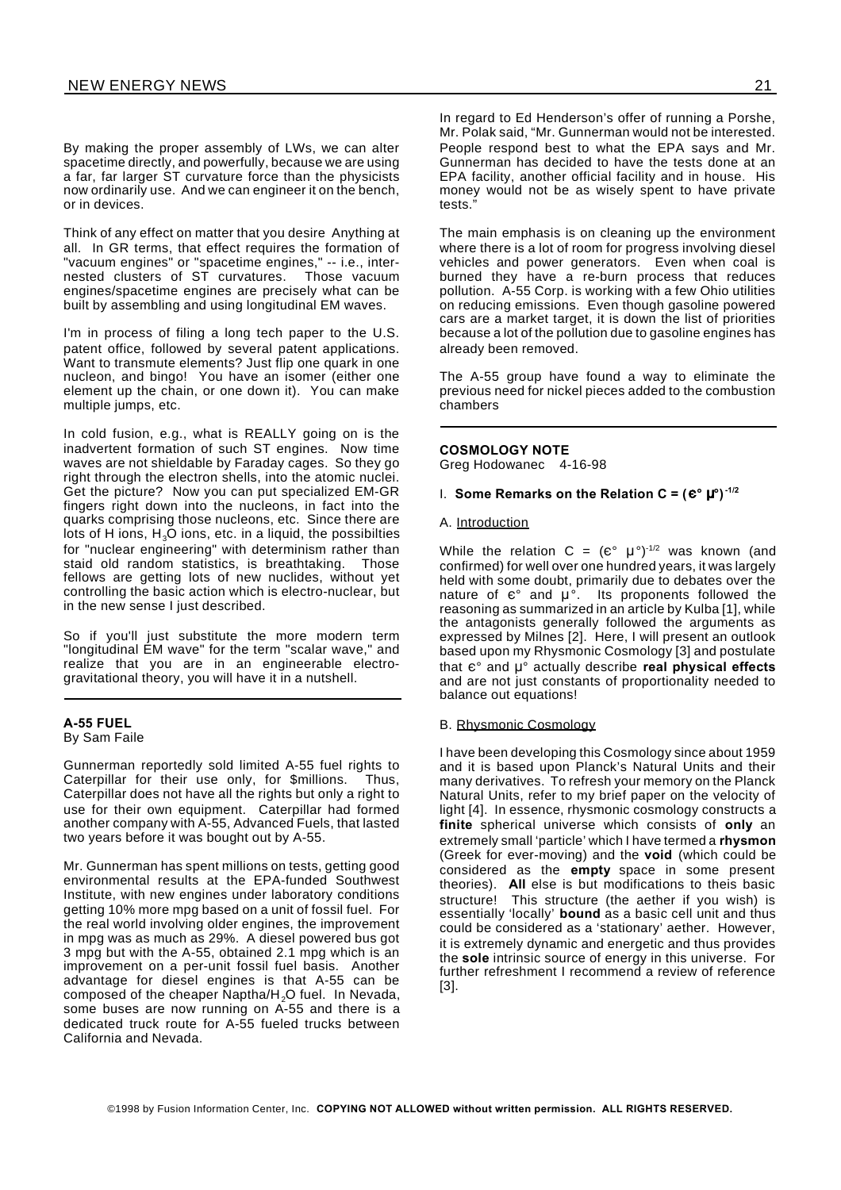By making the proper assembly of LWs, we can alter spacetime directly, and powerfully, because we are using a far, far larger ST curvature force than the physicists now ordinarily use. And we can engineer it on the bench, or in devices.

Think of any effect on matter that you desire Anything at all. In GR terms, that effect requires the formation of "vacuum engines" or "spacetime engines," -- i.e., inter-nested clusters of ST curvatures. Those vacuum engines/spacetime engines are precisely what can be built by assembling and using longitudinal EM waves.

I'm in process of filing a long tech paper to the U.S. patent office, followed by several patent applications. Want to transmute elements? Just flip one quark in one nucleon, and bingo! You have an isomer (either one element up the chain, or one down it). You can make multiple jumps, etc.

In cold fusion, e.g., what is REALLY going on is the inadvertent formation of such ST engines. Now time waves are not shieldable by Faraday cages. So they go right through the electron shells, into the atomic nuclei. Get the picture? Now you can put specialized EM-GR fingers right down into the nucleons, in fact into the quarks comprising those nucleons, etc. Since there are lots of H ions, $H_3O$ ions, etc. in a liquid, the possibilties for "nuclear engineering" with determinism rather than staid old random statistics, is breathtaking. Those fellows are getting lots of new nuclides, without yet controlling the basic action which is electro-nuclear, but in the new sense I just described.

So if you'll just substitute the more modern term "longitudinal EM wave" for the term "scalar wave," and realize that you are in an engineerable electro-gravitational theory, you will have it in a nutshell.

---

## A-55 FUEL

By Sam Faile

Gunnerman reportedly sold limited A-55 fuel rights to Caterpillar for their use only, for $millions. Thus, Caterpillar does not have all the rights but only a right to use for their own equipment. Caterpillar had formed another company with A-55, Advanced Fuels, that lasted two years before it was bought out by A-55.

Mr. Gunnerman has spent millions on tests, getting good environmental results at the EPA-funded Southwest Institute, with new engines under laboratory conditions getting 10% more mpg based on a unit of fossil fuel. For the real world involving older engines, the improvement in mpg was as much as 29%. A diesel powered bus got 3 mpg but with the A-55, obtained 2.1 mpg which is an improvement on a per-unit fossil fuel basis. Another advantage for diesel engines is that A-55 can be composed of the cheaper Naptha/$H_2O$ fuel. In Nevada, some buses are now running on A-55 and there is a dedicated truck route for A-55 fueled trucks between California and Nevada.

In regard to Ed Henderson's offer of running a Porshe, Mr. Polak said, "Mr. Gunnerman would not be interested. People respond best to what the EPA says and Mr. Gunnerman has decided to have the tests done at an EPA facility, another official facility and in house. His money would not be as wisely spent to have private tests."

The main emphasis is on cleaning up the environment where there is a lot of room for progress involving diesel vehicles and power generators. Even when coal is burned they have a re-burn process that reduces pollution. A-55 Corp. is working with a few Ohio utilities on reducing emissions. Even though gasoline powered cars are a market target, it is down the list of priorities because a lot of the pollution due to gasoline engines has already been removed.

The A-55 group have found a way to eliminate the previous need for nickel pieces added to the combustion chambers

---

## COSMOLOGY NOTE

Greg Hodowanec 4-16-98

### I. Some Remarks on the Relation $C = (\epsilon^\circ \mu^\circ)^{-1/2}$

#### A. Introduction

While the relation $C = (\epsilon^\circ \mu^\circ)^{-1/2}$ was known (and confirmed) for well over one hundred years, it was largely held with some doubt, primarily due to debates over the nature of $\epsilon^\circ$ and $\mu^\circ$. Its proponents followed the reasoning as summarized in an article by Kulba [1], while the antagonists generally followed the arguments as expressed by Milnes [2]. Here, I will present an outlook based upon my Rhysmonic Cosmology [3] and postulate that $\epsilon^\circ$ and $\mu^\circ$ actually describe **real physical effects** and are not just constants of proportionality needed to balance out equations!

#### B. Rhysmonic Cosmology

I have been developing this Cosmology since about 1959 and it is based upon Planck's Natural Units and their many derivatives. To refresh your memory on the Planck Natural Units, refer to my brief paper on the velocity of light [4]. In essence, rhysmonic cosmology constructs a **finite** spherical universe which consists of **only** an extremely small 'particle' which I have termed a **rhysmon** (Greek for ever-moving) and the **void** (which could be considered as the **empty** space in some present theories). **All** else is but modifications to theis basic structure! This structure (the aether if you wish) is essentially 'locally' **bound** as a basic cell unit and thus could be considered as a 'stationary' aether. However, it is extremely dynamic and energetic and thus provides the **sole** intrinsic source of energy in this universe. For further refreshment I recommend a review of reference [3].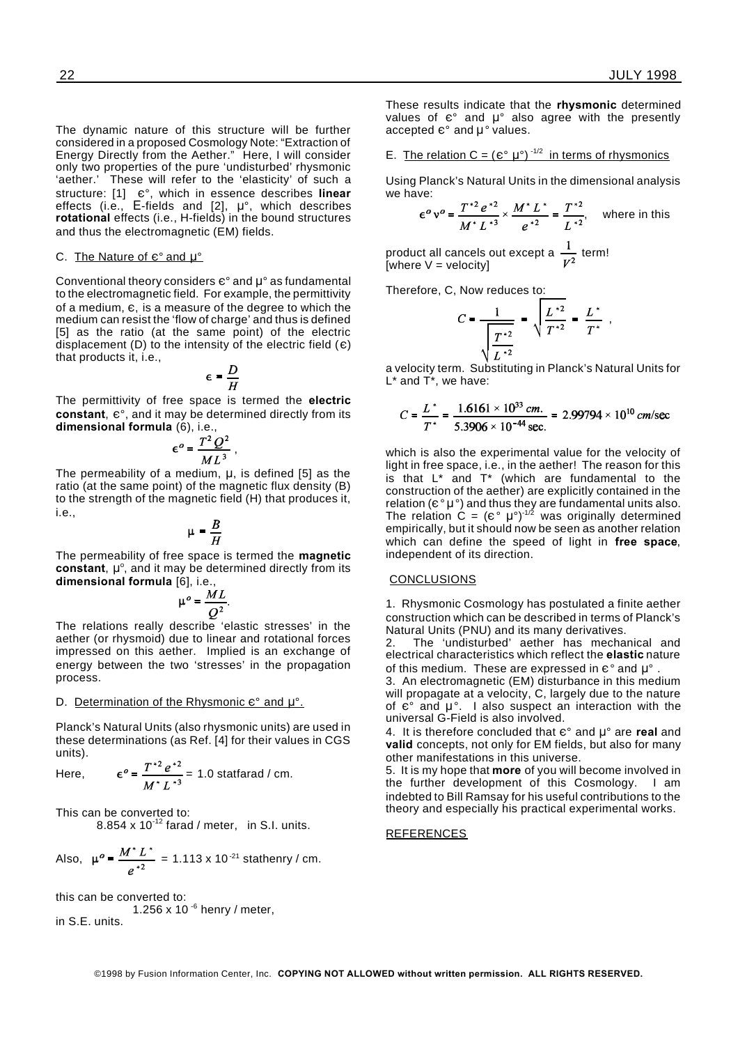The dynamic nature of this structure will be further considered in a proposed Cosmology Note: "Extraction of Energy Directly from the Aether." Here, I will consider only two properties of the pure 'undisturbed' rhysmonic 'aether.' These will refer to the 'elasticity' of such a structure: [1] $\epsilon°$, which in essence describes **linear** effects (i.e., E-fields and [2], $\mu°$, which describes **rotational** effects (i.e., H-fields) in the bound structures and thus the electromagnetic (EM) fields.

C. The Nature of $\epsilon°$ and $\mu°$

Conventional theory considers $\epsilon°$ and $\mu°$ as fundamental to the electromagnetic field. For example, the permittivity of a medium, $\epsilon$, is a measure of the degree to which the medium can resist the 'flow of charge' and thus is defined [5] as the ratio (at the same point) of the electric displacement (D) to the intensity of the electric field ($\epsilon$) that products it, i.e.,

$$\epsilon = \frac{D}{H}$$

The permittivity of free space is termed the **electric constant**, $\epsilon°$, and it may be determined directly from its **dimensional formula** (6), i.e.,

$$\epsilon^o = \frac{T^2 Q^2}{M L^3},$$

The permeability of a medium, $\mu$, is defined [5] as the ratio (at the same point) of the magnetic flux density (B) to the strength of the magnetic field (H) that produces it, i.e.,

$$\mu = \frac{B}{H}$$

The permeability of free space is termed the **magnetic constant**, $\mu^o$, and it may be determined directly from its **dimensional formula** [6], i.e.,

$$\mu^o = \frac{M L}{Q^2}.$$

The relations really describe 'elastic stresses' in the aether (or rhysmoid) due to linear and rotational forces impressed on this aether. Implied is an exchange of energy between the two 'stresses' in the propagation process.

D. Determination of the Rhysmonic $\epsilon°$ and $\mu°$.

Planck's Natural Units (also rhysmonic units) are used in these determinations (as Ref. [4] for their values in CGS units).

Here, $\epsilon^o = \dfrac{T^{*2} e^{*2}}{M^* L^{*3}}$ = 1.0 statfarad / cm.

This can be converted to:
8.854 x $10^{-12}$ farad / meter, in S.I. units.

Also, $\mu^o = \dfrac{M^* L^*}{e^{*2}}$ = 1.113 x $10^{-21}$ stathenry / cm.

this can be converted to:
1.256 x 10 $^{-6}$ henry / meter,
in S.E. units.

These results indicate that the **rhysmonic** determined values of $\epsilon°$ and $\mu°$ also agree with the presently accepted $\epsilon°$ and $\mu°$ values.

E. The relation $C = (\epsilon° \ \mu°)^{-1/2}$ in terms of rhysmonics

Using Planck's Natural Units in the dimensional analysis we have:

$$\epsilon^o v^o = \frac{T^{*2} e^{*2}}{M^* L^{*3}} \times \frac{M^* L^*}{e^{*2}} = \frac{T^{*2}}{L^{*2}}, \quad \text{where in this}$$

product all cancels out except a $\dfrac{1}{V^2}$ term!
[where V = velocity]

Therefore, C, Now reduces to:

$$C = \frac{1}{\sqrt{\dfrac{T^{*2}}{L^{*2}}}} = \sqrt{\frac{L^{*2}}{T^{*2}}} = \frac{L^*}{T^*},$$

a velocity term. Substituting in Planck's Natural Units for L* and T*, we have:

$$C = \frac{L^*}{T^*} = \frac{1.6161 \times 10^{33}\ cm.}{5.3906 \times 10^{-44}\ \text{sec.}} = 2.99794 \times 10^{10}\ cm/\text{sec}$$

which is also the experimental value for the velocity of light in free space, i.e., in the aether! The reason for this is that L* and T* (which are fundamental to the construction of the aether) are explicitly contained in the relation ($\epsilon° \mu°$) and thus they are fundamental units also. The relation $C = (\epsilon° \ \mu°)^{-1/2}$ was originally determined empirically, but it should now be seen as another relation which can define the speed of light in **free space**, independent of its direction.

## CONCLUSIONS

1. Rhysmonic Cosmology has postulated a finite aether construction which can be described in terms of Planck's Natural Units (PNU) and its many derivatives.
2. The 'undisturbed' aether has mechanical and electrical characteristics which reflect the **elastic** nature of this medium. These are expressed in $\epsilon°$ and $\mu°$.
3. An electromagnetic (EM) disturbance in this medium will propagate at a velocity, C, largely due to the nature of $\epsilon°$ and $\mu°$. I also suspect an interaction with the universal G-Field is also involved.
4. It is therefore concluded that $\epsilon°$ and $\mu°$ are **real** and **valid** concepts, not only for EM fields, but also for many other manifestations in this universe.
5. It is my hope that **more** of you will become involved in the further development of this Cosmology. I am indebted to Bill Ramsay for his useful contributions to the theory and especially his practical experimental works.

## REFERENCES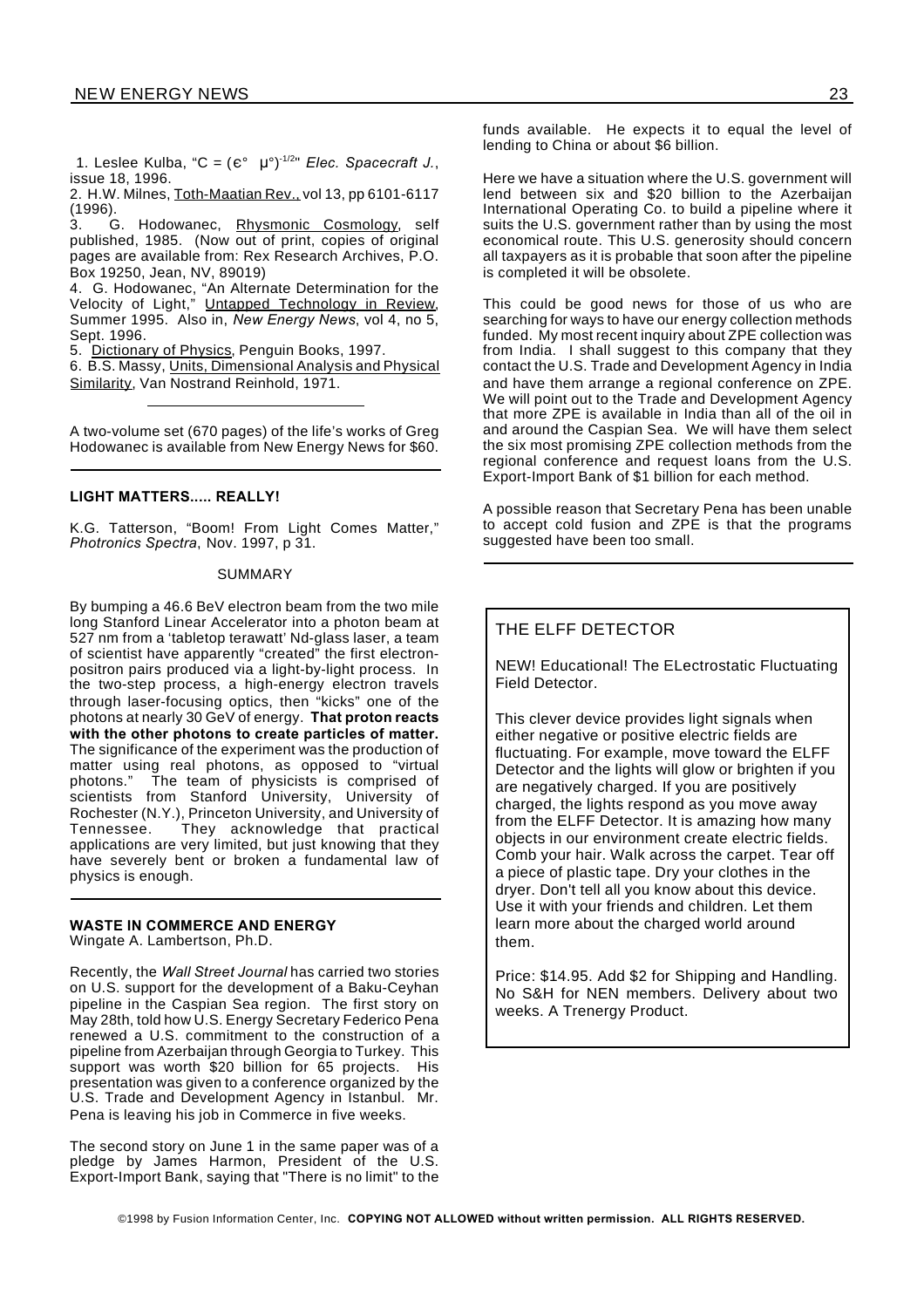1. Leslee Kulba, "$C = (\epsilon^\circ \ \mu^\circ)^{-1/2}$" *Elec. Spacecraft J.*, issue 18, 1996.
2. H.W. Milnes, Toth-Maatian Rev., vol 13, pp 6101-6117 (1996).
3. G. Hodowanec, Rhysmonic Cosmology, self published, 1985. (Now out of print, copies of original pages are available from: Rex Research Archives, P.O. Box 19250, Jean, NV, 89019)
4. G. Hodowanec, "An Alternate Determination for the Velocity of Light," Untapped Technology in Review, Summer 1995. Also in, *New Energy News*, vol 4, no 5, Sept. 1996.
5. Dictionary of Physics, Penguin Books, 1997.
6. B.S. Massy, Units, Dimensional Analysis and Physical Similarity, Van Nostrand Reinhold, 1971.

---

A two-volume set (670 pages) of the life's works of Greg Hodowanec is available from New Energy News for $60.

---

### LIGHT MATTERS..... REALLY!

K.G. Tatterson, "Boom! From Light Comes Matter," *Photronics Spectra*, Nov. 1997, p 31.

SUMMARY

By bumping a 46.6 BeV electron beam from the two mile long Stanford Linear Accelerator into a photon beam at 527 nm from a 'tabletop terawatt' Nd-glass laser, a team of scientist have apparently "created" the first electron-positron pairs produced via a light-by-light process. In the two-step process, a high-energy electron travels through laser-focusing optics, then "kicks" one of the photons at nearly 30 GeV of energy. **That proton reacts with the other photons to create particles of matter.** The significance of the experiment was the production of matter using real photons, as opposed to "virtual photons." The team of physicists is comprised of scientists from Stanford University, University of Rochester (N.Y.), Princeton University, and University of Tennessee. They acknowledge that practical applications are very limited, but just knowing that they have severely bent or broken a fundamental law of physics is enough.

---

### WASTE IN COMMERCE AND ENERGY

Wingate A. Lambertson, Ph.D.

Recently, the *Wall Street Journal* has carried two stories on U.S. support for the development of a Baku-Ceyhan pipeline in the Caspian Sea region. The first story on May 28th, told how U.S. Energy Secretary Federico Pena renewed a U.S. commitment to the construction of a pipeline from Azerbaijan through Georgia to Turkey. This support was worth $20 billion for 65 projects. His presentation was given to a conference organized by the U.S. Trade and Development Agency in Istanbul. Mr. Pena is leaving his job in Commerce in five weeks.

The second story on June 1 in the same paper was of a pledge by James Harmon, President of the U.S. Export-Import Bank, saying that "There is no limit" to the funds available. He expects it to equal the level of lending to China or about $6 billion.

Here we have a situation where the U.S. government will lend between six and $20 billion to the Azerbaijan International Operating Co. to build a pipeline where it suits the U.S. government rather than by using the most economical route. This U.S. generosity should concern all taxpayers as it is probable that soon after the pipeline is completed it will be obsolete.

This could be good news for those of us who are searching for ways to have our energy collection methods funded. My most recent inquiry about ZPE collection was from India. I shall suggest to this company that they contact the U.S. Trade and Development Agency in India and have them arrange a regional conference on ZPE. We will point out to the Trade and Development Agency that more ZPE is available in India than all of the oil in and around the Caspian Sea. We will have them select the six most promising ZPE collection methods from the regional conference and request loans from the U.S. Export-Import Bank of $1 billion for each method.

A possible reason that Secretary Pena has been unable to accept cold fusion and ZPE is that the programs suggested have been too small.

---

### THE ELFF DETECTOR

NEW! Educational! The ELectrostatic Fluctuating Field Detector.

This clever device provides light signals when either negative or positive electric fields are fluctuating. For example, move toward the ELFF Detector and the lights will glow or brighten if you are negatively charged. If you are positively charged, the lights respond as you move away from the ELFF Detector. It is amazing how many objects in our environment create electric fields. Comb your hair. Walk across the carpet. Tear off a piece of plastic tape. Dry your clothes in the dryer. Don't tell all you know about this device. Use it with your friends and children. Let them learn more about the charged world around them.

Price: $14.95. Add $2 for Shipping and Handling. No S&H for NEN members. Delivery about two weeks. A Trenergy Product.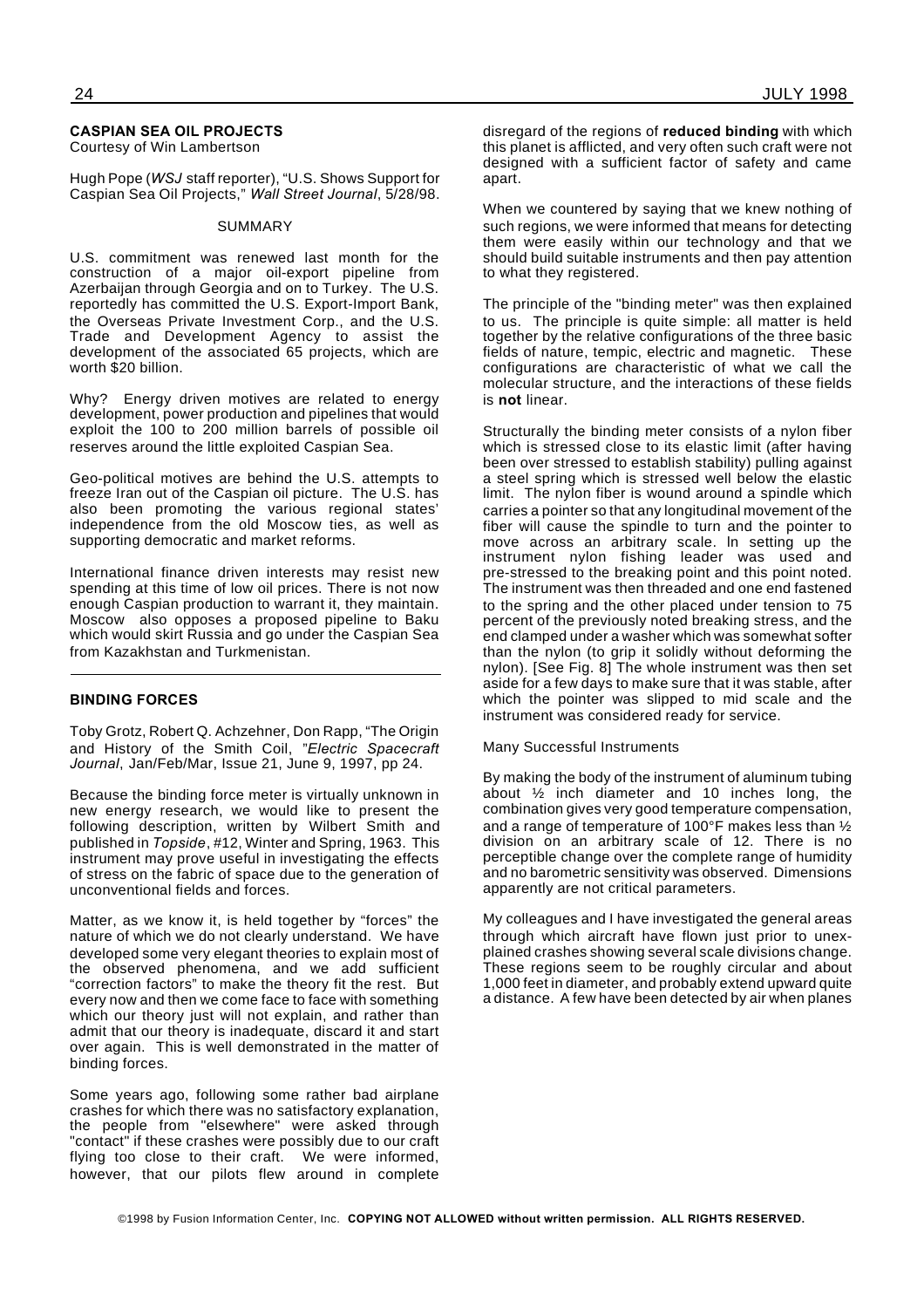## CASPIAN SEA OIL PROJECTS

Courtesy of Win Lambertson

Hugh Pope (*WSJ* staff reporter), "U.S. Shows Support for Caspian Sea Oil Projects," *Wall Street Journal*, 5/28/98.

SUMMARY

U.S. commitment was renewed last month for the construction of a major oil-export pipeline from Azerbaijan through Georgia and on to Turkey. The U.S. reportedly has committed the U.S. Export-Import Bank, the Overseas Private Investment Corp., and the U.S. Trade and Development Agency to assist the development of the associated 65 projects, which are worth $20 billion.

Why? Energy driven motives are related to energy development, power production and pipelines that would exploit the 100 to 200 million barrels of possible oil reserves around the little exploited Caspian Sea.

Geo-political motives are behind the U.S. attempts to freeze Iran out of the Caspian oil picture. The U.S. has also been promoting the various regional states' independence from the old Moscow ties, as well as supporting democratic and market reforms.

International finance driven interests may resist new spending at this time of low oil prices. There is not now enough Caspian production to warrant it, they maintain. Moscow also opposes a proposed pipeline to Baku which would skirt Russia and go under the Caspian Sea from Kazakhstan and Turkmenistan.

---

## BINDING FORCES

Toby Grotz, Robert Q. Achzehner, Don Rapp, "The Origin and History of the Smith Coil, "*Electric Spacecraft Journal*, Jan/Feb/Mar, Issue 21, June 9, 1997, pp 24.

Because the binding force meter is virtually unknown in new energy research, we would like to present the following description, written by Wilbert Smith and published in *Topside*, #12, Winter and Spring, 1963. This instrument may prove useful in investigating the effects of stress on the fabric of space due to the generation of unconventional fields and forces.

Matter, as we know it, is held together by "forces" the nature of which we do not clearly understand. We have developed some very elegant theories to explain most of the observed phenomena, and we add sufficient "correction factors" to make the theory fit the rest. But every now and then we come face to face with something which our theory just will not explain, and rather than admit that our theory is inadequate, discard it and start over again. This is well demonstrated in the matter of binding forces.

Some years ago, following some rather bad airplane crashes for which there was no satisfactory explanation, the people from "elsewhere" were asked through "contact" if these crashes were possibly due to our craft flying too close to their craft. We were informed, however, that our pilots flew around in complete disregard of the regions of **reduced binding** with which this planet is afflicted, and very often such craft were not designed with a sufficient factor of safety and came apart.

When we countered by saying that we knew nothing of such regions, we were informed that means for detecting them were easily within our technology and that we should build suitable instruments and then pay attention to what they registered.

The principle of the "binding meter" was then explained to us. The principle is quite simple: all matter is held together by the relative configurations of the three basic fields of nature, tempic, electric and magnetic. These configurations are characteristic of what we call the molecular structure, and the interactions of these fields is **not** linear.

Structurally the binding meter consists of a nylon fiber which is stressed close to its elastic limit (after having been over stressed to establish stability) pulling against a steel spring which is stressed well below the elastic limit. The nylon fiber is wound around a spindle which carries a pointer so that any longitudinal movement of the fiber will cause the spindle to turn and the pointer to move across an arbitrary scale. In setting up the instrument nylon fishing leader was used and pre-stressed to the breaking point and this point noted. The instrument was then threaded and one end fastened to the spring and the other placed under tension to 75 percent of the previously noted breaking stress, and the end clamped under a washer which was somewhat softer than the nylon (to grip it solidly without deforming the nylon). [See Fig. 8] The whole instrument was then set aside for a few days to make sure that it was stable, after which the pointer was slipped to mid scale and the instrument was considered ready for service.

Many Successful Instruments

By making the body of the instrument of aluminum tubing about ½ inch diameter and 10 inches long, the combination gives very good temperature compensation, and a range of temperature of 100°F makes less than ½ division on an arbitrary scale of 12. There is no perceptible change over the complete range of humidity and no barometric sensitivity was observed. Dimensions apparently are not critical parameters.

My colleagues and I have investigated the general areas through which aircraft have flown just prior to unexplained crashes showing several scale divisions change. These regions seem to be roughly circular and about 1,000 feet in diameter, and probably extend upward quite a distance. A few have been detected by air when planes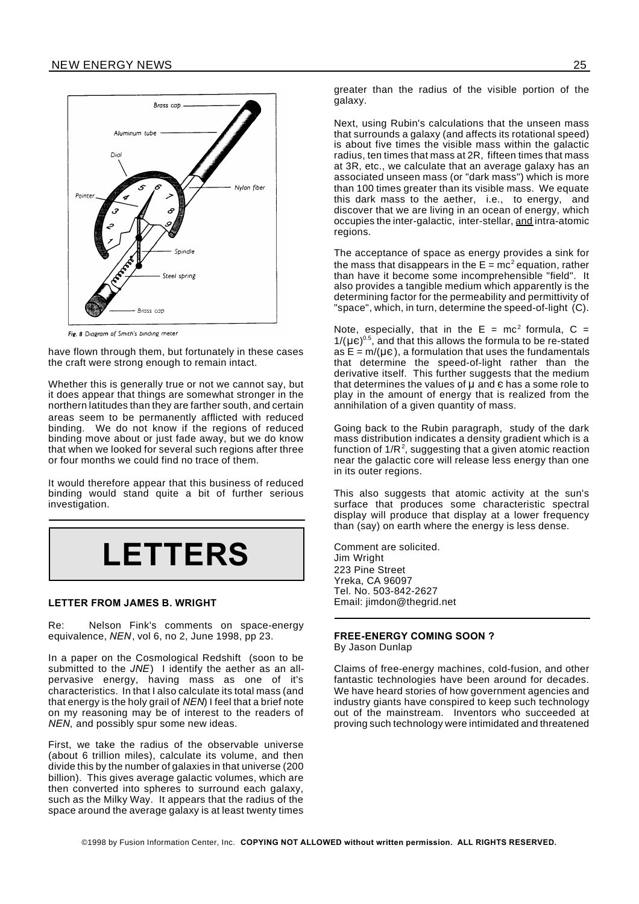Fig. 8 Diagram of Smith's binding meter

have flown through them, but fortunately in these cases the craft were strong enough to remain intact.

Whether this is generally true or not we cannot say, but it does appear that things are somewhat stronger in the northern latitudes than they are farther south, and certain areas seem to be permanently afflicted with reduced binding. We do not know if the regions of reduced binding move about or just fade away, but we do know that when we looked for several such regions after three or four months we could find no trace of them.

It would therefore appear that this business of reduced binding would stand quite a bit of further serious investigation.

# LETTERS

### LETTER FROM JAMES B. WRIGHT

Re: Nelson Fink's comments on space-energy equivalence, *NEN*, vol 6, no 2, June 1998, pp 23.

In a paper on the Cosmological Redshift (soon to be submitted to the *JNE*) I identify the aether as an all-pervasive energy, having mass as one of it's characteristics. In that I also calculate its total mass (and that energy is the holy grail of *NEN*) I feel that a brief note on my reasoning may be of interest to the readers of *NEN*, and possibly spur some new ideas.

First, we take the radius of the observable universe (about 6 trillion miles), calculate its volume, and then divide this by the number of galaxies in that universe (200 billion). This gives average galactic volumes, which are then converted into spheres to surround each galaxy, such as the Milky Way. It appears that the radius of the space around the average galaxy is at least twenty times greater than the radius of the visible portion of the galaxy.

Next, using Rubin's calculations that the unseen mass that surrounds a galaxy (and affects its rotational speed) is about five times the visible mass within the galactic radius, ten times that mass at 2R, fifteen times that mass at 3R, etc., we calculate that an average galaxy has an associated unseen mass (or "dark mass") which is more than 100 times greater than its visible mass. We equate this dark mass to the aether, i.e., to energy, and discover that we are living in an ocean of energy, which occupies the inter-galactic, inter-stellar, <u>and</u> intra-atomic regions.

The acceptance of space as energy provides a sink for the mass that disappears in the $E = mc^2$ equation, rather than have it become some incomprehensible "field". It also provides a tangible medium which apparently is the determining factor for the permeability and permittivity of "space", which, in turn, determine the speed-of-light (C).

Note, especially, that in the $E = mc^2$ formula, $C = 1/(\mu\epsilon)^{0.5}$, and that this allows the formula to be re-stated as $E = m/(\mu\epsilon)$, a formulation that uses the fundamentals that determine the speed-of-light rather than the derivative itself. This further suggests that the medium that determines the values of $\mu$ and $\epsilon$ has a some role to play in the amount of energy that is realized from the annihilation of a given quantity of mass.

Going back to the Rubin paragraph, study of the dark mass distribution indicates a density gradient which is a function of $1/R^2$, suggesting that a given atomic reaction near the galactic core will release less energy than one in its outer regions.

This also suggests that atomic activity at the sun's surface that produces some characteristic spectral display will produce that display at a lower frequency than (say) on earth where the energy is less dense.

Comment are solicited.
Jim Wright
223 Pine Street
Yreka, CA 96097
Tel. No. 503-842-2627
Email: jimdon@thegrid.net

### FREE-ENERGY COMING SOON ?

By Jason Dunlap

Claims of free-energy machines, cold-fusion, and other fantastic technologies have been around for decades. We have heard stories of how government agencies and industry giants have conspired to keep such technology out of the mainstream. Inventors who succeeded at proving such technology were intimidated and threatened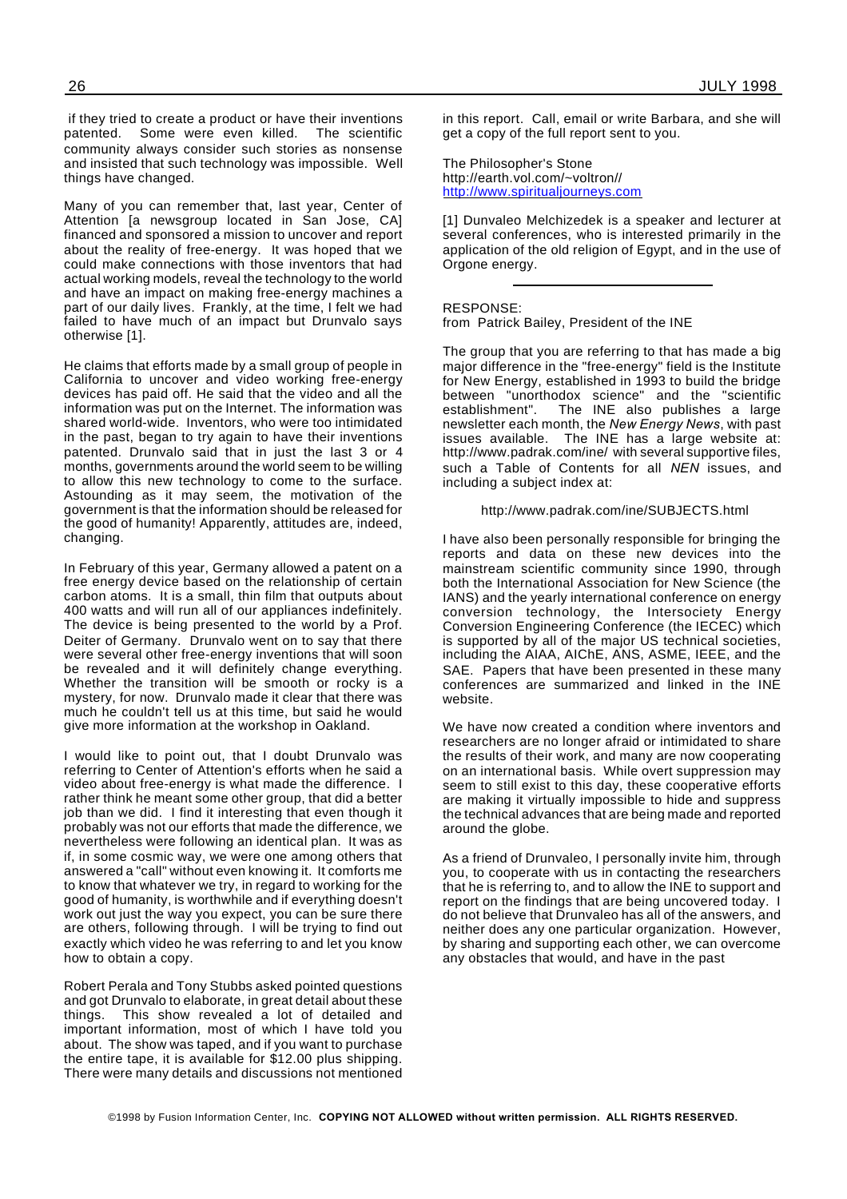if they tried to create a product or have their inventions patented. Some were even killed. The scientific community always consider such stories as nonsense and insisted that such technology was impossible. Well things have changed.

Many of you can remember that, last year, Center of Attention [a newsgroup located in San Jose, CA] financed and sponsored a mission to uncover and report about the reality of free-energy. It was hoped that we could make connections with those inventors that had actual working models, reveal the technology to the world and have an impact on making free-energy machines a part of our daily lives. Frankly, at the time, I felt we had failed to have much of an impact but Drunvalo says otherwise [1].

He claims that efforts made by a small group of people in California to uncover and video working free-energy devices has paid off. He said that the video and all the information was put on the Internet. The information was shared world-wide. Inventors, who were too intimidated in the past, began to try again to have their inventions patented. Drunvalo said that in just the last 3 or 4 months, governments around the world seem to be willing to allow this new technology to come to the surface. Astounding as it may seem, the motivation of the government is that the information should be released for the good of humanity! Apparently, attitudes are, indeed, changing.

In February of this year, Germany allowed a patent on a free energy device based on the relationship of certain carbon atoms. It is a small, thin film that outputs about 400 watts and will run all of our appliances indefinitely. The device is being presented to the world by a Prof. Deiter of Germany. Drunvalo went on to say that there were several other free-energy inventions that will soon be revealed and it will definitely change everything. Whether the transition will be smooth or rocky is a mystery, for now. Drunvalo made it clear that there was much he couldn't tell us at this time, but said he would give more information at the workshop in Oakland.

I would like to point out, that I doubt Drunvalo was referring to Center of Attention's efforts when he said a video about free-energy is what made the difference. I rather think he meant some other group, that did a better job than we did. I find it interesting that even though it probably was not our efforts that made the difference, we nevertheless were following an identical plan. It was as if, in some cosmic way, we were one among others that answered a "call" without even knowing it. It comforts me to know that whatever we try, in regard to working for the good of humanity, is worthwhile and if everything doesn't work out just the way you expect, you can be sure there are others, following through. I will be trying to find out exactly which video he was referring to and let you know how to obtain a copy.

Robert Perala and Tony Stubbs asked pointed questions and got Drunvalo to elaborate, in great detail about these things. This show revealed a lot of detailed and important information, most of which I have told you about. The show was taped, and if you want to purchase the entire tape, it is available for $12.00 plus shipping. There were many details and discussions not mentioned in this report. Call, email or write Barbara, and she will get a copy of the full report sent to you.

The Philosopher's Stone
http://earth.vol.com/~voltron//
http://www.spiritualjourneys.com

[1] Dunvaleo Melchizedek is a speaker and lecturer at several conferences, who is interested primarily in the application of the old religion of Egypt, and in the use of Orgone energy.

---

RESPONSE:
from Patrick Bailey, President of the INE

The group that you are referring to that has made a big major difference in the "free-energy" field is the Institute for New Energy, established in 1993 to build the bridge between "unorthodox science" and the "scientific establishment". The INE also publishes a large newsletter each month, the *New Energy News*, with past issues available. The INE has a large website at: http://www.padrak.com/ine/ with several supportive files, such a Table of Contents for all *NEN* issues, and including a subject index at:

http://www.padrak.com/ine/SUBJECTS.html

I have also been personally responsible for bringing the reports and data on these new devices into the mainstream scientific community since 1990, through both the International Association for New Science (the IANS) and the yearly international conference on energy conversion technology, the Intersociety Energy Conversion Engineering Conference (the IECEC) which is supported by all of the major US technical societies, including the AIAA, AIChE, ANS, ASME, IEEE, and the SAE. Papers that have been presented in these many conferences are summarized and linked in the INE website.

We have now created a condition where inventors and researchers are no longer afraid or intimidated to share the results of their work, and many are now cooperating on an international basis. While overt suppression may seem to still exist to this day, these cooperative efforts are making it virtually impossible to hide and suppress the technical advances that are being made and reported around the globe.

As a friend of Drunvaleo, I personally invite him, through you, to cooperate with us in contacting the researchers that he is referring to, and to allow the INE to support and report on the findings that are being uncovered today. I do not believe that Drunvaleo has all of the answers, and neither does any one particular organization. However, by sharing and supporting each other, we can overcome any obstacles that would, and have in the past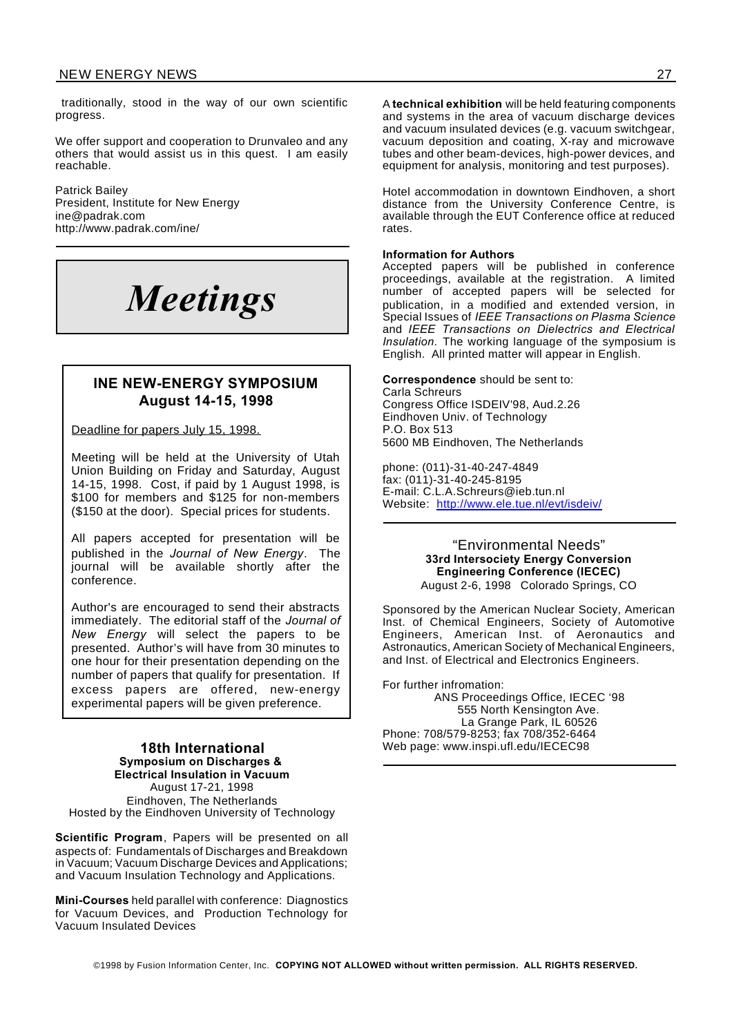traditionally, stood in the way of our own scientific progress.

We offer support and cooperation to Drunvaleo and any others that would assist us in this quest. I am easily reachable.

Patrick Bailey
President, Institute for New Energy
ine@padrak.com
http://www.padrak.com/ine/

# *Meetings*

## INE NEW-ENERGY SYMPOSIUM August 14-15, 1998

Deadline for papers July 15, 1998.

Meeting will be held at the University of Utah Union Building on Friday and Saturday, August 14-15, 1998. Cost, if paid by 1 August 1998, is $100 for members and $125 for non-members ($150 at the door). Special prices for students.

All papers accepted for presentation will be published in the *Journal of New Energy*. The journal will be available shortly after the conference.

Author's are encouraged to send their abstracts immediately. The editorial staff of the *Journal of New Energy* will select the papers to be presented. Author's will have from 30 minutes to one hour for their presentation depending on the number of papers that qualify for presentation. If excess papers are offered, new-energy experimental papers will be given preference.

## 18th International Symposium on Discharges & Electrical Insulation in Vacuum

August 17-21, 1998
Eindhoven, The Netherlands
Hosted by the Eindhoven University of Technology

**Scientific Program**, Papers will be presented on all aspects of: Fundamentals of Discharges and Breakdown in Vacuum; Vacuum Discharge Devices and Applications; and Vacuum Insulation Technology and Applications.

**Mini-Courses** held parallel with conference: Diagnostics for Vacuum Devices, and Production Technology for Vacuum Insulated Devices

A **technical exhibition** will be held featuring components and systems in the area of vacuum discharge devices and vacuum insulated devices (e.g. vacuum switchgear, vacuum deposition and coating, X-ray and microwave tubes and other beam-devices, high-power devices, and equipment for analysis, monitoring and test purposes).

Hotel accommodation in downtown Eindhoven, a short distance from the University Conference Centre, is available through the EUT Conference office at reduced rates.

**Information for Authors**
Accepted papers will be published in conference proceedings, available at the registration. A limited number of accepted papers will be selected for publication, in a modified and extended version, in Special Issues of *IEEE Transactions on Plasma Science* and *IEEE Transactions on Dielectrics and Electrical Insulation.* The working language of the symposium is English. All printed matter will appear in English.

**Correspondence** should be sent to:
Carla Schreurs
Congress Office ISDEIV'98, Aud.2.26
Eindhoven Univ. of Technology
P.O. Box 513
5600 MB Eindhoven, The Netherlands

phone: (011)-31-40-247-4849
fax: (011)-31-40-245-8195
E-mail: C.L.A.Schreurs@ieb.tun.nl
Website: http://www.ele.tue.nl/evt/isdeiv/

## "Environmental Needs" 33rd Intersociety Energy Conversion Engineering Conference (IECEC)

August 2-6, 1998 Colorado Springs, CO

Sponsored by the American Nuclear Society, American Inst. of Chemical Engineers, Society of Automotive Engineers, American Inst. of Aeronautics and Astronautics, American Society of Mechanical Engineers, and Inst. of Electrical and Electronics Engineers.

For further infromation:
ANS Proceedings Office, IECEC '98
555 North Kensington Ave.
La Grange Park, IL 60526
Phone: 708/579-8253; fax 708/352-6464
Web page: www.inspi.ufl.edu/IECEC98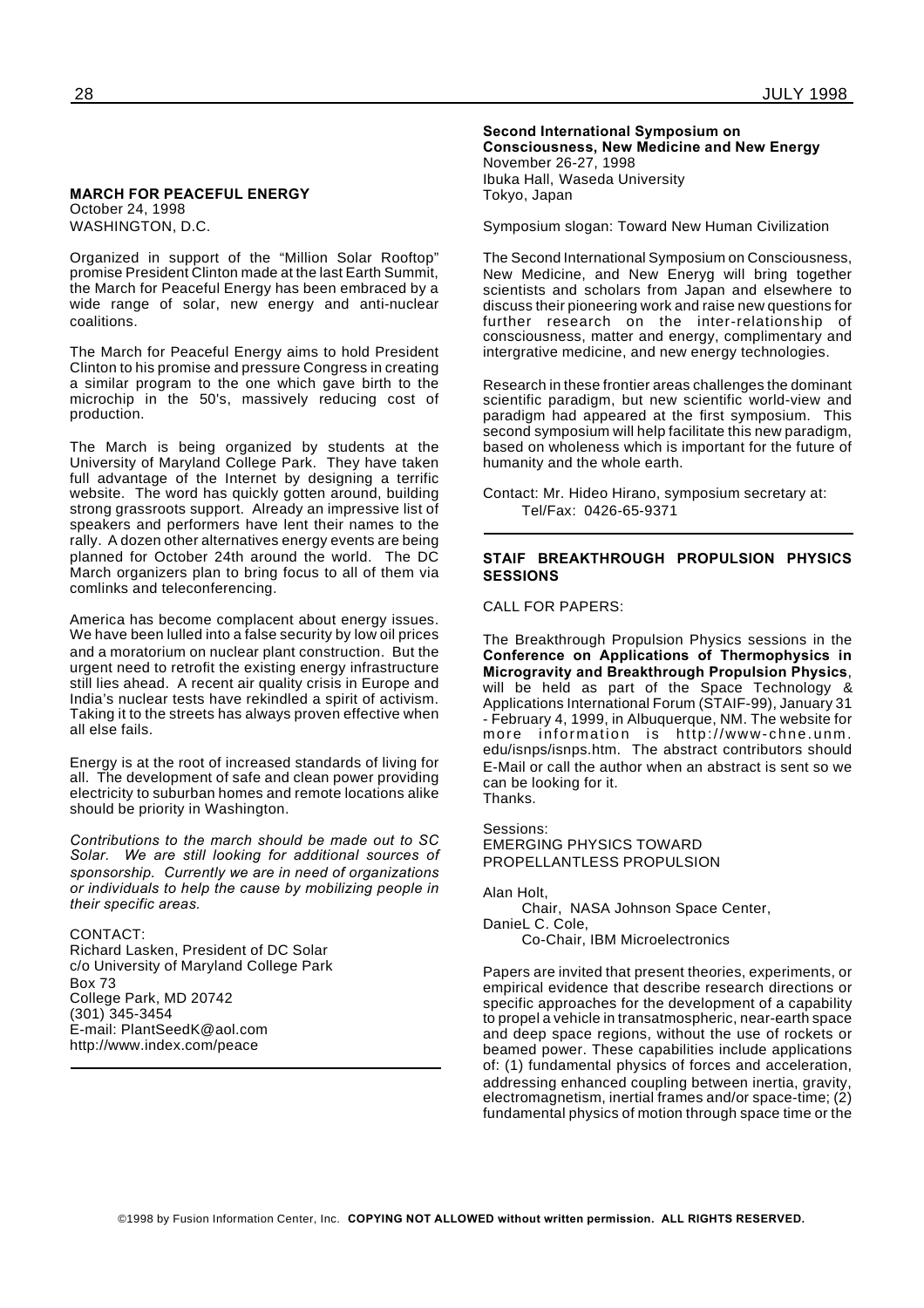## MARCH FOR PEACEFUL ENERGY

October 24, 1998
WASHINGTON, D.C.

Organized in support of the "Million Solar Rooftop" promise President Clinton made at the last Earth Summit, the March for Peaceful Energy has been embraced by a wide range of solar, new energy and anti-nuclear coalitions.

The March for Peaceful Energy aims to hold President Clinton to his promise and pressure Congress in creating a similar program to the one which gave birth to the microchip in the 50's, massively reducing cost of production.

The March is being organized by students at the University of Maryland College Park. They have taken full advantage of the Internet by designing a terrific website. The word has quickly gotten around, building strong grassroots support. Already an impressive list of speakers and performers have lent their names to the rally. A dozen other alternatives energy events are being planned for October 24th around the world. The DC March organizers plan to bring focus to all of them via comlinks and teleconferencing.

America has become complacent about energy issues. We have been lulled into a false security by low oil prices and a moratorium on nuclear plant construction. But the urgent need to retrofit the existing energy infrastructure still lies ahead. A recent air quality crisis in Europe and India's nuclear tests have rekindled a spirit of activism. Taking it to the streets has always proven effective when all else fails.

Energy is at the root of increased standards of living for all. The development of safe and clean power providing electricity to suburban homes and remote locations alike should be priority in Washington.

*Contributions to the march should be made out to SC Solar. We are still looking for additional sources of sponsorship. Currently we are in need of organizations or individuals to help the cause by mobilizing people in their specific areas.*

CONTACT:
Richard Lasken, President of DC Solar
c/o University of Maryland College Park
Box 73
College Park, MD 20742
(301) 345-3454
E-mail: PlantSeedK@aol.com
http://www.index.com/peace

---

## Second International Symposium on Consciousness, New Medicine and New Energy

November 26-27, 1998
Ibuka Hall, Waseda University
Tokyo, Japan

Symposium slogan: Toward New Human Civilization

The Second International Symposium on Consciousness, New Medicine, and New Eneryg will bring together scientists and scholars from Japan and elsewhere to discuss their pioneering work and raise new questions for further research on the inter-relationship of consciousness, matter and energy, complimentary and intergrative medicine, and new energy technologies.

Research in these frontier areas challenges the dominant scientific paradigm, but new scientific world-view and paradigm had appeared at the first symposium. This second symposium will help facilitate this new paradigm, based on wholeness which is important for the future of humanity and the whole earth.

Contact: Mr. Hideo Hirano, symposium secretary at:
Tel/Fax: 0426-65-9371

---

## STAIF BREAKTHROUGH PROPULSION PHYSICS SESSIONS

CALL FOR PAPERS:

The Breakthrough Propulsion Physics sessions in the **Conference on Applications of Thermophysics in Microgravity and Breakthrough Propulsion Physics**, will be held as part of the Space Technology & Applications International Forum (STAIF-99), January 31 - February 4, 1999, in Albuquerque, NM. The website for more information is http://www-chne.unm.edu/isnps/isnps.htm. The abstract contributors should E-Mail or call the author when an abstract is sent so we can be looking for it.
Thanks.

Sessions:
EMERGING PHYSICS TOWARD PROPELLANTLESS PROPULSION

Alan Holt,
Chair, NASA Johnson Space Center,
DanieL C. Cole,
Co-Chair, IBM Microelectronics

Papers are invited that present theories, experiments, or empirical evidence that describe research directions or specific approaches for the development of a capability to propel a vehicle in transatmospheric, near-earth space and deep space regions, without the use of rockets or beamed power. These capabilities include applications of: (1) fundamental physics of forces and acceleration, addressing enhanced coupling between inertia, gravity, electromagnetism, inertial frames and/or space-time; (2) fundamental physics of motion through space time or the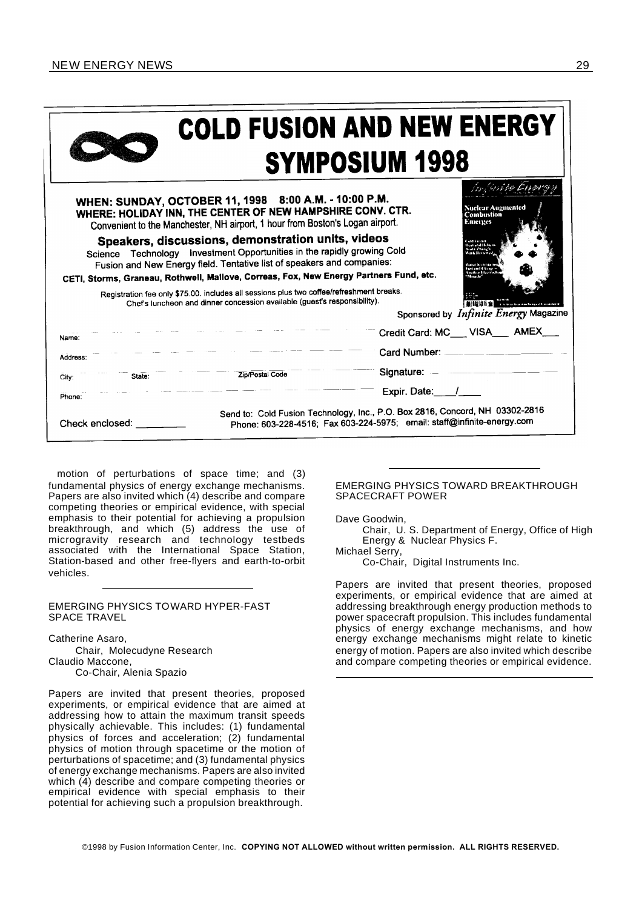# COLD FUSION AND NEW ENERGY SYMPOSIUM 1998

**WHEN: SUNDAY, OCTOBER 11, 1998 8:00 A.M. - 10:00 P.M.**
**WHERE: HOLIDAY INN, THE CENTER OF NEW HAMPSHIRE CONV. CTR.**
Convenient to the Manchester, NH airport, 1 hour from Boston's Logan airport.

**Speakers, discussions, demonstration units, videos**
Science Technology Investment Opportunities in the rapidly growing Cold Fusion and New Energy field. Tentative list of speakers and companies:
**CETI, Storms, Graneau, Rothwell, Mallove, Correas, Fox, New Energy Partners Fund, etc.**

Registration fee only $75.00. includes all sessions plus two coffee/refreshment breaks.
Chef's luncheon and dinner concession available (guest's responsibility).

Sponsored by *Infinite Energy* Magazine

Name: ______________________________ Credit Card: MC___ VISA___ AMEX___

Address: ______________________________ Card Number: ______________

City: ________ State: ________ Zip/Postal Code ________ Signature: ______________

Phone: ______________________________ Expir. Date:____/____

Check enclosed: ________

Send to: Cold Fusion Technology, Inc., P.O. Box 2816, Concord, NH 03302-2816
Phone: 603-228-4516; Fax 603-224-5975; email: staff@infinite-energy.com

---

motion of perturbations of space time; and (3) fundamental physics of energy exchange mechanisms. Papers are also invited which (4) describe and compare competing theories or empirical evidence, with special emphasis to their potential for achieving a propulsion breakthrough, and which (5) address the use of microgravity research and technology testbeds associated with the International Space Station, Station-based and other free-flyers and earth-to-orbit vehicles.

---

### EMERGING PHYSICS TOWARD HYPER-FAST SPACE TRAVEL

Catherine Asaro,
Chair, Molecudyne Research
Claudio Maccone,
Co-Chair, Alenia Spazio

Papers are invited that present theories, proposed experiments, or empirical evidence that are aimed at addressing how to attain the maximum transit speeds physically achievable. This includes: (1) fundamental physics of forces and acceleration; (2) fundamental physics of motion through spacetime or the motion of perturbations of spacetime; and (3) fundamental physics of energy exchange mechanisms. Papers are also invited which (4) describe and compare competing theories or empirical evidence with special emphasis to their potential for achieving such a propulsion breakthrough.

---

### EMERGING PHYSICS TOWARD BREAKTHROUGH SPACECRAFT POWER

Dave Goodwin,
Chair, U. S. Department of Energy, Office of High Energy & Nuclear Physics F.
Michael Serry,
Co-Chair, Digital Instruments Inc.

Papers are invited that present theories, proposed experiments, or empirical evidence that are aimed at addressing breakthrough energy production methods to power spacecraft propulsion. This includes fundamental physics of energy exchange mechanisms, and how energy exchange mechanisms might relate to kinetic energy of motion. Papers are also invited which describe and compare competing theories or empirical evidence.

---

©1998 by Fusion Information Center, Inc. **COPYING NOT ALLOWED without written permission. ALL RIGHTS RESERVED.**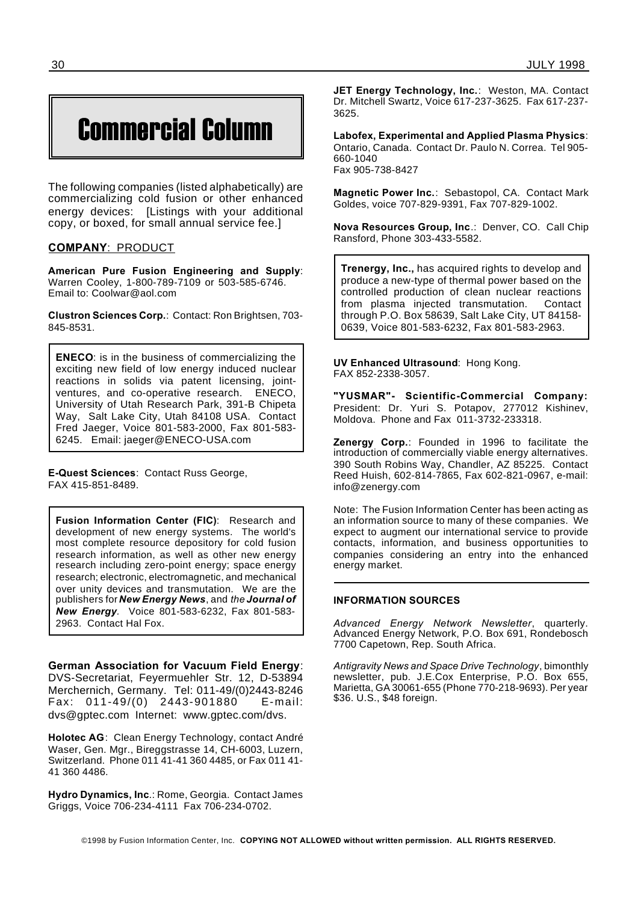# Commercial Column

The following companies (listed alphabetically) are commercializing cold fusion or other enhanced energy devices: [Listings with your additional copy, or boxed, for small annual service fee.]

**COMPANY**: PRODUCT

**American Pure Fusion Engineering and Supply**: Warren Cooley, 1-800-789-7109 or 503-585-6746. Email to: Coolwar@aol.com

**Clustron Sciences Corp.**: Contact: Ron Brightsen, 703-845-8531.

**ENECO**: is in the business of commercializing the exciting new field of low energy induced nuclear reactions in solids via patent licensing, joint-ventures, and co-operative research. ENECO, University of Utah Research Park, 391-B Chipeta Way, Salt Lake City, Utah 84108 USA. Contact Fred Jaeger, Voice 801-583-2000, Fax 801-583-6245. Email: jaeger@ENECO-USA.com

**E-Quest Sciences**: Contact Russ George, FAX 415-851-8489.

**Fusion Information Center (FIC)**: Research and development of new energy systems. The world's most complete resource depository for cold fusion research information, as well as other new energy research including zero-point energy; space energy research; electronic, electromagnetic, and mechanical over unity devices and transmutation. We are the publishers for ***New Energy News***, and *the* ***Journal of New Energy***. Voice 801-583-6232, Fax 801-583-2963. Contact Hal Fox.

**German Association for Vacuum Field Energy**: DVS-Secretariat, Feyermuehler Str. 12, D-53894 Merchernich, Germany. Tel: 011-49/(0)2443-8246 Fax: 011-49/(0) 2443-901880 E-mail: dvs@gptec.com Internet: www.gptec.com/dvs.

**Holotec AG**: Clean Energy Technology, contact André Waser, Gen. Mgr., Bireggstrasse 14, CH-6003, Luzern, Switzerland. Phone 011 41-41 360 4485, or Fax 011 41-41 360 4486.

**Hydro Dynamics, Inc**.: Rome, Georgia. Contact James Griggs, Voice 706-234-4111 Fax 706-234-0702.

**JET Energy Technology, Inc.**: Weston, MA. Contact Dr. Mitchell Swartz, Voice 617-237-3625. Fax 617-237-3625.

**Labofex, Experimental and Applied Plasma Physics**: Ontario, Canada. Contact Dr. Paulo N. Correa. Tel 905-660-1040
Fax 905-738-8427

**Magnetic Power Inc.**: Sebastopol, CA. Contact Mark Goldes, voice 707-829-9391, Fax 707-829-1002.

**Nova Resources Group, Inc**.: Denver, CO. Call Chip Ransford, Phone 303-433-5582.

**Trenergy, Inc.,** has acquired rights to develop and produce a new-type of thermal power based on the controlled production of clean nuclear reactions from plasma injected transmutation. Contact through P.O. Box 58639, Salt Lake City, UT 84158-0639, Voice 801-583-6232, Fax 801-583-2963.

**UV Enhanced Ultrasound**: Hong Kong. FAX 852-2338-3057.

**"YUSMAR"- Scientific-Commercial Company:** President: Dr. Yuri S. Potapov, 277012 Kishinev, Moldova. Phone and Fax 011-3732-233318.

**Zenergy Corp.**: Founded in 1996 to facilitate the introduction of commercially viable energy alternatives. 390 South Robins Way, Chandler, AZ 85225. Contact Reed Huish, 602-814-7865, Fax 602-821-0967, e-mail: info@zenergy.com

Note: The Fusion Information Center has been acting as an information source to many of these companies. We expect to augment our international service to provide contacts, information, and business opportunities to companies considering an entry into the enhanced energy market.

**INFORMATION SOURCES**

*Advanced Energy Network Newsletter*, quarterly. Advanced Energy Network, P.O. Box 691, Rondebosch 7700 Capetown, Rep. South Africa.

*Antigravity News and Space Drive Technology*, bimonthly newsletter, pub. J.E.Cox Enterprise, P.O. Box 655, Marietta, GA 30061-655 (Phone 770-218-9693). Per year $36. U.S., $48 foreign.

©1998 by Fusion Information Center, Inc. **COPYING NOT ALLOWED without written permission. ALL RIGHTS RESERVED.**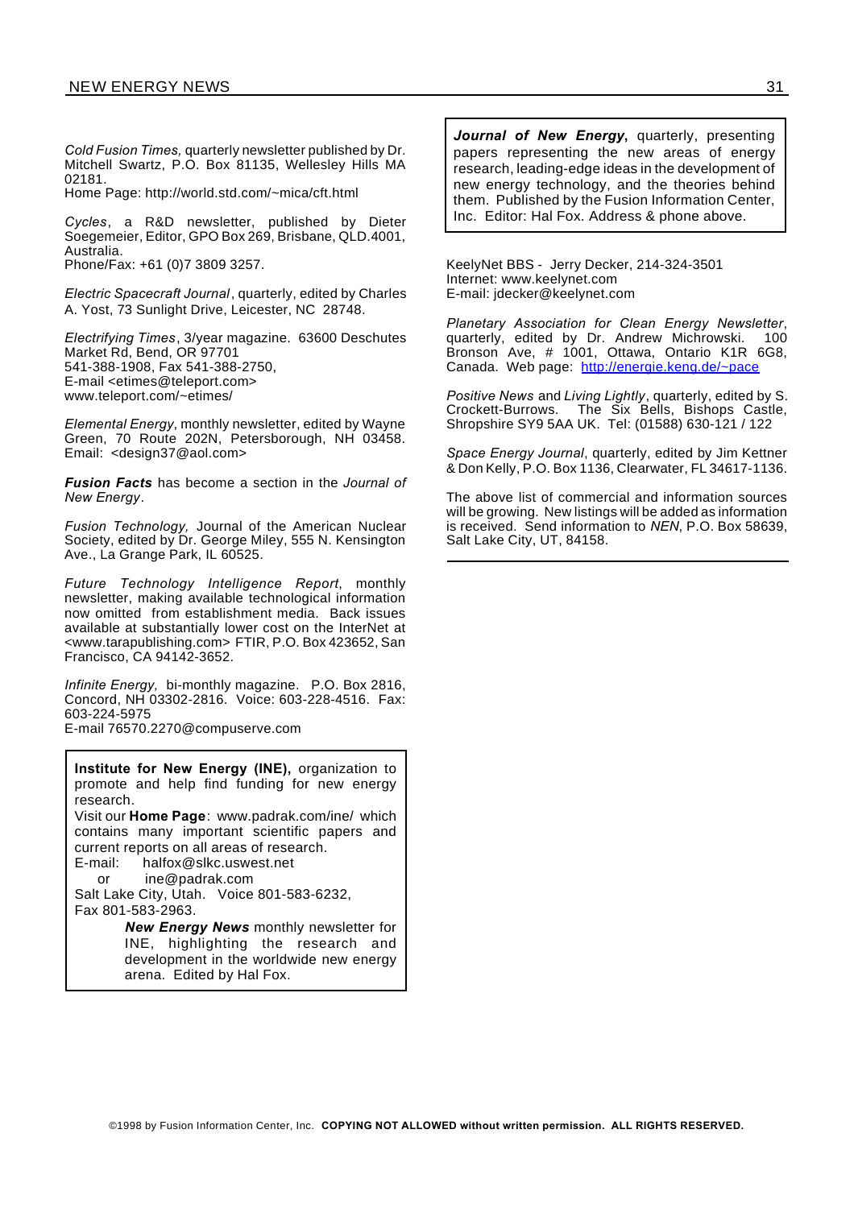*Cold Fusion Times,* quarterly newsletter published by Dr. Mitchell Swartz, P.O. Box 81135, Wellesley Hills MA 02181.
Home Page: http://world.std.com/~mica/cft.html

*Cycles*, a R&D newsletter, published by Dieter Soegemeier, Editor, GPO Box 269, Brisbane, QLD.4001, Australia.
Phone/Fax: +61 (0)7 3809 3257.

*Electric Spacecraft Journal*, quarterly, edited by Charles A. Yost, 73 Sunlight Drive, Leicester, NC 28748.

*Electrifying Times*, 3/year magazine. 63600 Deschutes Market Rd, Bend, OR 97701
541-388-1908, Fax 541-388-2750,
E-mail <etimes@teleport.com>
www.teleport.com/~etimes/

*Elemental Energy*, monthly newsletter, edited by Wayne Green, 70 Route 202N, Petersborough, NH 03458. Email: <design37@aol.com>

***Fusion Facts*** has become a section in the *Journal of New Energy*.

*Fusion Technology,* Journal of the American Nuclear Society, edited by Dr. George Miley, 555 N. Kensington Ave., La Grange Park, IL 60525.

*Future Technology Intelligence Report*, monthly newsletter, making available technological information now omitted from establishment media. Back issues available at substantially lower cost on the InterNet at <www.tarapublishing.com> FTIR, P.O. Box 423652, San Francisco, CA 94142-3652.

*Infinite Energy,* bi-monthly magazine. P.O. Box 2816, Concord, NH 03302-2816. Voice: 603-228-4516. Fax: 603-224-5975
E-mail 76570.2270@compuserve.com

**Institute for New Energy (INE),** organization to promote and help find funding for new energy research.
Visit our **Home Page**: www.padrak.com/ine/ which contains many important scientific papers and current reports on all areas of research.
E-mail: halfox@slkc.uswest.net
or ine@padrak.com
Salt Lake City, Utah. Voice 801-583-6232,
Fax 801-583-2963.

***New Energy News*** monthly newsletter for INE, highlighting the research and development in the worldwide new energy arena. Edited by Hal Fox.

***Journal of New Energy*****,** quarterly, presenting papers representing the new areas of energy research, leading-edge ideas in the development of new energy technology, and the theories behind them. Published by the Fusion Information Center, Inc. Editor: Hal Fox. Address & phone above.

KeelyNet BBS - Jerry Decker, 214-324-3501
Internet: www.keelynet.com
E-mail: jdecker@keelynet.com

*Planetary Association for Clean Energy Newsletter*, quarterly, edited by Dr. Andrew Michrowski. 100 Bronson Ave, # 1001, Ottawa, Ontario K1R 6G8, Canada. Web page: http://energie.keng.de/~pace

*Positive News* and *Living Lightly*, quarterly, edited by S. Crockett-Burrows. The Six Bells, Bishops Castle, Shropshire SY9 5AA UK. Tel: (01588) 630-121 / 122

*Space Energy Journal*, quarterly, edited by Jim Kettner & Don Kelly, P.O. Box 1136, Clearwater, FL 34617-1136.

The above list of commercial and information sources will be growing. New listings will be added as information is received. Send information to *NEN*, P.O. Box 58639, Salt Lake City, UT, 84158.

©1998 by Fusion Information Center, Inc. **COPYING NOT ALLOWED without written permission. ALL RIGHTS RESERVED.**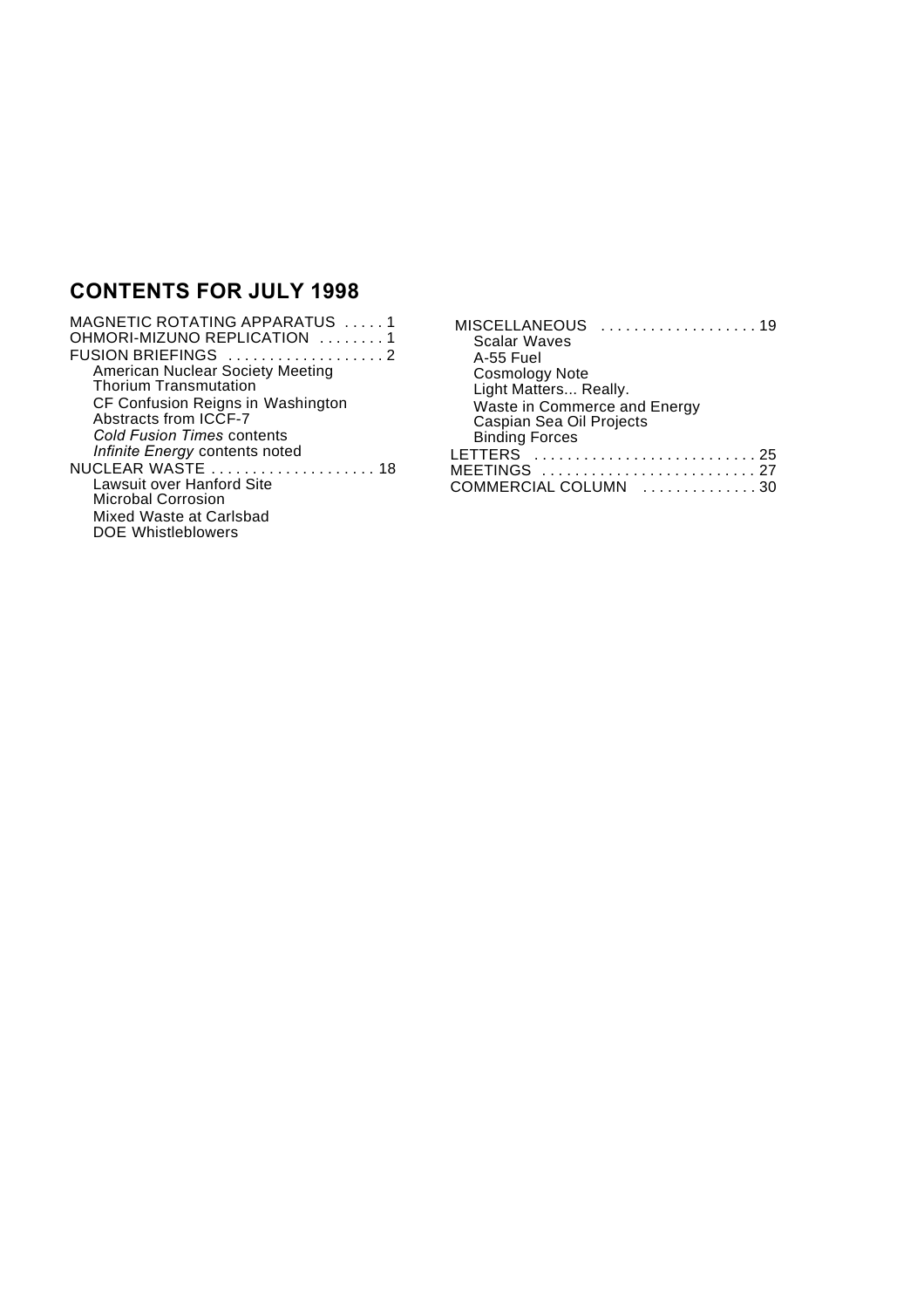## CONTENTS FOR JULY 1998

MAGNETIC ROTATING APPARATUS . . . . . 1
OHMORI-MIZUNO REPLICATION . . . . . . . . 1
FUSION BRIEFINGS . . . . . . . . . . . . . . . . . . . 2
- American Nuclear Society Meeting
- Thorium Transmutation
- CF Confusion Reigns in Washington
- Abstracts from ICCF-7
- *Cold Fusion Times* contents
- *Infinite Energy* contents noted

NUCLEAR WASTE . . . . . . . . . . . . . . . . . . . . 18
- Lawsuit over Hanford Site
- Microbal Corrosion
- Mixed Waste at Carlsbad
- DOE Whistleblowers

MISCELLANEOUS . . . . . . . . . . . . . . . . . . . 19
- Scalar Waves
- A-55 Fuel
- Cosmology Note
- Light Matters... Really.
- Waste in Commerce and Energy
- Caspian Sea Oil Projects
- Binding Forces

LETTERS . . . . . . . . . . . . . . . . . . . . . . . . . . . 25
MEETINGS . . . . . . . . . . . . . . . . . . . . . . . . . . 27
COMMERCIAL COLUMN . . . . . . . . . . . . . . 30